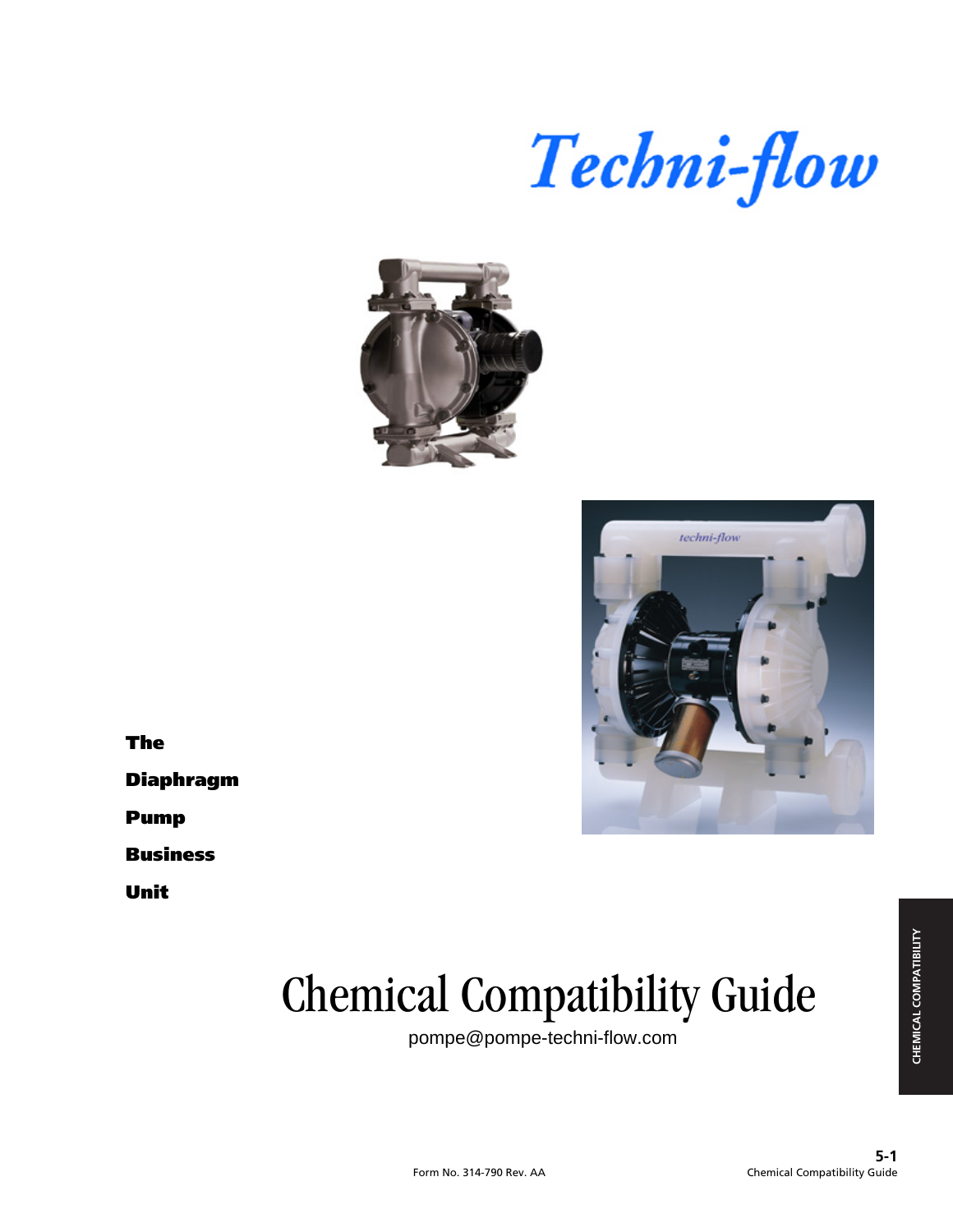# Techni-flow

**The**

**Diaphragm**

**Pump**

**Business**

**Unit**

# Chemical Compatibility Guide

pompe@pompe-techni-flow.com

CHEMICAL COMPATIBILITY

Form No. 314-790 Rev. AA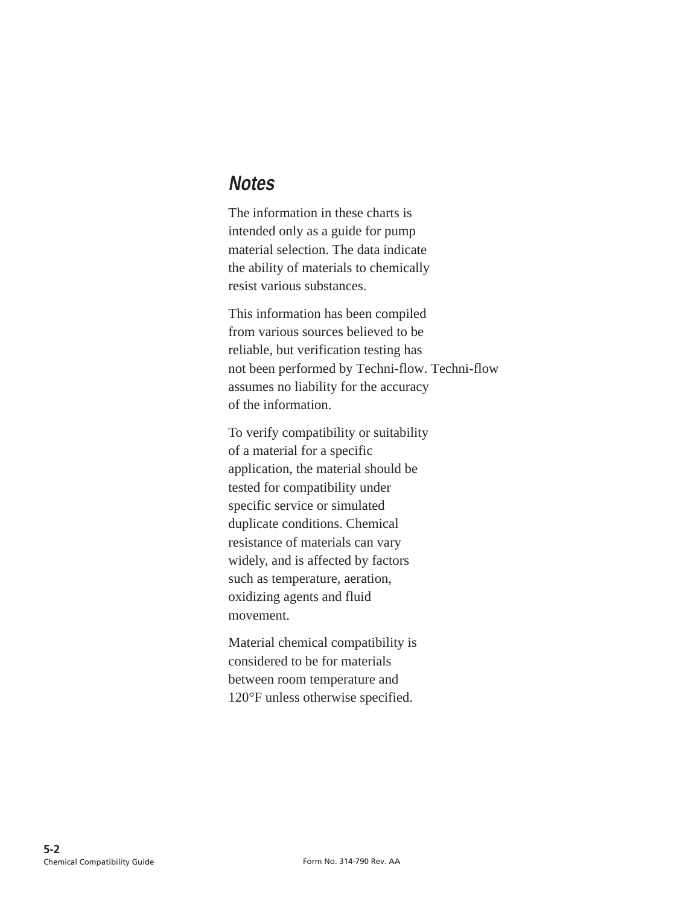## Notes

The information in these charts is intended only as a guide for pump material selection. The data indicate the ability of materials to chemically resist various substances.

This information has been compiled from various sources believed to be reliable, but verification testing has not been performed by Techni-flow. Techni-flow assumes no liability for the accuracy of the information.

To verify compatibility or suitability of a material for a specific application, the material should be tested for compatibility under specific service or simulated duplicate conditions. Chemical resistance of materials can vary widely, and is affected by factors such as temperature, aeration, oxidizing agents and fluid movement.

Material chemical compatibility is considered to be for materials between room temperature and 120°F unless otherwise specified.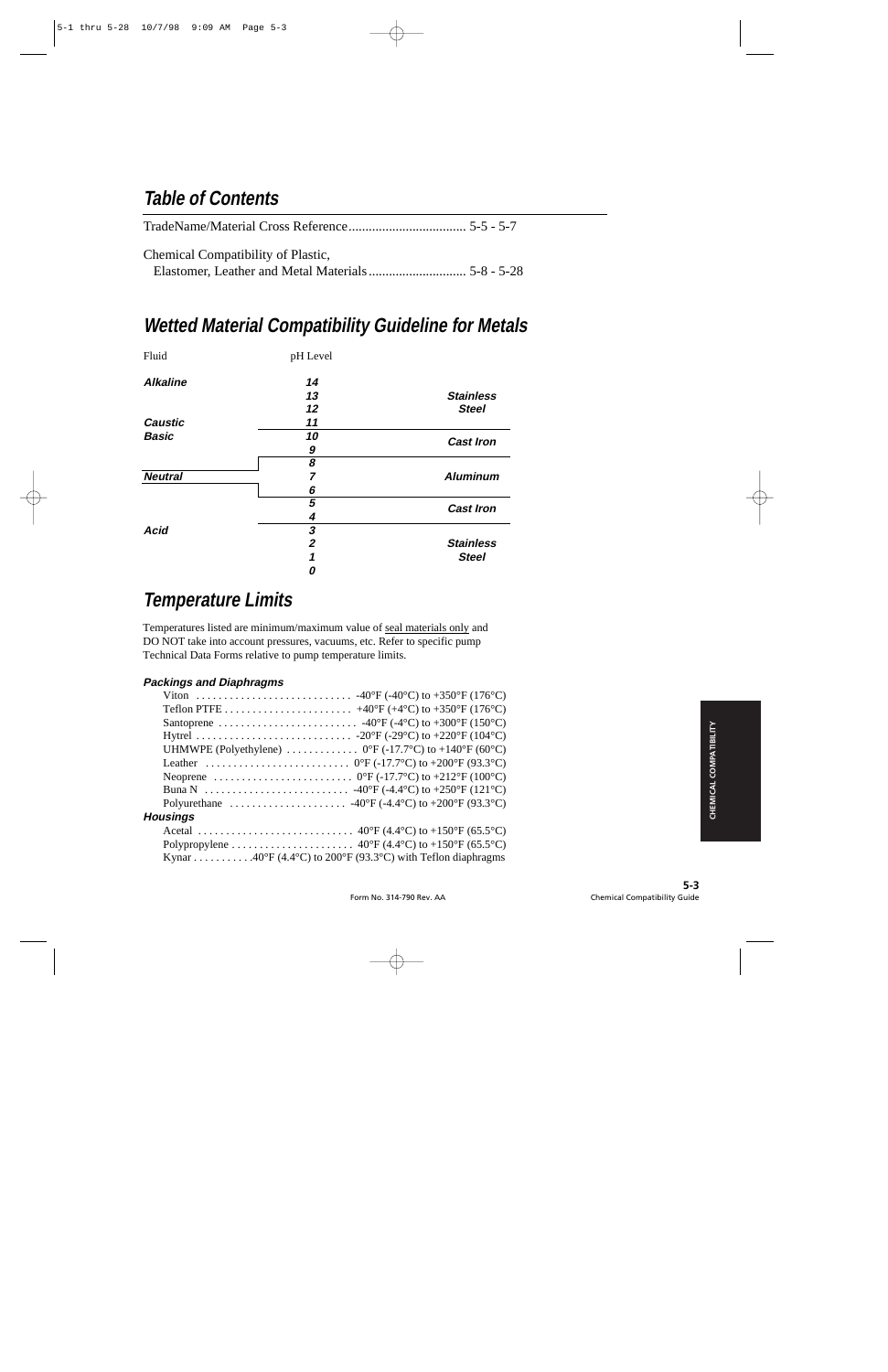## Table of Contents

TradeName/Material Cross Reference .................................. 5-5 - 5-7

Chemical Compatibility of Plastic,
Elastomer, Leather and Metal Materials ............................ 5-8 - 5-28

## Wetted Material Compatibility Guideline for Metals

| Fluid | pH Level | |
|---|---|---|
| **Alkaline** | 14 | |
| | 13 | **Stainless Steel** |
| | 12 | |
| **Caustic** | 11 | |
| **Basic** | 10 | **Cast Iron** |
| | 9 | |
| | 8 | |
| **Neutral** | 7 | **Aluminum** |
| | 6 | |
| | 5 | **Cast Iron** |
| | 4 | |
| **Acid** | 3 | |
| | 2 | **Stainless Steel** |
| | 1 | |
| | 0 | |

## Temperature Limits

Temperatures listed are minimum/maximum value of seal materials only and DO NOT take into account pressures, vacuums, etc. Refer to specific pump Technical Data Forms relative to pump temperature limits.

#### Packings and Diaphragms

Viton ............................ -40°F (-40°C) to +350°F (176°C)
Teflon PTFE ....................... +40°F (+4°C) to +350°F (176°C)
Santoprene ......................... -40°F (-4°C) to +300°F (150°C)
Hytrel ............................ -20°F (-29°C) to +220°F (104°C)
UHMWPE (Polyethylene) ............. 0°F (-17.7°C) to +140°F (60°C)
Leather .......................... 0°F (-17.7°C) to +200°F (93.3°C)
Neoprene ......................... 0°F (-17.7°C) to +212°F (100°C)
Buna N .......................... -40°F (-4.4°C) to +250°F (121°C)
Polyurethane ..................... -40°F (-4.4°C) to +200°F (93.3°C)

#### Housings

Acetal ............................ 40°F (4.4°C) to +150°F (65.5°C)
Polypropylene ...................... 40°F (4.4°C) to +150°F (65.5°C)
Kynar ........... 40°F (4.4°C) to 200°F (93.3°C) with Teflon diaphragms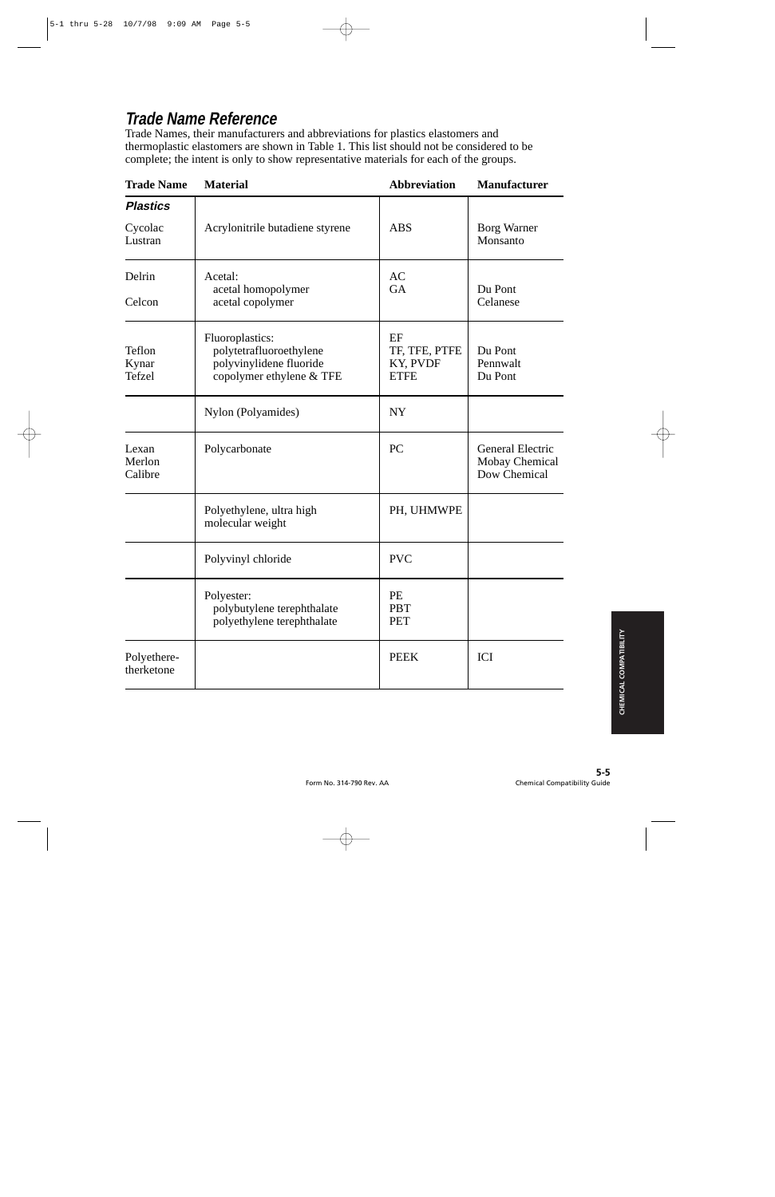## Trade Name Reference

Trade Names, their manufacturers and abbreviations for plastics elastomers and thermoplastic elastomers are shown in Table 1. This list should not be considered to be complete; the intent is only to show representative materials for each of the groups.

| Trade Name | Material | Abbreviation | Manufacturer |
|---|---|---|---|
| ***Plastics*** | | | |
| Cycolac<br>Lustran | Acrylonitrile butadiene styrene | ABS | Borg Warner<br>Monsanto |
| Delrin<br>Celcon | Acetal:<br>acetal homopolymer<br>acetal copolymer | AC<br>GA | Du Pont<br>Celanese |
| Teflon<br>Kynar<br>Tefzel | Fluoroplastics:<br>polytetrafluoroethylene<br>polyvinylidene fluoride<br>copolymer ethylene & TFE | EF<br>TF, TFE, PTFE<br>KY, PVDF<br>ETFE | Du Pont<br>Pennwalt<br>Du Pont |
| | Nylon (Polyamides) | NY | |
| Lexan<br>Merlon<br>Calibre | Polycarbonate | PC | General Electric<br>Mobay Chemical<br>Dow Chemical |
| | Polyethylene, ultra high molecular weight | PH, UHMWPE | |
| | Polyvinyl chloride | PVC | |
| | Polyester:<br>polybutylene terephthalate<br>polyethylene terephthalate | PE<br>PBT<br>PET | |
| Polyethere-therketone | | PEEK | ICI |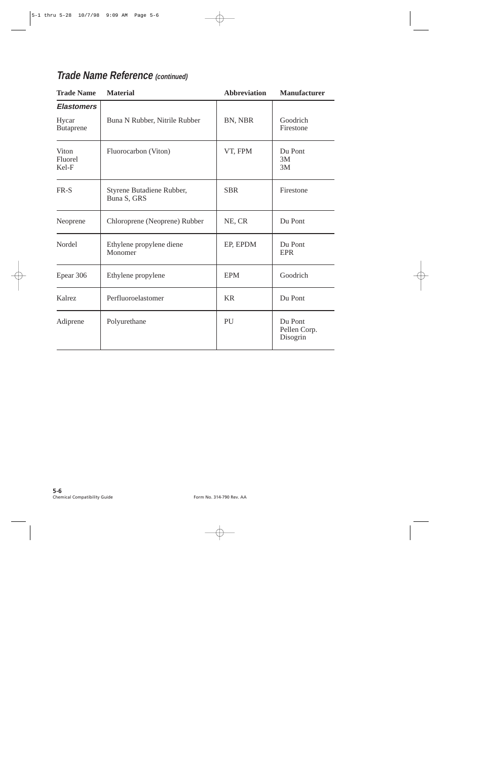## *Trade Name Reference (continued)*

| Trade Name | Material | Abbreviation | Manufacturer |
|---|---|---|---|
| ***Elastomers*** | | | |
| Hycar<br>Butaprene | Buna N Rubber, Nitrile Rubber | BN, NBR | Goodrich<br>Firestone |
| Viton<br>Fluorel<br>Kel-F | Fluorocarbon (Viton) | VT, FPM | Du Pont<br>3M<br>3M |
| FR-S | Styrene Butadiene Rubber, Buna S, GRS | SBR | Firestone |
| Neoprene | Chloroprene (Neoprene) Rubber | NE, CR | Du Pont |
| Nordel | Ethylene propylene diene Monomer | EP, EPDM | Du Pont<br>EPR |
| Epear 306 | Ethylene propylene | EPM | Goodrich |
| Kalrez | Perfluoroelastomer | KR | Du Pont |
| Adiprene | Polyurethane | PU | Du Pont<br>Pellen Corp.<br>Disogrin |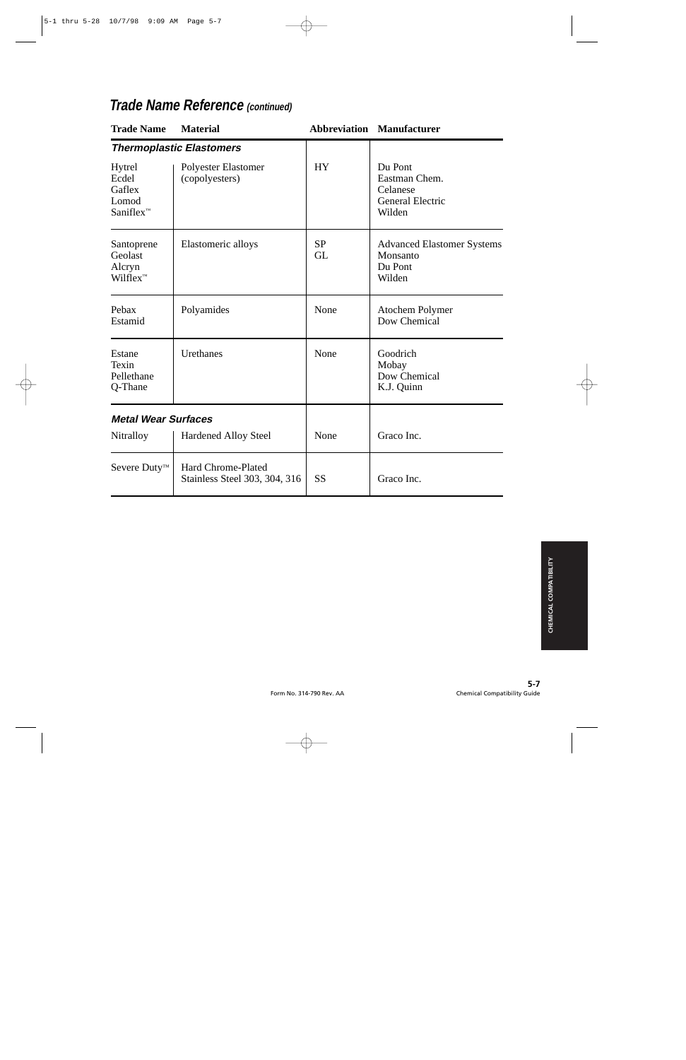## *Trade Name Reference (continued)*

| Trade Name | Material | Abbreviation | Manufacturer |
|---|---|---|---|
| ***Thermoplastic Elastomers*** | | | |
| Hytrel<br>Ecdel<br>Gaflex<br>Lomod<br>Saniflex™ | Polyester Elastomer (copolyesters) | HY | Du Pont<br>Eastman Chem.<br>Celanese<br>General Electric<br>Wilden |
| Santoprene<br>Geolast<br>Alcryn<br>Wilflex™ | Elastomeric alloys | SP<br>GL | Advanced Elastomer Systems<br>Monsanto<br>Du Pont<br>Wilden |
| Pebax<br>Estamid | Polyamides | None | Atochem Polymer<br>Dow Chemical |
| Estane<br>Texin<br>Pellethane<br>Q-Thane | Urethanes | None | Goodrich<br>Mobay<br>Dow Chemical<br>K.J. Quinn |
| ***Metal Wear Surfaces*** | | | |
| Nitralloy | Hardened Alloy Steel | None | Graco Inc. |
| Severe Duty™ | Hard Chrome-Plated Stainless Steel 303, 304, 316 | SS | Graco Inc. |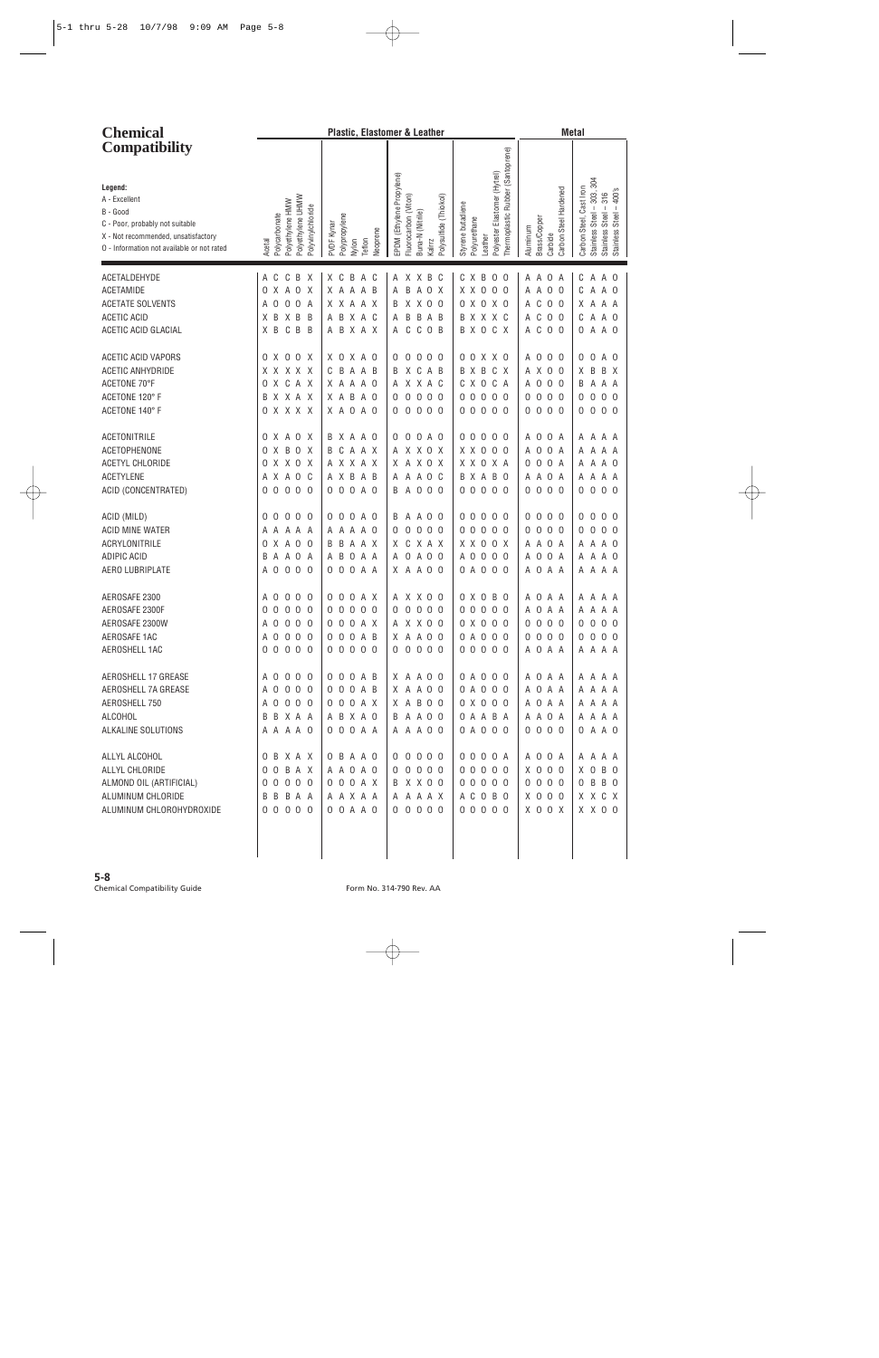# Chemical Compatibility

**Legend:**
- A - Excellent
- B - Good
- C - Poor, probably not suitable
- X - Not recommended, unsatisfactory
- O - Information not available or not rated

| | Plastic, Elastomer & Leather | | | | | | | | | | | | | | | | | | | | Metal | | | | | | | |
|---|---|---|---|---|---|---|---|---|---|---|---|---|---|---|---|---|---|---|---|---|---|---|---|---|---|---|---|---|
| | Acetal | Polycarbonate | Polyethylene HMW | Polyethylene UHMW | Polyvinylchloride | PVDF Kynar | Polypropylene | Nylon | Teflon | Neoprene | EPDM (Ethylene Propylene) | Fluorocarbon (Viton) | Buna-N (Nitrile) | Kalrez | Polysulfide (Thiokol) | Styrene butadiene | Polyurethane | Leather | Polyester Elastomer (Hytrel) | Thermoplastic Rubber (Santoprene) | Aluminum | Brass/Copper | Carbide | Carbon Steel Hardened | Carbon Steel, Cast Iron | Stainless Steel – 303, 304 | Stainless Steel – 316 | Stainless Steel – 400's |
| ACETALDEHYDE | A | C | C | B | X | X | C | B | A | C | A | X | X | B | C | C | X | B | O | O | A | A | O | A | C | A | A | O |
| ACETAMIDE | O | X | A | O | X | X | A | A | A | B | A | B | A | O | X | X | X | O | O | O | A | A | O | O | C | A | A | O |
| ACETATE SOLVENTS | A | O | O | O | A | X | X | A | A | X | B | X | X | O | O | O | X | O | X | O | A | C | O | O | X | A | A | A |
| ACETIC ACID | X | B | X | B | B | A | B | X | A | C | A | B | B | A | B | B | X | X | X | C | A | C | O | O | C | A | A | O |
| ACETIC ACID GLACIAL | X | B | C | B | B | A | B | X | A | X | A | C | C | O | B | B | X | O | C | X | A | C | O | O | O | A | A | O |
| ACETIC ACID VAPORS | O | X | O | O | X | X | O | X | A | O | O | O | O | O | O | O | O | X | X | O | A | O | O | O | O | O | A | O |
| ACETIC ANHYDRIDE | X | X | X | X | X | C | B | A | A | B | B | X | C | A | B | B | X | B | C | X | A | X | O | O | X | B | B | X |
| ACETONE 70°F | O | X | C | A | X | X | A | A | A | O | A | X | X | A | C | C | X | O | C | A | A | O | O | O | B | A | A | A |
| ACETONE 120° F | B | X | X | A | X | X | A | B | A | O | O | O | O | O | O | O | O | O | O | O | O | O | O | O | O | O | O | O |
| ACETONE 140° F | O | X | X | X | X | X | A | O | A | O | O | O | O | O | O | O | O | O | O | O | O | O | O | O | O | O | O | O |
| ACETONITRILE | O | X | A | O | X | B | X | A | A | O | O | O | O | A | O | O | O | O | O | O | A | O | O | A | A | A | A | A |
| ACETOPHENONE | O | X | B | O | X | B | C | A | A | X | A | X | X | O | X | X | X | O | O | O | A | O | O | A | A | A | A | A |
| ACETYL CHLORIDE | O | X | X | O | X | A | X | A | A | X | X | A | X | O | X | X | X | O | X | A | O | O | O | A | A | A | A | O |
| ACETYLENE | A | X | A | O | C | A | X | B | A | B | A | A | A | O | C | B | X | A | B | O | A | A | O | A | A | A | A | A |
| ACID (CONCENTRATED) | O | O | O | O | O | O | O | O | A | O | B | A | O | O | O | O | O | O | O | O | O | O | O | O | O | O | O | O |
| ACID (MILD) | O | O | O | O | O | O | O | O | A | O | B | A | A | O | O | O | O | O | O | O | O | O | O | O | O | O | O | O |
| ACID MINE WATER | A | A | A | A | A | A | A | A | A | O | O | O | O | O | O | O | O | O | O | O | O | O | O | O | O | O | O | O |
| ACRYLONITRILE | O | X | A | O | O | B | B | A | A | X | X | C | X | A | X | X | X | O | O | X | A | A | O | A | A | A | A | O |
| ADIPIC ACID | B | A | A | O | A | A | B | O | A | A | A | O | A | O | O | A | O | O | O | O | A | O | O | A | A | A | A | O |
| AERO LUBRIPLATE | A | O | O | O | O | O | O | O | A | A | X | A | A | O | O | O | A | O | O | O | A | O | A | A | A | A | A | A |
| AEROSAFE 2300 | A | O | O | O | O | O | O | O | A | X | A | X | X | O | O | O | X | O | B | O | A | O | A | A | A | A | A | A |
| AEROSAFE 2300F | O | O | O | O | O | O | O | O | O | O | O | O | O | O | O | O | O | O | O | O | A | O | A | A | A | A | A | A |
| AEROSAFE 2300W | A | O | O | O | O | O | O | O | A | X | A | X | X | O | O | O | X | O | O | O | O | O | O | O | O | O | O | O |
| AEROSAFE 1AC | A | O | O | O | O | O | O | O | A | B | X | A | A | O | O | O | A | O | O | O | O | O | O | O | O | O | O | O |
| AEROSHELL 1AC | O | O | O | O | O | O | O | O | O | O | O | O | O | O | O | O | O | O | O | O | A | O | A | A | A | A | A | A |
| AEROSHELL 17 GREASE | A | O | O | O | O | O | O | O | A | B | X | A | A | O | O | O | A | O | O | O | A | O | A | A | A | A | A | A |
| AEROSHELL 7A GREASE | A | O | O | O | O | O | O | O | A | B | X | A | A | O | O | O | A | O | O | O | A | O | A | A | A | A | A | A |
| AEROSHELL 750 | A | O | O | O | O | O | O | O | A | X | X | A | B | O | O | O | X | O | O | O | A | O | A | A | A | A | A | A |
| ALCOHOL | B | B | X | A | A | A | B | X | A | O | B | A | A | O | O | O | A | A | B | A | A | A | O | A | A | A | A | A |
| ALKALINE SOLUTIONS | A | A | A | A | O | O | O | O | A | A | A | A | A | O | O | O | A | O | O | O | O | O | O | O | O | A | A | O |
| ALLYL ALCOHOL | O | B | X | A | X | O | B | A | A | O | O | O | O | O | O | O | O | O | O | A | A | O | O | A | A | A | A | A |
| ALLYL CHLORIDE | O | O | B | A | X | A | A | O | A | O | O | O | O | O | O | O | O | O | O | O | X | O | O | O | X | O | B | O |
| ALMOND OIL (ARTIFICIAL) | O | O | O | O | O | O | O | O | A | X | B | X | X | O | O | O | O | O | O | O | O | O | O | O | O | B | B | O |
| ALUMINUM CHLORIDE | B | B | B | A | A | A | A | X | A | A | A | A | A | A | X | A | C | O | B | O | X | O | O | O | X | X | C | X |
| ALUMINUM CHLOROHYDROXIDE | O | O | O | O | O | O | O | A | A | O | O | O | O | O | O | O | O | O | O | O | X | O | O | X | X | X | O | O |

Chemical Compatibility Guide

Form No. 314-790 Rev. AA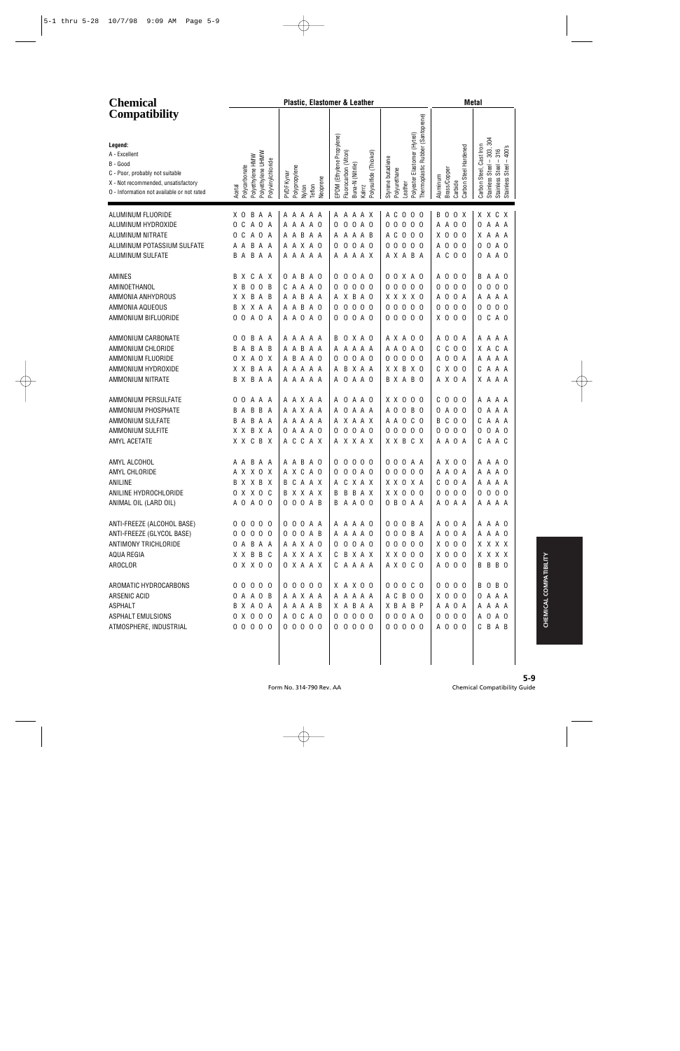# Chemical Compatibility

**Legend:**
A - Excellent
B - Good
C - Poor, probably not suitable
X - Not recommended, unsatisfactory
0 - Information not available or not rated

| Chemical | Acetal | Polycarbonate | Polyethylene HMW | Polyethylene UHMW | Polyvinylchloride | PVDF Kynar | Polypropylene | Nylon | Teflon | Neoprene | EPDM (Ethylene Propylene) | Fluorocarbon (Viton) | Buna-N (Nitrile) | Kalrez | Polysulfide (Thiokol) | Styrene butadiene | Polyurethane | Leather | Polyester Elastomer (Hytrel) | Thermoplastic Rubber (Santoprene) | Aluminum | Brass/Copper | Carbide | Carbon Steel Hardened | Carbon Steel, Cast Iron | Stainless Steel – 303, 304 | Stainless Steel – 316 | Stainless Steel – 400's |
|---|---|---|---|---|---|---|---|---|---|---|---|---|---|---|---|---|---|---|---|---|---|---|---|---|---|---|---|---|
| ALUMINUM FLUORIDE | X | 0 | B | A | A | A | A | A | A | A | A | A | A | A | X | A | C | 0 | 0 | 0 | B | 0 | 0 | X | X | X | C | X |
| ALUMINUM HYDROXIDE | 0 | C | A | 0 | A | A | A | A | A | 0 | 0 | 0 | 0 | A | 0 | 0 | 0 | 0 | 0 | 0 | A | A | 0 | 0 | 0 | A | A | A |
| ALUMINUM NITRATE | 0 | C | A | 0 | A | A | A | B | A | A | A | A | A | A | B | A | C | 0 | 0 | 0 | X | 0 | 0 | 0 | X | A | A | A |
| ALUMINUM POTASSIUM SULFATE | A | A | B | A | A | A | A | X | A | 0 | 0 | 0 | 0 | A | 0 | 0 | 0 | 0 | 0 | 0 | A | 0 | 0 | 0 | 0 | 0 | A | 0 |
| ALUMINUM SULFATE | B | A | B | A | A | A | A | A | A | A | A | A | A | A | X | A | X | A | B | A | A | C | 0 | 0 | 0 | A | A | 0 |
| AMINES | B | X | C | A | X | 0 | A | B | A | 0 | 0 | 0 | 0 | A | 0 | 0 | 0 | X | A | 0 | A | 0 | 0 | 0 | B | A | A | 0 |
| AMINOETHANOL | X | B | 0 | 0 | B | C | A | A | A | 0 | 0 | 0 | 0 | 0 | 0 | 0 | 0 | 0 | 0 | 0 | 0 | 0 | 0 | 0 | 0 | 0 | 0 | 0 |
| AMMONIA ANHYDROUS | X | X | B | A | B | A | A | B | A | A | A | X | B | A | 0 | X | X | X | X | 0 | A | 0 | 0 | A | A | A | A | A |
| AMMONIA AQUEOUS | B | X | X | A | A | A | A | B | A | 0 | 0 | 0 | 0 | 0 | 0 | 0 | 0 | 0 | 0 | 0 | 0 | 0 | 0 | 0 | 0 | 0 | 0 | 0 |
| AMMONIUM BIFLUORIDE | 0 | 0 | A | 0 | A | A | A | 0 | A | 0 | 0 | 0 | 0 | A | 0 | 0 | 0 | 0 | 0 | 0 | X | 0 | 0 | 0 | 0 | C | A | 0 |
| AMMONIUM CARBONATE | 0 | 0 | B | A | A | A | A | A | A | A | B | 0 | X | A | 0 | A | X | A | 0 | 0 | A | 0 | 0 | A | A | A | A | A |
| AMMONIUM CHLORIDE | B | A | B | A | B | A | A | B | A | A | A | A | A | A | A | A | A | 0 | A | 0 | C | C | 0 | 0 | X | A | C | A |
| AMMONIUM FLUORIDE | 0 | X | A | 0 | X | A | B | A | A | 0 | 0 | 0 | 0 | A | 0 | 0 | 0 | 0 | 0 | 0 | A | 0 | 0 | A | A | A | A | A |
| AMMONIUM HYDROXIDE | X | X | B | A | A | A | A | A | A | A | A | B | X | A | A | X | X | B | X | 0 | C | X | 0 | 0 | C | A | A | A |
| AMMONIUM NITRATE | B | X | B | A | A | A | A | A | A | A | A | 0 | A | A | 0 | B | X | A | B | 0 | A | X | 0 | A | X | A | A | A |
| AMMONIUM PERSULFATE | 0 | 0 | A | A | A | A | A | X | A | A | A | 0 | A | A | 0 | X | X | 0 | 0 | 0 | C | 0 | 0 | 0 | A | A | A | A |
| AMMONIUM PHOSPHATE | B | A | B | B | A | A | A | X | A | A | A | 0 | A | A | A | A | 0 | 0 | B | 0 | 0 | A | 0 | 0 | 0 | A | A | A |
| AMMONIUM SULFATE | B | A | B | A | A | A | A | A | A | A | A | X | A | A | X | A | A | 0 | C | 0 | B | C | 0 | 0 | C | A | A | A |
| AMMONIUM SULFITE | X | X | B | X | A | 0 | A | A | A | 0 | 0 | 0 | 0 | A | 0 | 0 | 0 | 0 | 0 | 0 | 0 | 0 | 0 | 0 | 0 | 0 | A | 0 |
| AMYL ACETATE | X | X | C | B | X | A | C | C | A | X | A | X | X | A | X | X | X | B | C | X | A | A | 0 | A | C | A | A | C |
| AMYL ALCOHOL | A | A | B | A | A | A | A | B | A | 0 | 0 | 0 | 0 | 0 | 0 | 0 | 0 | 0 | A | A | A | X | 0 | 0 | A | A | A | 0 |
| AMYL CHLORIDE | A | X | X | 0 | X | A | X | C | A | 0 | 0 | 0 | 0 | A | 0 | 0 | 0 | 0 | 0 | 0 | A | A | 0 | A | A | A | A | 0 |
| ANILINE | B | X | X | B | X | B | C | A | A | X | A | C | X | A | X | X | X | 0 | X | A | C | 0 | 0 | A | A | A | A | A |
| ANILINE HYDROCHLORIDE | 0 | X | X | 0 | C | B | X | X | A | X | B | B | B | A | X | X | X | 0 | 0 | 0 | 0 | 0 | 0 | 0 | 0 | 0 | 0 | 0 |
| ANIMAL OIL (LARD OIL) | A | 0 | A | 0 | 0 | 0 | 0 | 0 | A | B | B | A | A | 0 | 0 | 0 | B | 0 | A | A | A | 0 | A | A | A | A | A | A |
| ANTI-FREEZE (ALCOHOL BASE) | 0 | 0 | 0 | 0 | 0 | 0 | 0 | 0 | A | A | A | A | A | A | 0 | 0 | 0 | 0 | B | A | A | 0 | 0 | A | A | A | A | 0 |
| ANTI-FREEZE (GLYCOL BASE) | 0 | 0 | 0 | 0 | 0 | 0 | 0 | 0 | A | B | A | A | A | A | 0 | 0 | 0 | 0 | B | A | A | 0 | 0 | A | A | A | A | 0 |
| ANTIMONY TRICHLORIDE | 0 | A | B | A | A | A | A | X | A | 0 | 0 | 0 | 0 | A | 0 | 0 | 0 | 0 | 0 | 0 | X | 0 | 0 | 0 | X | X | X | X |
| AQUA REGIA | X | X | B | B | C | A | X | X | A | X | C | B | X | A | X | X | X | 0 | 0 | 0 | X | 0 | 0 | 0 | X | X | X | X |
| AROCLOR | 0 | X | X | 0 | 0 | 0 | X | A | A | X | C | A | A | A | A | A | X | 0 | C | 0 | A | 0 | 0 | 0 | B | B | B | 0 |
| AROMATIC HYDROCARBONS | 0 | 0 | 0 | 0 | 0 | 0 | 0 | 0 | 0 | 0 | X | A | X | 0 | 0 | 0 | 0 | 0 | C | 0 | 0 | 0 | 0 | 0 | B | 0 | B | 0 |
| ARSENIC ACID | 0 | A | A | 0 | B | A | A | X | A | A | A | A | A | A | A | A | C | B | 0 | 0 | X | 0 | 0 | 0 | 0 | A | A | A |
| ASPHALT | B | X | A | 0 | A | A | A | A | A | B | X | A | B | A | A | X | B | A | B | P | A | A | 0 | A | A | A | A | A |
| ASPHALT EMULSIONS | 0 | X | 0 | 0 | 0 | A | 0 | C | A | 0 | 0 | 0 | 0 | 0 | 0 | 0 | 0 | 0 | A | 0 | 0 | 0 | 0 | 0 | A | 0 | A | 0 |
| ATMOSPHERE, INDUSTRIAL | 0 | 0 | 0 | 0 | 0 | 0 | 0 | 0 | 0 | 0 | 0 | 0 | 0 | 0 | 0 | 0 | 0 | 0 | 0 | 0 | A | 0 | 0 | 0 | C | B | A | B |

Form No. 314-790 Rev. AA

Chemical Compatibility Guide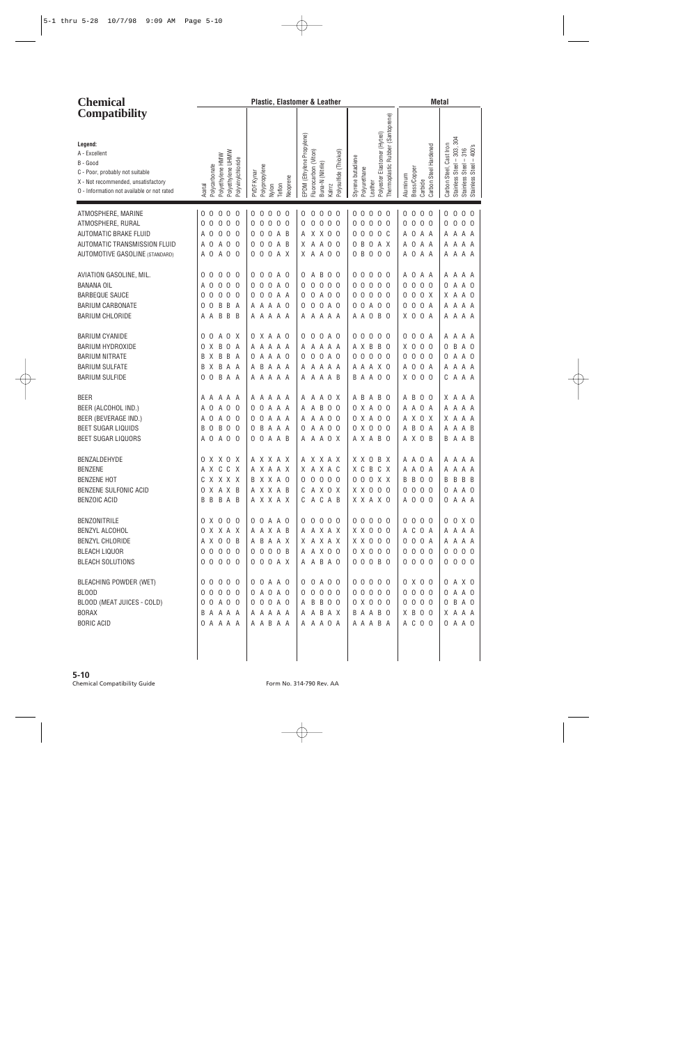# Chemical Compatibility

**Legend:**
- A - Excellent
- B - Good
- C - Poor, probably not suitable
- X - Not recommended, unsatisfactory
- O - Information not available or not rated

| Chemical | Acetal | Polycarbonate | Polyethylene HMW | Polyethylene UHMW | Polyvinylchloride | PVDF Kynar | Polypropylene | Nylon | Teflon | Neoprene | EPDM (Ethylene Propylene) | Fluorocarbon (Viton) | Buna-N (Nitrile) | Kalrez | Polysulfide (Thiokol) | Styrene butadiene | Polyurethane | Leather | Polyester Elastomer (Hytrel) | Thermoplastic Rubber (Santoprene) | Aluminum | Brass/Copper | Carbide | Carbon Steel Hardened | Carbon Steel, Cast Iron | Stainless Steel – 303, 304 | Stainless Steel – 316 | Stainless Steel – 400's |
|---|---|---|---|---|---|---|---|---|---|---|---|---|---|---|---|---|---|---|---|---|---|---|---|---|---|---|---|---|
| | **Plastic, Elastomer & Leather** | | | | | | | | | | | | | | | | | | | | **Metal** | | | | | | | |
| ATMOSPHERE, MARINE | O | O | O | O | O | O | O | O | O | O | O | O | O | O | O | O | O | O | O | O | O | O | O | O | O | O | O | O |
| ATMOSPHERE, RURAL | O | O | O | O | O | O | O | O | O | O | O | O | O | O | O | O | O | O | O | O | O | O | O | O | O | O | O | O |
| AUTOMATIC BRAKE FLUID | A | O | O | O | O | O | O | O | A | B | A | X | X | O | O | O | O | O | O | C | A | O | A | A | A | A | A | A |
| AUTOMATIC TRANSMISSION FLUID | A | O | A | O | O | O | O | O | A | B | X | A | A | O | O | O | B | O | A | X | A | O | A | A | A | A | A | A |
| AUTOMOTIVE GASOLINE (STANDARD) | A | O | A | O | O | O | O | O | A | X | X | A | A | O | O | O | B | O | O | O | A | O | A | A | A | A | A | A |
| AVIATION GASOLINE, MIL. | O | O | O | O | O | O | O | O | A | O | O | A | B | O | O | O | O | O | O | O | A | O | A | A | A | A | A | A |
| BANANA OIL | A | O | O | O | O | O | O | O | A | O | O | O | O | O | O | O | O | O | O | O | O | O | O | O | O | A | A | O |
| BARBEQUE SAUCE | O | O | O | O | O | O | O | O | A | A | O | O | A | O | O | O | O | O | O | O | O | O | O | X | X | A | A | O |
| BARIUM CARBONATE | O | O | B | B | A | A | A | A | A | O | O | O | O | A | O | O | O | A | O | O | O | O | O | A | A | A | A | A |
| BARIUM CHLORIDE | A | A | B | B | B | A | A | A | A | A | A | A | A | A | A | A | A | O | B | O | X | O | O | A | A | A | A | A |
| BARIUM CYANIDE | O | O | A | O | X | O | X | A | A | O | O | O | O | A | O | O | O | O | O | O | O | O | O | A | A | A | A | A |
| BARIUM HYDROXIDE | O | X | B | O | A | A | A | A | A | A | A | A | A | A | A | A | X | B | B | O | X | O | O | O | O | B | A | O |
| BARIUM NITRATE | B | X | B | B | A | O | A | A | A | O | O | O | O | A | O | O | O | O | O | O | O | O | O | O | O | A | A | O |
| BARIUM SULFATE | B | X | B | A | A | A | B | A | A | A | A | A | A | A | A | A | A | A | X | O | A | O | O | A | A | A | A | A |
| BARIUM SULFIDE | O | O | B | A | A | A | A | A | A | A | A | A | A | A | B | B | A | A | O | O | X | O | O | O | C | A | A | A |
| BEER | A | A | A | A | A | A | A | A | A | A | A | A | A | O | X | A | B | A | B | O | A | B | O | O | X | A | A | A |
| BEER (ALCOHOL IND.) | A | O | A | O | O | O | O | A | A | A | A | A | B | O | O | O | X | A | O | O | A | A | O | A | A | A | A | A |
| BEER (BEVERAGE IND.) | A | O | A | O | O | O | O | A | A | A | A | A | A | O | O | O | X | A | O | O | A | X | O | X | X | A | A | A |
| BEET SUGAR LIQUIDS | B | O | B | O | O | O | B | A | A | A | O | A | A | O | O | O | X | O | O | O | A | B | O | A | A | A | A | B |
| BEET SUGAR LIQUORS | A | O | A | O | O | O | O | A | A | B | A | A | A | O | X | A | X | A | B | O | A | X | O | B | B | A | A | B |
| BENZALDEHYDE | O | X | X | O | X | A | X | A | A | X | A | X | X | A | X | X | X | O | B | X | A | A | O | A | A | A | A | A |
| BENZENE | A | X | C | C | X | A | X | A | A | X | X | A | X | A | C | X | C | B | C | X | A | A | O | A | A | A | A | A |
| BENZENE HOT | C | X | X | X | X | B | X | X | A | O | O | O | O | O | O | O | O | O | X | X | B | B | O | O | B | B | B | B |
| BENZENE SULFONIC ACID | O | X | A | X | B | A | X | X | A | B | C | A | X | O | X | X | X | O | O | O | O | O | O | O | O | A | A | O |
| BENZOIC ACID | B | B | B | A | B | A | X | X | A | X | C | A | C | A | B | X | X | A | X | O | A | O | O | O | O | A | A | A |
| BENZONITRILE | O | X | O | O | O | O | O | A | A | O | O | O | O | O | O | O | O | O | O | O | O | O | O | O | O | O | X | O |
| BENZYL ALCOHOL | O | X | X | A | X | A | A | X | A | B | A | A | X | A | X | X | X | O | O | O | A | C | O | A | A | A | A | A |
| BENZYL CHLORIDE | A | X | O | O | B | A | B | A | A | X | X | A | X | A | X | X | X | O | O | O | O | O | O | A | A | A | A | A |
| BLEACH LIQUOR | O | O | O | O | O | O | O | O | O | B | A | A | X | O | O | O | X | O | O | O | O | O | O | O | O | O | O | O |
| BLEACH SOLUTIONS | O | O | O | O | O | O | O | O | A | X | A | A | B | A | O | O | O | O | B | O | O | O | O | O | O | O | O | O |
| BLEACHING POWDER (WET) | O | O | O | O | O | O | O | A | A | O | O | O | A | O | O | O | O | O | O | O | O | X | O | O | O | A | X | O |
| BLOOD | O | O | O | O | O | O | A | O | A | O | O | O | O | O | O | O | O | O | O | O | O | O | O | O | O | A | A | O |
| BLOOD (MEAT JUICES - COLD) | O | O | A | O | O | O | O | O | A | O | A | B | B | O | O | O | X | O | O | O | O | O | O | O | O | B | A | O |
| BORAX | B | A | A | A | A | A | A | A | A | A | A | A | B | A | X | B | A | A | B | O | X | B | O | O | X | A | A | A |
| BORIC ACID | O | A | A | A | A | A | A | B | A | A | A | A | A | O | A | A | A | A | B | A | A | C | O | O | O | A | A | O |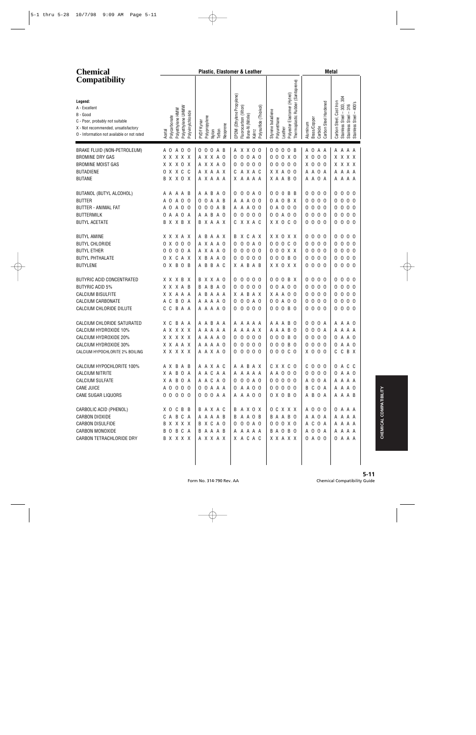# Chemical Compatibility

**Legend:**
A - Excellent
B - Good
C - Poor, probably not suitable
X - Not recommended, unsatisfactory
O - Information not available or not rated

| Chemical | Acetal | Polycarbonate | Polyethylene HMW | Polyethylene UHMW | Polyvinylchloride | PVDF Kynar | Polypropylene | Nylon | Teflon | Neoprene | EPDM (Ethylene Propylene) | Fluorocarbon (Viton) | Buna-N (Nitrile) | Kalrez | Polysulfide (Thiokol) | Styrene butadiene | Polyurethane | Leather | Polyester Elastomer (Hytrel) | Thermoplastic Rubber (Santoprene) | Aluminum | Brass/Copper | Carbide | Carbon Steel Hardened | Carbon Steel, Cast Iron | Stainless Steel – 303, 304 | Stainless Steel – 316 | Stainless Steel – 400's |
|---|---|---|---|---|---|---|---|---|---|---|---|---|---|---|---|---|---|---|---|---|---|---|---|---|---|---|---|---|
| | **Plastic, Elastomer & Leather** | | | | | | | | | | | | | | | | | | | | **Metal** | | | | | | | |
| BRAKE FLUID (NON-PETROLEUM) | A | O | A | O | O | O | O | O | A | B | A | X | X | O | O | O | O | O | O | B | A | O | A | A | A | A | A | A |
| BROMINE DRY GAS | X | X | X | X | X | A | X | X | A | O | O | O | O | A | O | O | O | O | X | O | X | O | O | O | X | X | X | X |
| BROMINE MOIST GAS | X | X | X | O | X | A | X | X | A | O | O | O | O | O | O | O | O | O | O | O | X | O | O | O | X | X | X | X |
| BUTADIENE | O | X | X | C | C | A | X | A | A | X | C | A | X | A | C | X | X | A | O | O | A | A | O | A | A | A | A | A |
| BUTANE | B | X | X | O | X | A | X | A | A | A | X | A | A | A | A | X | A | A | B | O | A | A | O | A | A | A | A | A |
| BUTANOL (BUTYL ALCOHOL) | A | A | A | A | B | A | A | B | A | O | O | O | O | A | O | O | O | O | B | B | O | O | O | O | O | O | O | O |
| BUTTER | A | O | A | O | O | O | O | A | A | B | A | A | A | O | O | O | A | O | B | X | O | O | O | O | O | O | O | O |
| BUTTER - ANIMAL FAT | A | O | A | O | O | O | O | O | A | B | A | A | A | O | O | O | A | O | O | O | O | O | O | O | O | O | O | O |
| BUTTERMILK | O | A | A | O | A | A | A | B | A | O | O | O | O | O | O | O | O | A | O | O | O | O | O | O | O | O | O | O |
| BUTYL ACETATE | B | X | X | B | X | B | X | A | A | X | C | X | X | A | C | X | X | O | C | O | O | O | O | O | O | O | O | O |
| BUTYL AMINE | X | X | X | A | X | A | B | A | A | X | B | X | C | A | X | X | X | O | X | X | O | O | O | O | O | O | O | O |
| BUTYL CHLORIDE | O | X | O | O | O | A | X | A | A | O | O | O | O | A | O | O | O | O | C | O | O | O | O | O | O | O | O | O |
| BUTYL ETHER | O | O | O | O | A | A | X | A | A | O | O | O | O | O | O | O | O | O | X | X | O | O | O | O | O | O | O | O |
| BUTYL PHTHALATE | O | X | C | A | X | X | B | A | A | O | O | O | O | O | O | O | O | O | B | O | O | O | O | O | O | O | O | O |
| BUTYLENE | O | X | B | O | B | A | B | B | A | C | X | A | B | A | B | X | X | O | X | X | O | O | O | O | O | O | O | O |
| BUTYRIC ACID CONCENTRATED | X | X | X | B | X | B | X | A | A | O | O | O | O | O | O | O | O | O | B | X | O | O | O | O | O | O | O | O |
| BUTYRIC ACID 5% | X | X | X | A | B | B | A | B | A | O | O | O | O | O | O | O | O | A | O | O | O | O | O | O | O | O | O | O |
| CALCIUM BISULFITE | X | X | A | A | A | A | B | A | A | A | X | A | B | A | X | X | A | A | O | O | O | O | O | O | O | O | O | O |
| CALCIUM CARBONATE | A | C | B | O | A | A | A | A | A | O | O | O | O | A | O | O | O | A | O | O | O | O | O | O | O | O | O | O |
| CALCIUM CHLORIDE DILUTE | C | C | B | A | A | A | A | A | A | O | O | O | O | O | O | O | O | O | B | O | O | O | O | O | O | O | O | O |
| CALCIUM CHLORIDE SATURATED | X | C | B | A | A | A | A | B | A | A | A | A | A | A | A | A | A | A | B | O | O | O | O | A | A | A | A | O |
| CALCIUM HYDROXIDE 10% | A | X | X | X | X | A | A | A | A | A | A | A | A | A | X | A | A | A | B | O | O | O | O | A | A | A | A | A |
| CALCIUM HYDROXIDE 20% | X | X | X | X | X | A | A | A | A | O | O | O | O | O | O | O | O | O | B | O | O | O | O | O | O | A | A | O |
| CALCIUM HYDROXIDE 30% | X | X | A | A | X | A | A | A | A | O | O | O | O | O | O | O | O | O | B | O | O | O | O | O | O | A | A | O |
| CALCIUM HYPOCHLORITE 2% BOILING | X | X | X | X | X | A | A | X | A | O | O | O | O | O | O | O | O | O | C | O | X | O | O | O | C | C | B | X |
| CALCIUM HYPOCHLORITE 100% | A | X | B | A | B | A | A | X | A | C | A | A | B | A | X | C | X | X | C | O | C | O | O | O | O | A | C | C |
| CALCIUM NITRITE | X | A | B | O | A | A | A | C | A | A | A | A | A | A | A | A | A | O | O | O | O | O | O | O | O | A | A | O |
| CALCIUM SULFATE | X | A | B | O | A | A | A | C | A | O | O | O | O | A | O | O | O | O | O | O | A | O | O | A | A | A | A | A |
| CANE JUICE | A | O | O | O | O | O | O | A | A | A | O | A | A | O | O | O | O | O | O | O | B | C | O | A | A | A | A | O |
| CANE SUGAR LIQUORS | O | O | O | O | O | O | O | O | A | A | A | A | A | O | O | O | X | O | B | O | A | B | O | A | A | A | A | B |
| CARBOLIC ACID (PHENOL) | X | O | C | B | B | B | A | X | A | C | B | A | X | O | X | O | C | X | X | X | A | O | O | O | O | A | A | A |
| CARBON DIOXIDE | C | A | B | C | A | A | A | A | A | B | B | A | A | O | B | B | A | A | B | O | A | A | O | A | A | A | A | A |
| CARBON DISULFIDE | B | X | X | X | X | B | X | C | A | O | O | O | O | A | O | O | O | O | X | O | A | C | O | A | A | A | A | A |
| CARBON MONOXIDE | B | O | B | C | A | B | A | A | A | B | A | A | A | A | A | B | A | O | B | O | A | O | O | A | A | A | A | A |
| CARBON TETRACHLORIDE DRY | B | X | X | X | X | A | X | X | A | X | X | A | C | A | C | X | X | A | X | X | O | A | O | O | O | A | A | A |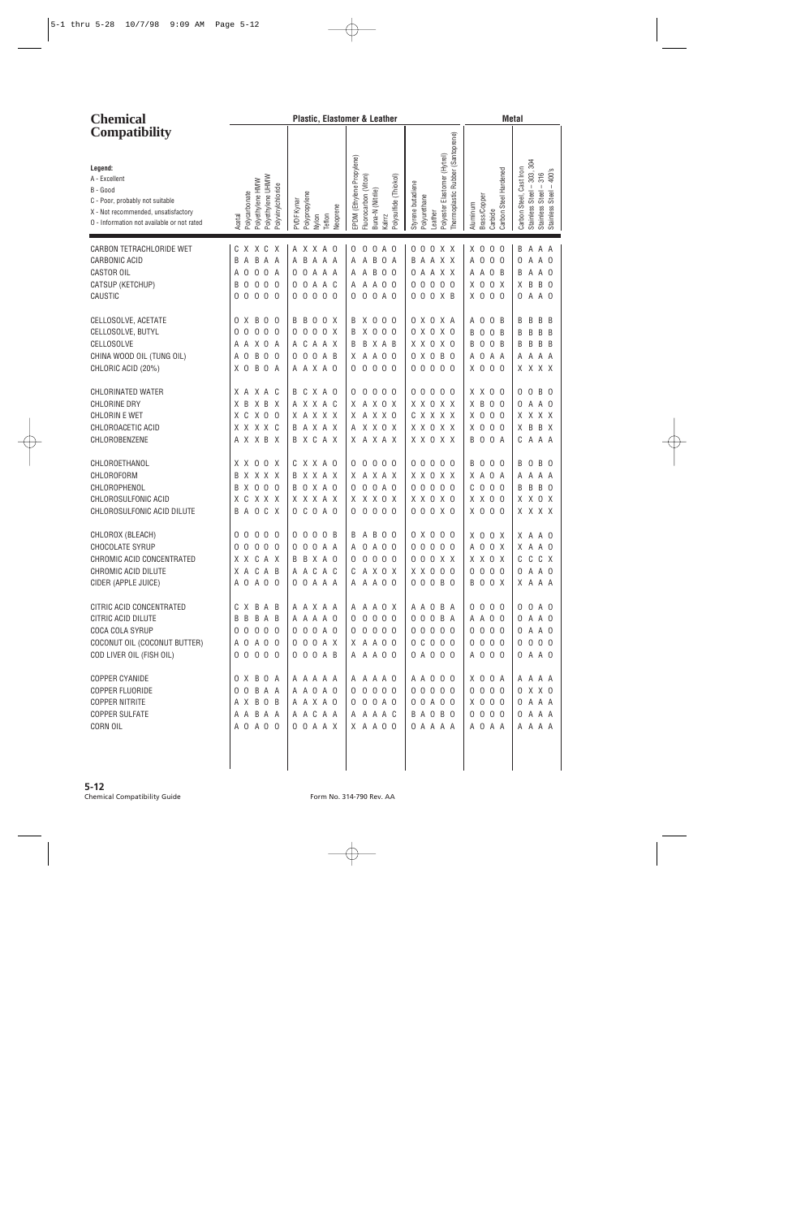# Chemical Compatibility

**Legend:**
- A - Excellent
- B - Good
- C - Poor, probably not suitable
- X - Not recommended, unsatisfactory
- 0 - Information not available or not rated

| Chemical | Plastic, Elastomer & Leather | | | | | | | | | | | | | | | | | | | | | | Metal | | | | | | | |
|---|---|---|---|---|---|---|---|---|---|---|---|---|---|---|---|---|---|---|---|---|---|---|---|---|---|---|---|---|---|---|
| | Acetal | Polycarbonate | Polyethylene HMW | Polyethylene UHMW | Polyvinylchloride | PVDF Kynar | Polypropylene | Nylon | Teflon | Neoprene | EPDM (Ethylene Propylene) | Fluorocarbon (Viton) | Buna-N (Nitrile) | Kalrez | Polysulfide (Thiokol) | Styrene butadiene | Polyurethane | Leather | Polyester Elastomer (Hytrel) | Thermoplastic Rubber (Santoprene) | Aluminum | Brass/Copper | Carbide | Carbon Steel Hardened | Carbon Steel, Cast Iron | Stainless Steel – 303, 304 | Stainless Steel – 316 | Stainless Steel – 400's |
| CARBON TETRACHLORIDE WET | C | X | X | C | X | A | X | X | A | 0 | 0 | 0 | 0 | A | 0 | 0 | 0 | 0 | X | X | X | 0 | 0 | 0 | B | A | A | A |
| CARBONIC ACID | B | A | B | A | A | A | B | A | A | A | A | A | B | 0 | A | B | A | A | X | X | A | 0 | 0 | 0 | 0 | A | A | 0 |
| CASTOR OIL | A | 0 | 0 | 0 | A | 0 | 0 | A | A | A | A | A | B | 0 | 0 | 0 | A | A | X | X | A | A | 0 | B | B | A | A | 0 |
| CATSUP (KETCHUP) | B | 0 | 0 | 0 | 0 | 0 | 0 | A | A | C | A | A | A | 0 | 0 | 0 | 0 | 0 | 0 | 0 | X | 0 | 0 | X | X | B | B | 0 |
| CAUSTIC | 0 | 0 | 0 | 0 | 0 | 0 | 0 | 0 | 0 | 0 | 0 | 0 | 0 | A | 0 | 0 | 0 | 0 | X | B | X | 0 | 0 | 0 | 0 | A | A | 0 |
| CELLOSOLVE, ACETATE | 0 | X | B | 0 | 0 | B | B | 0 | 0 | X | B | X | 0 | 0 | 0 | 0 | X | 0 | X | A | A | 0 | 0 | B | B | B | B | B |
| CELLOSOLVE, BUTYL | 0 | 0 | 0 | 0 | 0 | 0 | 0 | 0 | 0 | X | B | X | 0 | 0 | 0 | 0 | X | 0 | X | 0 | B | 0 | 0 | B | B | B | B | B |
| CELLOSOLVE | A | A | X | 0 | A | A | C | A | A | X | B | B | X | A | B | X | X | 0 | X | 0 | B | 0 | 0 | B | B | B | B | B |
| CHINA WOOD OIL (TUNG OIL) | A | 0 | B | 0 | 0 | 0 | 0 | 0 | A | B | X | A | A | 0 | 0 | 0 | X | 0 | B | 0 | A | 0 | A | A | A | A | A | A |
| CHLORIC ACID (20%) | X | 0 | B | 0 | A | A | A | X | A | 0 | 0 | 0 | 0 | 0 | 0 | 0 | 0 | 0 | 0 | 0 | X | 0 | 0 | 0 | X | X | X | X |
| CHLORINATED WATER | X | A | X | A | C | B | C | X | A | 0 | 0 | 0 | 0 | 0 | 0 | 0 | 0 | 0 | 0 | 0 | X | X | 0 | 0 | 0 | 0 | B | 0 |
| CHLORINE DRY | X | B | X | B | X | A | X | X | A | C | X | A | X | 0 | X | X | X | 0 | X | X | X | B | 0 | 0 | 0 | A | A | 0 |
| CHLORIN E WET | X | C | X | 0 | 0 | X | A | X | X | X | X | A | X | X | 0 | C | X | X | X | X | X | 0 | 0 | 0 | X | X | X | X |
| CHLOROACETIC ACID | X | X | X | X | C | B | A | X | A | X | A | X | X | 0 | X | X | X | 0 | X | X | X | 0 | 0 | 0 | X | B | B | X |
| CHLOROBENZENE | A | X | X | B | X | B | X | C | A | X | X | A | X | A | X | X | X | 0 | X | X | B | 0 | 0 | A | C | A | A | A |
| CHLOROETHANOL | X | X | 0 | 0 | X | C | X | X | A | 0 | 0 | 0 | 0 | 0 | 0 | 0 | 0 | 0 | 0 | 0 | B | 0 | 0 | 0 | B | 0 | B | 0 |
| CHLOROFORM | B | X | X | X | X | B | X | X | A | X | X | A | X | A | X | X | X | 0 | X | X | X | A | 0 | A | A | A | A | A |
| CHLOROPHENOL | B | X | 0 | 0 | 0 | B | 0 | X | A | 0 | 0 | 0 | 0 | A | 0 | 0 | 0 | 0 | 0 | 0 | C | 0 | 0 | 0 | B | B | B | 0 |
| CHLOROSULFONIC ACID | X | C | X | X | X | X | X | X | A | X | X | X | X | 0 | X | X | X | 0 | X | 0 | X | X | 0 | 0 | X | X | 0 | X |
| CHLOROSULFONIC ACID DILUTE | B | A | 0 | C | X | 0 | C | 0 | A | 0 | 0 | 0 | 0 | 0 | 0 | 0 | 0 | 0 | X | 0 | X | 0 | 0 | 0 | X | X | X | X |
| CHLOROX (BLEACH) | 0 | 0 | 0 | 0 | 0 | 0 | 0 | 0 | 0 | B | B | A | B | 0 | 0 | 0 | X | 0 | 0 | 0 | X | 0 | 0 | X | X | A | A | 0 |
| CHOCOLATE SYRUP | 0 | 0 | 0 | 0 | 0 | 0 | 0 | 0 | A | A | A | 0 | A | 0 | 0 | 0 | 0 | 0 | 0 | 0 | A | 0 | 0 | X | X | A | A | 0 |
| CHROMIC ACID CONCENTRATED | X | X | C | A | X | B | B | X | A | 0 | 0 | 0 | 0 | 0 | 0 | 0 | 0 | 0 | X | X | X | X | 0 | X | C | C | C | X |
| CHROMIC ACID DILUTE | X | A | C | A | B | A | A | C | A | C | C | A | X | 0 | X | X | X | 0 | 0 | 0 | 0 | 0 | 0 | 0 | 0 | A | A | 0 |
| CIDER (APPLE JUICE) | A | 0 | A | 0 | 0 | 0 | 0 | A | A | A | A | A | A | 0 | 0 | 0 | 0 | 0 | B | 0 | B | 0 | 0 | X | X | A | A | A |
| CITRIC ACID CONCENTRATED | C | X | B | A | B | A | A | X | A | A | A | A | A | 0 | X | A | A | 0 | B | A | 0 | 0 | 0 | 0 | 0 | 0 | A | 0 |
| CITRIC ACID DILUTE | B | B | B | A | B | A | A | A | A | 0 | 0 | 0 | 0 | 0 | 0 | 0 | 0 | 0 | B | A | A | A | 0 | 0 | 0 | A | A | 0 |
| COCA COLA SYRUP | 0 | 0 | 0 | 0 | 0 | 0 | 0 | 0 | A | 0 | 0 | 0 | 0 | 0 | 0 | 0 | 0 | 0 | 0 | 0 | 0 | 0 | 0 | 0 | 0 | A | A | 0 |
| COCONUT OIL (COCONUT BUTTER) | A | 0 | A | 0 | 0 | 0 | 0 | 0 | A | X | X | A | A | 0 | 0 | 0 | C | 0 | 0 | 0 | 0 | 0 | 0 | 0 | 0 | 0 | 0 | 0 |
| COD LIVER OIL (FISH OIL) | 0 | 0 | 0 | 0 | 0 | 0 | 0 | 0 | A | B | A | A | A | 0 | 0 | 0 | A | 0 | 0 | 0 | A | 0 | 0 | 0 | 0 | A | A | 0 |
| COPPER CYANIDE | 0 | X | B | 0 | A | A | A | A | A | A | A | A | A | A | 0 | A | A | 0 | 0 | 0 | X | 0 | 0 | A | A | A | A | A |
| COPPER FLUORIDE | 0 | 0 | B | A | A | A | A | 0 | A | 0 | 0 | 0 | 0 | 0 | 0 | 0 | 0 | 0 | 0 | 0 | 0 | 0 | 0 | 0 | 0 | X | X | 0 |
| COPPER NITRITE | A | X | B | 0 | B | A | A | X | A | 0 | 0 | 0 | 0 | A | 0 | 0 | 0 | A | 0 | 0 | X | 0 | 0 | 0 | 0 | A | A | A |
| COPPER SULFATE | A | A | B | A | A | A | A | C | A | A | A | A | A | A | C | B | A | 0 | B | 0 | 0 | 0 | 0 | 0 | 0 | A | A | A |
| CORN OIL | A | 0 | A | 0 | 0 | 0 | 0 | A | A | X | X | A | A | 0 | 0 | 0 | A | A | A | A | A | 0 | A | A | A | A | A | A |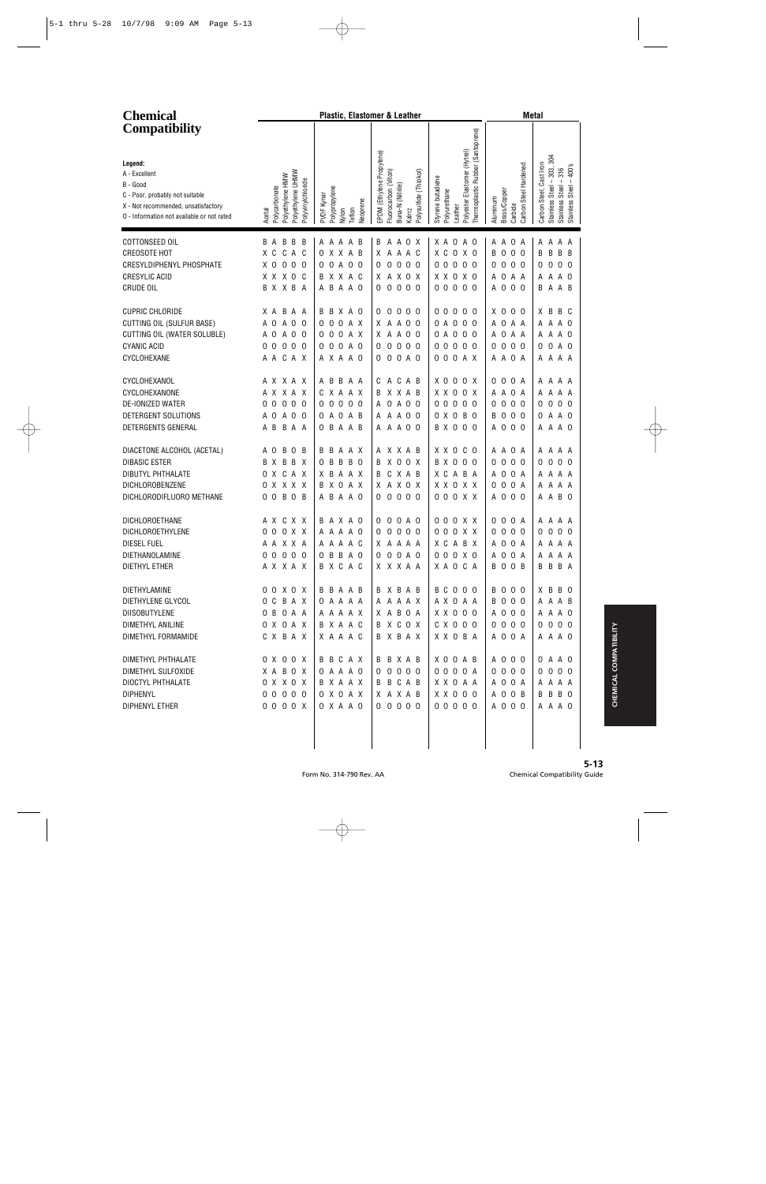# Chemical Compatibility

**Legend:**
A - Excellent
B - Good
C - Poor, probably not suitable
X - Not recommended, unsatisfactory
O - Information not available or not rated

| Chemical | Acetal | Polycarbonate | Polyethylene HMW | Polyethylene UHMW | Polyvinylchloride | PVDF Kynar | Polypropylene | Nylon | Teflon | Neoprene | EPDM (Ethylene Propylene) | Fluorocarbon (Viton) | Buna-N (Nitrile) | Kalrez | Polysulfide (Thiokol) | Styrene butadiene | Polyurethane | Leather | Polyester Elastomer (Hytrel) | Thermoplastic Rubber (Santoprene) | Aluminum | Brass/Copper | Carbide | Carbon Steel Hardened | Carbon Steel, Cast Iron | Stainless Steel – 303, 304 | Stainless Steel – 316 | Stainless Steel – 400's |
|---|---|---|---|---|---|---|---|---|---|---|---|---|---|---|---|---|---|---|---|---|---|---|---|---|---|---|---|---|
| | **Plastic, Elastomer & Leather** | | | | | | | | | | | | | | | | | | | | **Metal** | | | | | | | |
| COTTONSEED OIL | B | A | B | B | B | A | A | A | A | B | B | A | A | O | X | X | A | O | A | O | A | A | O | A | A | A | A | A |
| CREOSOTE HOT | X | C | C | A | C | O | X | X | A | B | X | A | A | A | C | X | C | O | X | O | B | O | O | O | B | B | B | B |
| CRESYLDIPHENYL PHOSPHATE | X | O | O | O | O | O | O | A | O | O | O | O | O | O | O | O | O | O | O | O | O | O | O | O | O | O | O | O |
| CRESYLIC ACID | X | X | X | O | C | B | X | X | A | C | X | A | X | O | X | X | X | O | X | O | A | O | A | A | A | A | A | O |
| CRUDE OIL | B | X | X | B | A | A | B | A | A | O | O | O | O | O | O | O | O | O | O | O | A | O | O | O | B | A | A | B |
| CUPRIC CHLORIDE | X | A | B | A | A | B | B | X | A | O | O | O | O | O | O | O | O | O | O | O | X | O | O | O | X | B | B | C |
| CUTTING OIL (SULFUR BASE) | A | O | A | O | O | O | O | O | A | X | X | A | A | O | O | O | A | O | O | O | A | O | A | A | A | A | A | O |
| CUTTING OIL (WATER SOLUBLE) | A | O | A | O | O | O | O | O | A | X | X | A | A | O | O | O | A | O | O | O | A | O | A | A | A | A | A | O |
| CYANIC ACID | O | O | O | O | O | O | O | A | O | O | O | O | O | O | O | O | O | O | O | O | O | O | O | O | O | O | A | O |
| CYCLOHEXANE | A | A | C | A | X | A | X | A | A | O | O | O | O | A | O | O | O | O | A | X | A | A | O | A | A | A | A | A |
| CYCLOHEXANOL | A | X | X | A | X | A | B | B | A | A | C | A | C | A | B | X | O | O | O | X | O | O | O | A | A | A | A | A |
| CYCLOHEXANONE | A | X | X | A | X | C | X | A | A | X | B | X | X | A | B | X | X | O | O | X | A | A | O | A | A | A | A | A |
| DE-IONIZED WATER | O | O | O | O | O | O | O | O | O | O | A | O | A | O | O | O | O | O | O | O | O | O | O | O | O | O | O | O |
| DETERGENT SOLUTIONS | A | O | A | O | O | O | A | O | A | B | A | A | A | O | O | O | X | O | B | O | B | O | O | O | O | A | A | O |
| DETERGENTS GENERAL | A | B | B | A | A | O | B | A | A | B | A | A | A | O | O | B | X | O | O | O | A | O | O | O | A | A | A | O |
| DIACETONE ALCOHOL (ACETAL) | A | O | B | O | B | B | B | A | A | X | A | X | X | A | B | X | X | O | C | O | A | A | O | A | A | A | A | A |
| DIBASIC ESTER | B | X | B | B | X | O | B | B | B | O | B | X | O | O | X | B | X | O | O | O | O | O | O | O | O | O | O | O |
| DIBUTYL PHTHALATE | O | X | C | A | X | X | B | A | A | X | B | C | X | A | B | X | C | A | B | A | A | O | O | A | A | A | A | A |
| DICHLOROBENZENE | O | X | X | X | X | B | X | O | A | X | X | A | X | O | X | X | X | O | X | X | O | O | O | A | A | A | A | A |
| DICHLORODIFLUORO METHANE | O | O | B | O | B | A | B | A | A | O | O | O | O | O | O | O | O | O | X | X | A | O | O | O | A | A | B | O |
| DICHLOROETHANE | A | X | C | X | X | B | A | X | A | O | O | O | O | A | O | O | O | O | X | X | O | O | O | A | A | A | A | A |
| DICHLOROETHYLENE | O | O | O | X | X | A | A | A | A | O | O | O | O | O | O | O | O | O | X | X | O | O | O | O | O | O | O | O |
| DIESEL FUEL | A | A | X | X | A | A | A | A | A | C | X | A | A | A | A | X | C | A | B | X | A | O | O | A | A | A | A | A |
| DIETHANOLAMINE | O | O | O | O | O | O | B | B | A | O | O | O | O | A | O | O | O | O | X | O | A | O | O | A | A | A | A | A |
| DIETHYL ETHER | A | X | X | A | X | B | X | C | A | C | X | X | X | A | A | X | A | O | C | A | B | O | O | B | B | B | B | A |
| DIETHYLAMINE | O | O | X | O | X | B | B | A | A | B | B | X | B | A | B | B | C | O | O | O | B | O | O | O | X | B | B | O |
| DIETHYLENE GLYCOL | O | C | B | A | X | O | A | A | A | A | A | A | A | A | X | A | X | O | A | A | B | O | O | O | A | A | A | B |
| DIISOBUTYLENE | O | B | O | A | A | A | A | A | A | X | X | A | B | O | A | X | X | O | O | O | A | O | O | O | A | A | A | O |
| DIMETHYL ANILINE | O | X | O | A | X | B | X | A | A | C | B | X | C | O | X | C | X | O | O | O | O | O | O | O | O | O | O | O |
| DIMETHYL FORMAMIDE | C | X | B | A | X | X | A | A | A | C | B | X | B | A | X | X | X | O | B | A | A | O | O | A | A | A | A | O |
| DIMETHYL PHTHALATE | O | X | O | O | X | B | B | C | A | X | B | B | X | A | B | X | O | O | A | B | A | O | O | O | O | A | A | O |
| DIMETHYL SULFOXIDE | X | A | B | O | X | O | A | A | A | O | O | O | O | O | O | O | O | O | O | A | O | O | O | O | O | O | O | O |
| DIOCTYL PHTHALATE | O | X | X | O | X | B | X | A | A | X | B | B | C | A | B | X | X | O | A | A | A | O | O | A | A | A | A | A |
| DIPHENYL | O | O | O | O | O | O | X | O | A | X | X | A | X | A | B | X | X | O | O | O | A | O | O | B | B | B | B | O |
| DIPHENYL ETHER | O | O | O | O | X | O | X | A | A | O | O | O | O | O | O | O | O | O | O | O | A | O | O | O | A | A | A | O |

Form No. 314-790 Rev. AA

Chemical Compatibility Guide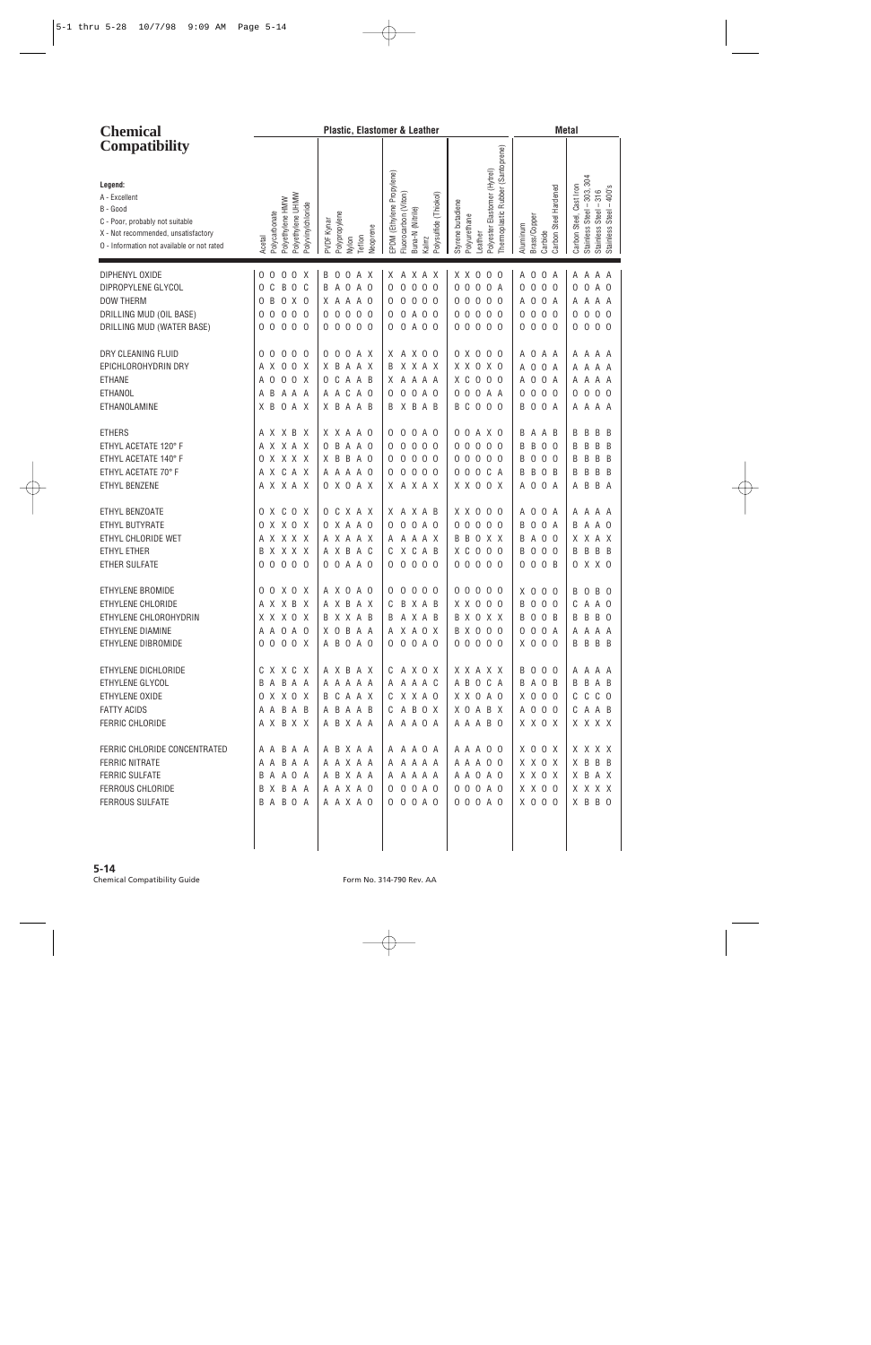# Chemical Compatibility

**Legend:**
- A - Excellent
- B - Good
- C - Poor, probably not suitable
- X - Not recommended, unsatisfactory
- O - Information not available or not rated

| Chemical | Plastic, Elastomer & Leather | | | | | | | | | | | | | | | | | | | | Metal | | | | | | | |
|---|---|---|---|---|---|---|---|---|---|---|---|---|---|---|---|---|---|---|---|---|---|---|---|---|---|---|---|---|
| | Acetal | Polycarbonate | Polyethylene HMW | Polyethylene UHMW | Polyvinylchloride | PVDF Kynar | Polypropylene | Nylon | Teflon | Neoprene | EPDM (Ethylene Propylene) | Fluorocarbon (Viton) | Buna-N (Nitrile) | Kalrez | Polysulfide (Thiokol) | Styrene butadiene | Polyurethane | Leather | Polyester Elastomer (Hytrel) | Thermoplastic Rubber (Santoprene) | Aluminum | Brass/Copper | Carbide | Carbon Steel Hardened | Carbon Steel, Cast Iron | Stainless Steel – 303, 304 | Stainless Steel – 316 | Stainless Steel – 400's |
| DIPHENYL OXIDE | O | O | O | O | X | B | O | O | A | X | X | A | X | A | X | X | X | O | O | O | A | O | O | A | A | A | A | A |
| DIPROPYLENE GLYCOL | O | C | B | O | C | B | A | O | A | O | O | O | O | O | O | O | O | O | O | A | O | O | O | O | O | O | A | O |
| DOW THERM | O | B | O | X | O | X | A | A | A | O | O | O | O | O | O | O | O | O | O | O | A | O | O | A | A | A | A | A |
| DRILLING MUD (OIL BASE) | O | O | O | O | O | O | O | O | O | O | O | O | A | O | O | O | O | O | O | O | O | O | O | O | O | O | O | O |
| DRILLING MUD (WATER BASE) | O | O | O | O | O | O | O | O | O | O | O | O | A | O | O | O | O | O | O | O | O | O | O | O | O | O | O | O |
| DRY CLEANING FLUID | O | O | O | O | O | O | O | O | A | X | X | A | X | O | O | O | X | O | O | O | A | O | A | A | A | A | A | A |
| EPICHLOROHYDRIN DRY | A | X | O | O | X | X | B | A | A | X | B | X | X | A | X | X | X | O | X | O | A | O | O | A | A | A | A | A |
| ETHANE | A | O | O | O | X | O | C | A | A | B | X | A | A | A | A | X | C | O | O | O | A | O | O | A | A | A | A | A |
| ETHANOL | A | B | A | A | A | A | A | C | A | O | O | O | O | A | O | O | O | O | A | A | O | O | O | O | O | O | O | O |
| ETHANOLAMINE | X | B | O | A | X | X | B | A | A | B | B | X | B | A | B | B | C | O | O | O | B | O | O | A | A | A | A | A |
| ETHERS | A | X | X | B | X | X | X | A | A | O | O | O | O | A | O | O | O | A | X | O | B | A | A | B | B | B | B | B |
| ETHYL ACETATE 120° F | A | X | X | A | X | O | B | A | A | O | O | O | O | O | O | O | O | O | O | O | B | B | O | O | B | B | B | B |
| ETHYL ACETATE 140° F | O | X | X | X | X | X | B | B | A | O | O | O | O | O | O | O | O | O | O | O | B | O | O | O | B | B | B | B |
| ETHYL ACETATE 70° F | A | X | C | A | X | A | A | A | A | O | O | O | O | O | O | O | O | O | C | A | B | B | O | B | B | B | B | B |
| ETHYL BENZENE | A | X | X | A | X | O | X | O | A | X | X | A | X | A | X | X | X | O | O | X | A | O | O | A | A | B | B | A |
| ETHYL BENZOATE | O | X | C | O | X | O | C | X | A | X | X | A | X | A | B | X | X | O | O | O | A | O | O | A | A | A | A | A |
| ETHYL BUTYRATE | O | X | X | O | X | O | X | A | A | O | O | O | A | O | O | O | O | O | O | O | B | O | O | A | B | A | A | O |
| ETHYL CHLORIDE WET | A | X | X | X | X | A | X | A | A | X | A | A | A | A | X | B | B | O | X | X | B | A | O | O | X | X | A | X |
| ETHYL ETHER | B | X | X | X | X | A | X | B | A | C | C | X | C | A | B | X | C | O | O | O | B | O | O | O | B | B | B | B |
| ETHER SULFATE | O | O | O | O | O | O | O | A | A | O | O | O | O | O | O | O | O | O | O | O | O | O | O | B | O | X | X | O |
| ETHYLENE BROMIDE | O | O | X | O | X | A | X | O | A | O | O | O | O | O | O | O | O | O | O | O | X | O | O | O | B | O | B | O |
| ETHYLENE CHLORIDE | A | X | X | B | X | A | X | B | A | X | C | B | X | A | B | X | X | O | O | O | B | O | O | O | C | A | A | O |
| ETHYLENE CHLOROHYDRIN | X | X | X | O | X | B | X | X | A | B | B | A | X | A | B | B | X | O | X | X | B | O | O | B | B | B | B | O |
| ETHYLENE DIAMINE | A | A | O | A | O | X | O | B | A | A | A | X | A | O | X | B | X | O | O | O | O | O | O | A | A | A | A | A |
| ETHYLENE DIBROMIDE | O | O | O | O | X | A | B | O | A | O | O | O | O | A | O | O | O | O | O | O | X | O | O | O | B | B | B | B |
| ETHYLENE DICHLORIDE | C | X | X | C | X | A | X | B | A | X | C | A | X | O | X | X | X | A | X | X | B | O | O | O | A | A | A | A |
| ETHYLENE GLYCOL | B | A | B | A | A | A | A | A | A | A | A | A | A | A | C | A | B | O | C | A | B | A | O | B | B | B | A | B |
| ETHYLENE OXIDE | O | X | X | O | X | B | C | A | A | X | C | X | X | A | O | X | X | O | A | O | X | O | O | O | C | C | C | O |
| FATTY ACIDS | A | A | B | A | B | A | B | A | A | B | C | A | B | O | X | X | O | A | B | X | A | O | O | O | C | A | A | B |
| FERRIC CHLORIDE | A | X | B | X | X | A | B | X | A | A | A | A | A | O | A | A | A | A | B | O | X | X | O | X | X | X | X | X |
| FERRIC CHLORIDE CONCENTRATED | A | A | B | A | A | A | B | X | A | A | A | A | A | O | A | A | A | A | O | O | X | O | O | X | X | X | X | X |
| FERRIC NITRATE | A | A | B | A | A | A | A | X | A | A | A | A | A | A | A | A | A | A | O | O | X | X | O | X | X | B | B | B |
| FERRIC SULFATE | B | A | A | O | A | A | B | X | A | A | A | A | A | A | A | A | A | O | A | O | X | X | O | X | X | B | A | X |
| FERROUS CHLORIDE | B | X | B | A | A | A | A | X | A | O | O | O | O | A | O | O | O | O | A | O | X | X | O | O | X | X | X | X |
| FERROUS SULFATE | B | A | B | O | A | A | A | X | A | O | O | O | O | A | O | O | O | O | A | O | X | O | O | O | X | B | B | O |

Chemical Compatibility Guide

Form No. 314-790 Rev. AA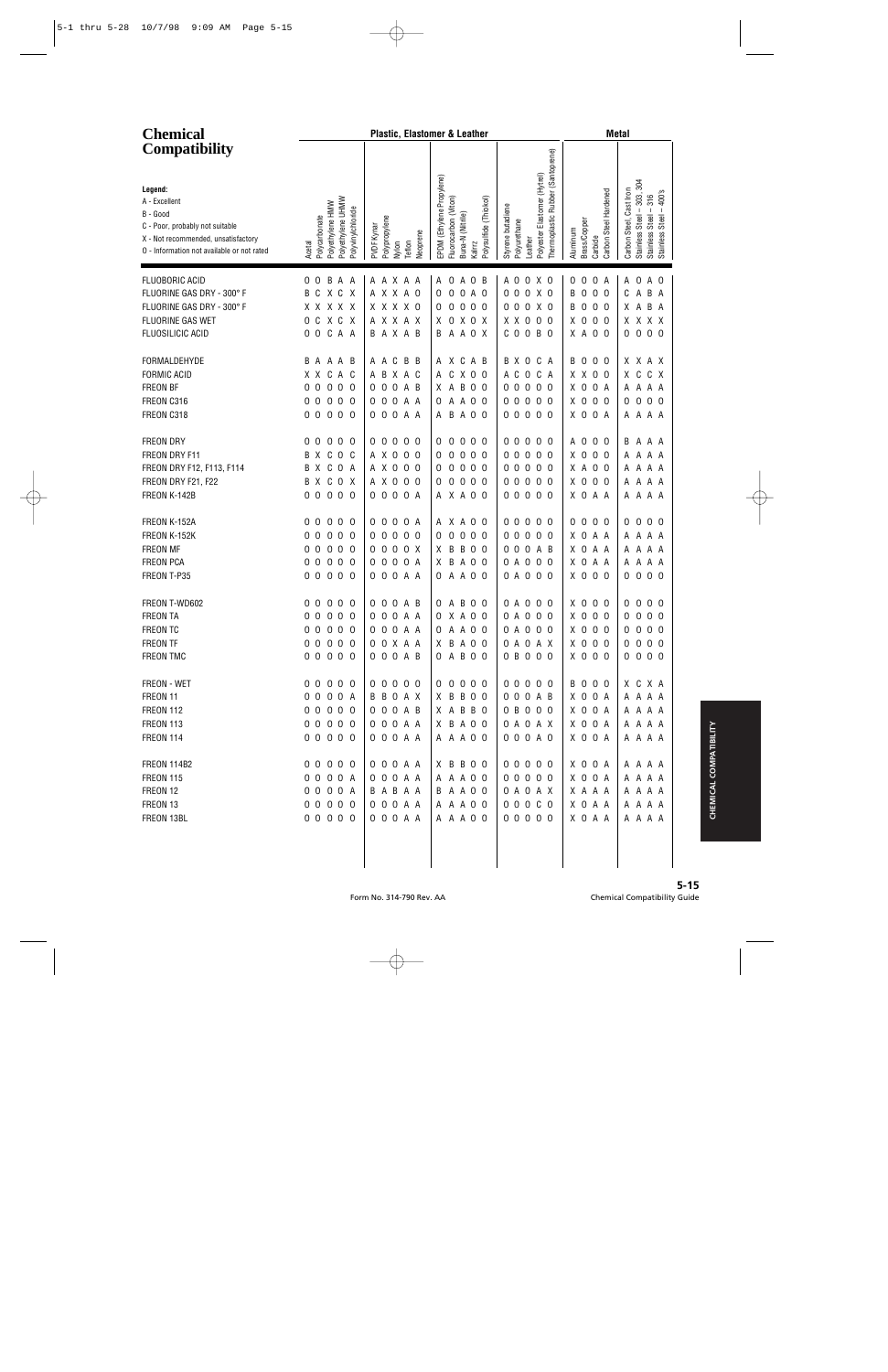# Chemical Compatibility

**Legend:**
A - Excellent
B - Good
C - Poor, probably not suitable
X - Not recommended, unsatisfactory
O - Information not available or not rated

| Chemical | Plastic, Elastomer & Leather | | | | | | | | | | | | | | | | | | | | Metal | | | | | | | |
|---|---|---|---|---|---|---|---|---|---|---|---|---|---|---|---|---|---|---|---|---|---|---|---|---|---|---|---|---|
| | Acetal | Polycarbonate | Polyethylene HMW | Polyethylene UHMW | Polyvinylchloride | PVDF Kynar | Polypropylene | Nylon | Teflon | Neoprene | EPDM (Ethylene Propylene) | Fluorocarbon (Viton) | Buna-N (Nitrile) | Kalrez | Polysulfide (Thiokol) | Styrene butadiene | Polyurethane | Leather | Polyester Elastomer (Hytrel) | Thermoplastic Rubber (Santoprene) | Aluminum | Brass/Copper | Carbide | Carbon Steel Hardened | Carbon Steel, Cast Iron | Stainless Steel – 303, 304 | Stainless Steel – 316 | Stainless Steel – 400's |
| FLUOBORIC ACID | O | O | B | A | A | A | A | X | A | A | A | O | A | O | B | A | O | O | X | O | O | O | O | A | A | O | A | O |
| FLUORINE GAS DRY - 300° F | B | C | X | C | X | A | X | X | A | O | O | O | O | A | O | O | O | O | X | O | B | O | O | O | C | A | B | A |
| FLUORINE GAS DRY - 300° F | X | X | X | X | X | X | X | X | X | O | O | O | O | O | O | O | O | O | X | O | B | O | O | O | X | A | B | A |
| FLUORINE GAS WET | O | C | X | C | X | A | X | X | A | X | X | O | X | O | X | X | X | O | O | O | X | O | O | O | X | X | X | X |
| FLUOSILICIC ACID | O | O | C | A | A | B | A | X | A | B | B | A | A | O | X | C | O | O | B | O | X | A | O | O | O | O | O | O |
| FORMALDEHYDE | B | A | A | A | B | A | A | C | B | B | A | X | C | A | B | B | X | O | C | A | B | O | O | O | X | X | A | X |
| FORMIC ACID | X | X | C | A | C | A | B | X | A | C | A | C | X | O | O | A | C | O | C | A | X | X | O | O | X | C | C | X |
| FREON BF | O | O | O | O | O | O | O | O | A | B | X | A | B | O | O | O | O | O | O | O | X | O | O | A | A | A | A | A |
| FREON C316 | O | O | O | O | O | O | O | O | A | A | O | A | A | O | O | O | O | O | O | O | X | O | O | O | O | O | O | O |
| FREON C318 | O | O | O | O | O | O | O | O | A | A | A | B | A | O | O | O | O | O | O | O | X | O | O | A | A | A | A | A |
| FREON DRY | O | O | O | O | O | O | O | O | O | O | O | O | O | O | O | O | O | O | O | O | A | O | O | O | B | A | A | A |
| FREON DRY F11 | B | X | C | O | C | A | X | O | O | O | O | O | O | O | O | O | O | O | O | O | X | O | O | O | A | A | A | A |
| FREON DRY F12, F113, F114 | B | X | C | O | A | A | X | O | O | O | O | O | O | O | O | O | O | O | O | O | X | A | O | O | A | A | A | A |
| FREON DRY F21, F22 | B | X | C | O | X | A | X | O | O | O | O | O | O | O | O | O | O | O | O | O | X | O | O | O | A | A | A | A |
| FREON K-142B | O | O | O | O | O | O | O | O | O | A | A | X | A | O | O | O | O | O | O | O | X | O | A | A | A | A | A | A |
| FREON K-152A | O | O | O | O | O | O | O | O | O | A | A | X | A | O | O | O | O | O | O | O | O | O | O | O | O | O | O | O |
| FREON K-152K | O | O | O | O | O | O | O | O | O | O | O | O | O | O | O | O | O | O | O | O | X | O | A | A | A | A | A | A |
| FREON MF | O | O | O | O | O | O | O | O | O | X | X | B | B | O | O | O | O | O | A | B | X | O | A | A | A | A | A | A |
| FREON PCA | O | O | O | O | O | O | O | O | O | A | X | B | A | O | O | O | A | O | O | O | X | O | A | A | A | A | A | A |
| FREON T-P35 | O | O | O | O | O | O | O | O | A | A | O | A | A | O | O | O | A | O | O | O | X | O | O | O | O | O | O | O |
| FREON T-WD602 | O | O | O | O | O | O | O | O | A | B | O | A | B | O | O | O | A | O | O | O | X | O | O | O | O | O | O | O |
| FREON TA | O | O | O | O | O | O | O | O | A | A | O | X | A | O | O | O | A | O | O | O | X | O | O | O | O | O | O | O |
| FREON TC | O | O | O | O | O | O | O | O | A | A | O | A | A | O | O | O | A | O | O | O | X | O | O | O | O | O | O | O |
| FREON TF | O | O | O | O | O | O | O | X | A | A | X | B | A | O | O | O | A | O | A | X | X | O | O | O | O | O | O | O |
| FREON TMC | O | O | O | O | O | O | O | O | A | B | O | A | B | O | O | O | B | O | O | O | X | O | O | O | O | O | O | O |
| FREON - WET | O | O | O | O | O | O | O | O | O | O | O | O | O | O | O | O | O | O | O | O | B | O | O | O | X | C | X | A |
| FREON 11 | O | O | O | O | A | B | B | O | A | X | X | B | B | O | O | O | O | O | A | B | X | O | O | A | A | A | A | A |
| FREON 112 | O | O | O | O | O | O | O | O | A | B | X | A | B | B | O | O | B | O | O | O | X | O | O | A | A | A | A | A |
| FREON 113 | O | O | O | O | O | O | O | O | A | A | X | B | A | O | O | O | A | O | A | X | X | O | O | A | A | A | A | A |
| FREON 114 | O | O | O | O | O | O | O | O | A | A | A | A | A | O | O | O | O | O | A | O | X | O | O | A | A | A | A | A |
| FREON 114B2 | O | O | O | O | O | O | O | O | A | A | X | B | B | O | O | O | O | O | O | O | X | O | O | A | A | A | A | A |
| FREON 115 | O | O | O | O | A | O | O | O | A | A | A | A | A | O | O | O | O | O | O | O | X | O | O | A | A | A | A | A |
| FREON 12 | O | O | O | O | A | B | A | B | A | A | B | A | A | O | O | O | A | O | A | X | X | A | A | A | A | A | A | A |
| FREON 13 | O | O | O | O | O | O | O | O | A | A | A | A | A | O | O | O | O | O | C | O | X | O | A | A | A | A | A | A |
| FREON 13BL | O | O | O | O | O | O | O | O | A | A | A | A | A | O | O | O | O | O | O | O | X | O | A | A | A | A | A | A |

Form No. 314-790 Rev. AA

Chemical Compatibility Guide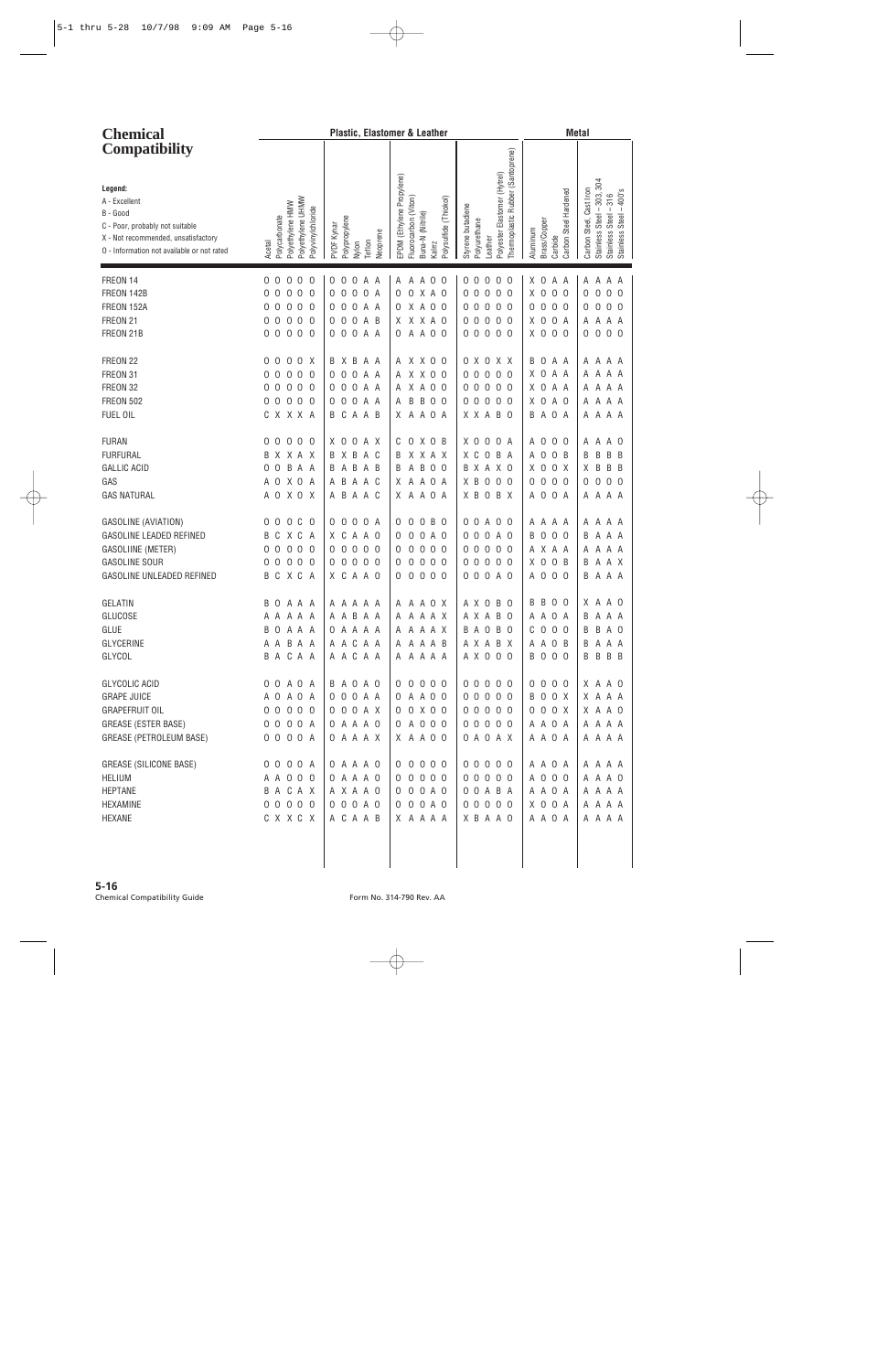# Chemical Compatibility

**Legend:**
- A - Excellent
- B - Good
- C - Poor, probably not suitable
- X - Not recommended, unsatisfactory
- O - Information not available or not rated

| Chemical | Acetal | Polycarbonate | Polyethylene HMW | Polyethylene UHMW | Polyvinylchloride | PVDF Kynar | Polypropylene | Nylon | Teflon | Neoprene | EPDM (Ethylene Propylene) | Fluorocarbon (Viton) | Buna-N (Nitrile) | Kalrez | Polysulfide (Thiokol) | Styrene butadiene | Polyurethane | Leather | Polyester Elastomer (Hytrel) | Thermoplastic Rubber (Santoprene) | Aluminum | Brass/Copper | Carbide | Carbon Steel Hardened | Carbon Steel, Cast Iron | Stainless Steel – 303, 304 | Stainless Steel – 316 | Stainless Steel – 400's |
|---|---|---|---|---|---|---|---|---|---|---|---|---|---|---|---|---|---|---|---|---|---|---|---|---|---|---|---|---|
| FREON 14 | O | O | O | O | O | O | O | O | A | A | A | A | A | O | O | O | O | O | O | O | X | O | A | A | A | A | A | A |
| FREON 142B | O | O | O | O | O | O | O | O | O | A | O | O | X | A | O | O | O | O | O | O | X | O | O | O | O | O | O | O |
| FREON 152A | O | O | O | O | O | O | O | O | A | A | O | X | A | O | O | O | O | O | O | O | O | O | O | O | O | O | O | O |
| FREON 21 | O | O | O | O | O | O | O | O | A | B | X | X | X | A | O | O | O | O | O | O | X | O | O | A | A | A | A | A |
| FREON 21B | O | O | O | O | O | O | O | O | A | A | O | A | A | O | O | O | O | O | O | O | X | O | O | O | O | O | O | O |
| FREON 22 | O | O | O | O | X | B | X | B | A | A | A | X | X | O | O | O | X | O | X | X | B | O | A | A | A | A | A | A |
| FREON 31 | O | O | O | O | O | O | O | O | A | A | A | X | X | O | O | O | O | O | O | O | X | O | A | A | A | A | A | A |
| FREON 32 | O | O | O | O | O | O | O | O | A | A | A | X | A | O | O | O | O | O | O | O | X | O | A | A | A | A | A | A |
| FREON 502 | O | O | O | O | O | O | O | O | A | A | A | B | B | O | O | O | O | O | O | O | X | O | A | O | A | A | A | A |
| FUEL OIL | C | X | X | X | A | B | C | A | A | B | X | A | A | O | A | X | X | A | B | O | B | A | O | A | A | A | A | A |
| FURAN | O | O | O | O | O | X | O | O | A | X | C | O | X | O | B | X | O | O | O | A | A | O | O | O | A | A | A | O |
| FURFURAL | B | X | X | A | X | B | X | B | A | C | B | X | X | A | X | X | C | O | B | A | A | O | O | B | B | B | B | B |
| GALLIC ACID | O | O | B | A | A | B | A | B | A | B | B | A | B | O | O | B | X | A | X | O | X | O | O | X | X | B | B | B |
| GAS | A | O | X | O | A | A | B | A | A | C | X | A | A | O | A | X | B | O | O | O | O | O | O | O | O | O | O | O |
| GAS NATURAL | A | O | X | O | X | A | B | A | A | C | X | A | A | O | A | X | B | O | B | X | A | O | O | A | A | A | A | A |
| GASOLINE (AVIATION) | O | O | O | C | O | O | O | O | O | A | O | O | O | B | O | O | O | A | O | O | A | A | A | A | A | A | A | A |
| GASOLINE LEADED REFINED | B | C | X | C | A | X | C | A | A | O | O | O | O | A | O | O | O | O | A | O | B | O | O | O | B | A | A | A |
| GASOLIINE (METER) | O | O | O | O | O | O | O | O | O | O | O | O | O | O | O | O | O | O | O | O | A | X | A | A | A | A | A | A |
| GASOLINE SOUR | O | O | O | O | O | O | O | O | O | O | O | O | O | O | O | O | O | O | O | O | X | O | O | B | B | A | A | X |
| GASOLINE UNLEADED REFINED | B | C | X | C | A | X | C | A | A | O | O | O | O | O | O | O | O | O | A | O | A | O | O | O | B | A | A | A |
| GELATIN | B | O | A | A | A | A | A | A | A | A | A | A | A | O | X | A | X | O | B | O | B | B | O | O | X | A | A | O |
| GLUCOSE | A | A | A | A | A | A | A | B | A | A | A | A | A | A | X | A | X | A | B | O | A | A | O | A | B | A | A | A |
| GLUE | B | O | A | A | A | O | A | A | A | A | A | A | A | A | X | B | A | O | B | O | C | O | O | O | B | B | A | O |
| GLYCERINE | A | A | B | A | A | A | A | C | A | A | A | A | A | A | B | A | X | A | B | X | A | A | O | B | B | A | A | A |
| GLYCOL | B | A | C | A | A | A | A | C | A | A | A | A | A | A | A | A | X | O | O | O | B | O | O | O | B | B | B | B |
| GLYCOLIC ACID | O | O | A | O | A | B | A | O | A | O | O | O | O | O | O | O | O | O | O | O | O | O | O | O | X | A | A | O |
| GRAPE JUICE | A | O | A | O | A | O | O | O | A | A | O | A | A | O | O | O | O | O | O | O | B | O | O | X | X | A | A | A |
| GRAPEFRUIT OIL | O | O | O | O | O | O | O | O | A | X | O | O | X | O | O | O | O | O | O | O | O | O | O | X | X | A | A | O |
| GREASE (ESTER BASE) | O | O | O | O | A | O | A | A | A | O | O | A | O | O | O | O | O | O | O | O | A | A | O | A | A | A | A | A |
| GREASE (PETROLEUM BASE) | O | O | O | O | A | O | A | A | A | X | X | A | A | O | O | O | A | O | A | X | A | A | O | A | A | A | A | A |
| GREASE (SILICONE BASE) | O | O | O | O | A | O | A | A | A | O | O | O | O | O | O | O | O | O | O | O | A | A | O | A | A | A | A | A |
| HELIUM | A | A | O | O | O | O | A | A | A | O | O | O | O | O | O | O | O | O | O | O | A | O | O | O | A | A | A | O |
| HEPTANE | B | A | C | A | X | A | X | A | A | O | O | O | O | A | O | O | O | A | B | A | A | A | O | A | A | A | A | A |
| HEXAMINE | O | O | O | O | O | O | O | O | A | O | O | O | O | A | O | O | O | O | O | O | X | O | O | A | A | A | A | A |
| HEXANE | C | X | X | C | X | A | C | A | A | B | X | A | A | A | A | X | B | A | A | O | A | A | O | A | A | A | A | A |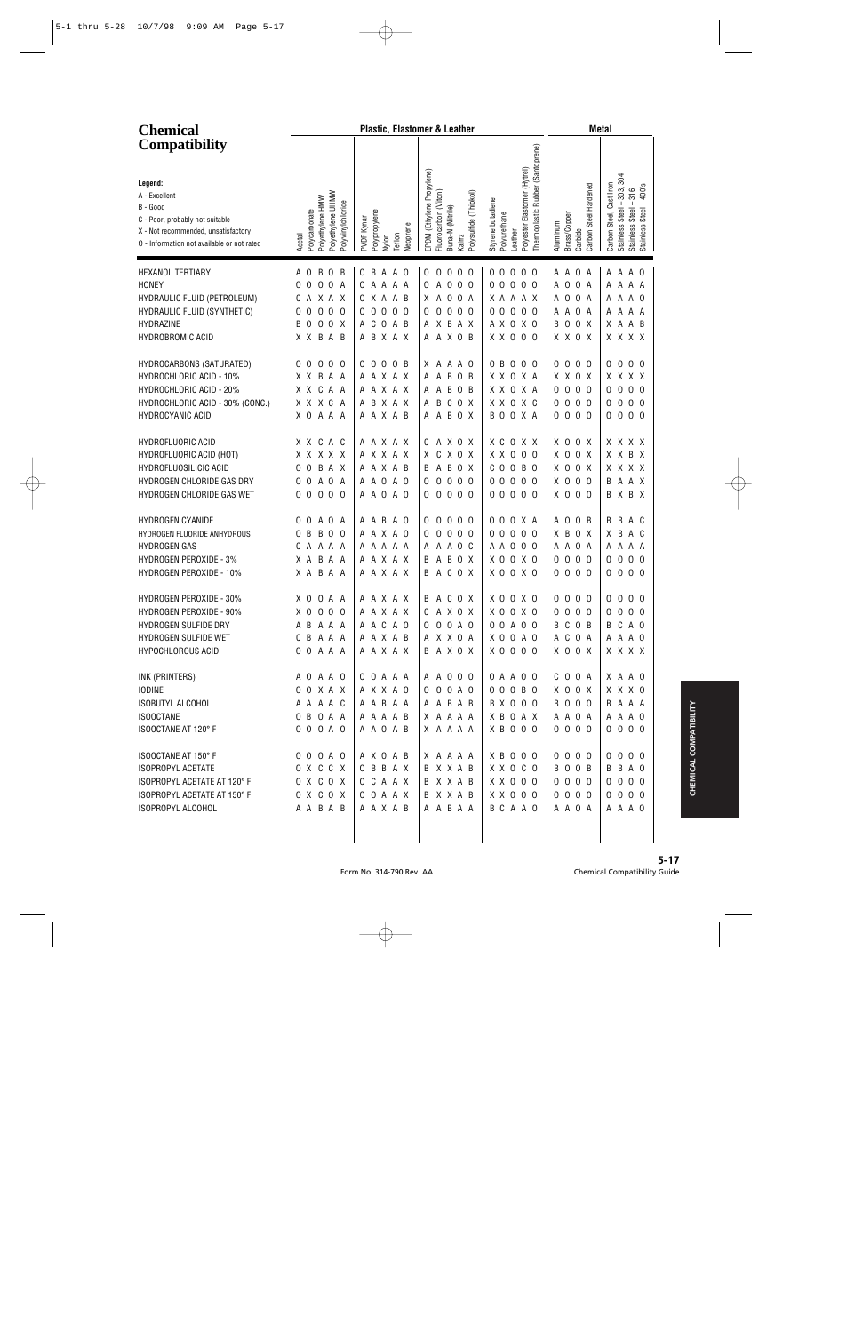# Chemical Compatibility

**Legend:**
A - Excellent
B - Good
C - Poor, probably not suitable
X - Not recommended, unsatisfactory
O - Information not available or not rated

| | Plastic, Elastomer & Leather | | | | | | | | | | | | | | | | | | | | Metal | | | | | | | |
|---|---|---|---|---|---|---|---|---|---|---|---|---|---|---|---|---|---|---|---|---|---|---|---|---|---|---|---|---|
| Chemical | Acetal | Polycarbonate | Polyethylene HMW | Polyethylene UHMW | Polyvinylchloride | PVDF Kynar | Polypropylene | Nylon | Teflon | Neoprene | EPDM (Ethylene Propylene) | Fluorocarbon (Viton) | Buna-N (Nitrile) | Kalrez | Polysulfide (Thiokol) | Styrene butadiene | Polyurethane | Leather | Polyester Elastomer (Hytrel) | Thermoplastic Rubber (Santoprene) | Aluminum | Brass/Copper | Carbide | Carbon Steel Hardened | Carbon Steel, Cast Iron | Stainless Steel – 303, 304 | Stainless Steel – 316 | Stainless Steel – 400's |
| HEXANOL TERTIARY | A | O | B | O | B | O | B | A | A | O | O | O | O | O | O | O | O | O | O | O | A | A | O | A | A | A | A | O |
| HONEY | O | O | O | O | A | O | A | A | A | A | O | A | O | O | O | O | O | O | O | O | A | O | O | A | A | A | A | A |
| HYDRAULIC FLUID (PETROLEUM) | C | A | X | A | X | O | X | A | A | B | X | A | O | O | A | X | A | A | A | X | A | O | O | A | A | A | A | O |
| HYDRAULIC FLUID (SYNTHETIC) | O | O | O | O | O | O | O | O | O | O | O | O | O | O | O | O | O | O | O | O | A | A | O | A | A | A | A | A |
| HYDRAZINE | B | O | O | O | X | A | C | O | A | B | A | X | B | A | X | A | X | O | X | O | B | O | O | X | X | A | A | B |
| HYDROBROMIC ACID | X | X | B | A | B | A | B | X | A | X | A | A | X | O | B | X | X | O | O | O | X | X | O | X | X | X | X | X |
| HYDROCARBONS (SATURATED) | O | O | O | O | O | O | O | O | O | B | X | A | A | A | O | O | B | O | O | O | O | O | O | O | O | O | O | O |
| HYDROCHLORIC ACID - 10% | X | X | B | A | A | A | A | X | A | X | A | A | B | O | B | X | X | O | X | A | X | X | O | X | X | X | X | X |
| HYDROCHLORIC ACID - 20% | X | X | C | A | A | A | A | X | A | X | A | A | B | O | B | X | X | O | X | A | O | O | O | O | O | O | O | O |
| HYDROCHLORIC ACID - 30% (CONC.) | X | X | X | C | A | A | B | X | A | X | A | B | C | O | X | X | X | O | X | C | O | O | O | O | O | O | O | O |
| HYDROCYANIC ACID | X | O | A | A | A | A | A | X | A | B | A | A | B | O | X | B | O | O | X | A | O | O | O | O | O | O | O | O |
| HYDROFLUORIC ACID | X | X | C | A | C | A | A | X | A | X | C | A | X | O | X | X | C | O | X | X | X | O | O | X | X | X | X | X |
| HYDROFLUORIC ACID (HOT) | X | X | X | X | X | A | A | X | A | X | X | C | X | O | X | X | X | O | O | O | X | O | O | X | X | X | B | X |
| HYDROFLUOSILICIC ACID | O | O | B | A | X | A | A | X | A | B | B | A | B | O | X | C | O | O | B | O | X | O | O | X | X | X | X | X |
| HYDROGEN CHLORIDE GAS DRY | O | O | A | O | A | A | A | O | A | O | O | O | O | O | O | O | O | O | O | O | X | O | O | O | B | A | A | X |
| HYDROGEN CHLORIDE GAS WET | O | O | O | O | O | A | A | O | A | O | O | O | O | O | O | O | O | O | O | O | X | O | O | O | B | X | B | X |
| HYDROGEN CYANIDE | O | O | A | O | A | A | A | B | A | O | O | O | O | O | O | O | O | O | X | A | A | O | O | B | B | B | A | C |
| HYDROGEN FLUORIDE ANHYDROUS | O | B | B | O | O | A | A | X | A | O | O | O | O | O | O | O | O | O | O | O | X | B | O | X | X | B | A | C |
| HYDROGEN GAS | C | A | A | A | A | A | A | A | A | A | A | A | A | O | C | A | A | O | O | O | A | A | O | A | A | A | A | A |
| HYDROGEN PEROXIDE - 3% | X | A | B | A | A | A | A | X | A | X | B | A | B | O | X | X | O | O | X | O | O | O | O | O | O | O | O | O |
| HYDROGEN PEROXIDE - 10% | X | A | B | A | A | A | A | X | A | X | B | A | C | O | X | X | O | O | X | O | O | O | O | O | O | O | O | O |
| HYDROGEN PEROXIDE - 30% | X | O | O | A | A | A | A | X | A | X | B | A | C | O | X | X | O | O | X | O | O | O | O | O | O | O | O | O |
| HYDROGEN PEROXIDE - 90% | X | O | O | O | O | A | A | X | A | X | C | A | X | O | X | X | O | O | X | O | O | O | O | O | O | O | O | O |
| HYDROGEN SULFIDE DRY | A | B | A | A | A | A | A | C | A | O | O | O | O | A | O | O | O | A | O | O | B | C | O | B | B | C | A | O |
| HYDROGEN SULFIDE WET | C | B | A | A | A | A | A | X | A | B | A | X | X | O | A | X | O | O | A | O | A | C | O | A | A | A | A | O |
| HYPOCHLOROUS ACID | O | O | A | A | A | A | A | X | A | X | B | A | X | O | X | X | O | O | O | O | X | O | O | X | X | X | X | X |
| INK (PRINTERS) | A | O | A | A | O | O | O | A | A | A | A | A | O | O | O | O | A | A | O | O | C | O | O | A | X | A | A | O |
| IODINE | O | O | X | A | X | A | X | X | A | O | O | O | O | A | O | O | O | O | B | O | X | O | O | X | X | X | X | O |
| ISOBUTYL ALCOHOL | A | A | A | A | C | A | A | B | A | A | A | A | B | A | B | B | X | O | O | O | B | O | O | O | B | A | A | A |
| ISOOCTANE | O | B | O | A | A | A | A | A | A | B | X | A | A | A | A | X | B | O | A | X | A | A | O | A | A | A | A | O |
| ISOOCTANE AT 120° F | O | O | O | A | O | A | A | O | A | B | X | A | A | A | A | X | B | O | O | O | O | O | O | O | O | O | O | O |
| ISOOCTANE AT 150° F | O | O | O | A | O | A | X | O | A | B | X | A | A | A | A | X | B | O | O | O | O | O | O | O | O | O | O | O |
| ISOPROPYL ACETATE | O | X | C | C | X | O | B | B | A | X | B | X | X | A | B | X | X | O | C | O | B | O | O | B | B | B | A | O |
| ISOPROPYL ACETATE AT 120° F | O | X | C | O | X | O | C | A | A | X | B | X | X | A | B | X | X | O | O | O | O | O | O | O | O | O | O | O |
| ISOPROPYL ACETATE AT 150° F | O | X | C | O | X | O | O | A | A | X | B | X | X | A | B | X | X | O | O | O | O | O | O | O | O | O | O | O |
| ISOPROPYL ALCOHOL | A | A | B | A | B | A | A | X | A | B | A | A | B | A | A | B | C | A | A | O | A | A | O | A | A | A | A | O |

Form No. 314-790 Rev. AA

Chemical Compatibility Guide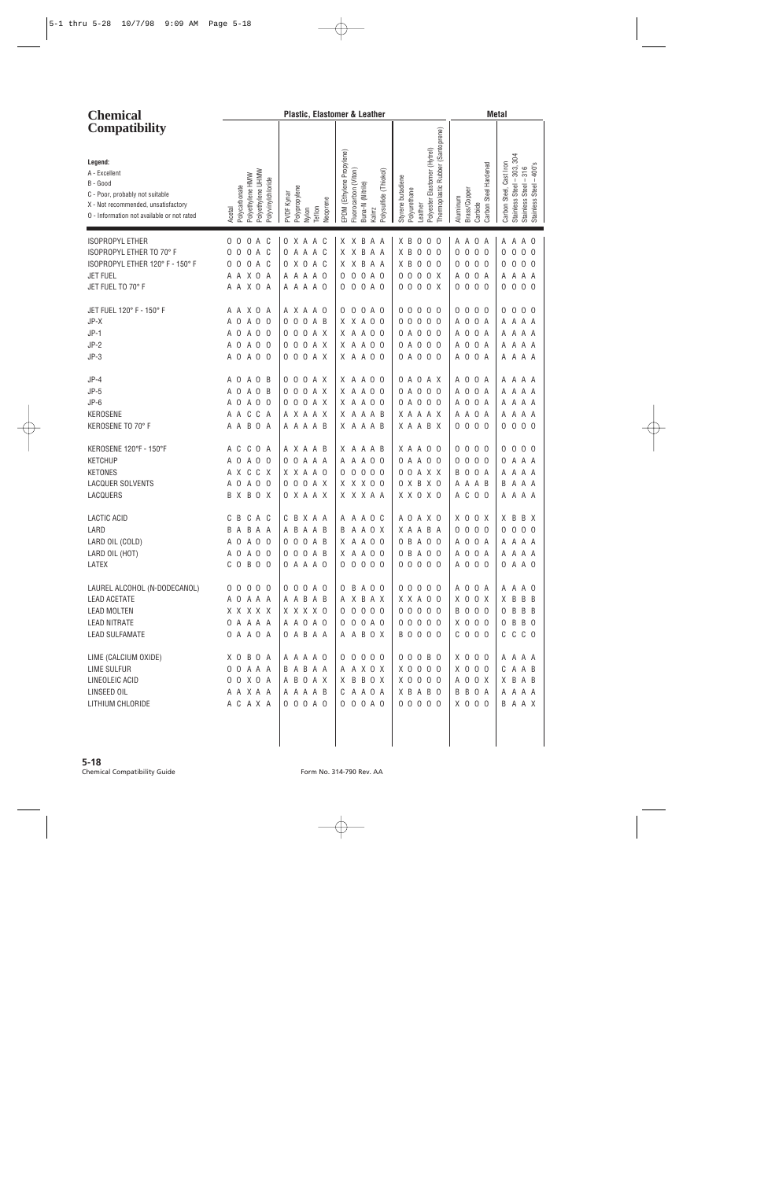# Chemical Compatibility

**Legend:**
A - Excellent
B - Good
C - Poor, probably not suitable
X - Not recommended, unsatisfactory
O - Information not available or not rated

| Chemical | Acetal | Polycarbonate | Polyethylene HMW | Polyethylene UHMW | Polyvinylchloride | PVDF Kynar | Polypropylene | Nylon | Teflon | Neoprene | EPDM (Ethylene Propylene) | Fluorocarbon (Viton) | Buna-N (Nitrile) | Kalrez | Polysulfide (Thiokol) | Styrene butadiene | Polyurethane | Leather | Polyester Elastomer (Hytrel) | Thermoplastic Rubber (Santoprene) | Aluminum | Brass/Copper | Carbide | Carbon Steel Hardened | Carbon Steel, Cast Iron | Stainless Steel – 303, 304 | Stainless Steel – 316 | Stainless Steel – 400's |
|---|---|---|---|---|---|---|---|---|---|---|---|---|---|---|---|---|---|---|---|---|---|---|---|---|---|---|---|---|
| | **Plastic, Elastomer & Leather** | | | | | | | | | | | | | | | | | | | | **Metal** | | | | | | | |
| ISOPROPYL ETHER | O | O | O | A | C | O | X | A | A | C | X | X | B | A | A | X | B | O | O | O | A | A | O | A | A | A | A | O |
| ISOPROPYL ETHER TO 70° F | O | O | O | A | C | O | A | A | A | C | X | X | B | A | A | X | B | O | O | O | O | O | O | O | O | O | O | O |
| ISOPROPYL ETHER 120° F - 150° F | O | O | O | A | C | O | X | O | A | C | X | X | B | A | A | X | B | O | O | O | O | O | O | O | O | O | O | O |
| JET FUEL | A | A | X | O | A | A | A | A | A | O | O | O | O | A | O | O | O | O | O | X | A | O | O | A | A | A | A | A |
| JET FUEL TO 70° F | A | A | X | O | A | A | A | A | A | O | O | O | O | A | O | O | O | O | O | X | O | O | O | O | O | O | O | O |
| JET FUEL 120° F - 150° F | A | A | X | O | A | A | X | A | A | O | O | O | O | A | O | O | O | O | O | O | O | O | O | O | O | O | O | O |
| JP-X | A | O | A | O | O | O | O | O | A | B | X | X | A | O | O | O | O | O | O | O | A | O | O | A | A | A | A | A |
| JP-1 | A | O | A | O | O | O | O | O | A | X | X | A | A | O | O | O | A | O | O | O | A | O | O | A | A | A | A | A |
| JP-2 | A | O | A | O | O | O | O | O | A | X | X | A | A | O | O | O | A | O | O | O | A | O | O | A | A | A | A | A |
| JP-3 | A | O | A | O | O | O | O | O | A | X | X | A | A | O | O | O | A | O | O | O | A | O | O | A | A | A | A | A |
| JP-4 | A | O | A | O | B | O | O | O | A | X | X | A | A | O | O | O | A | O | A | X | A | O | O | A | A | A | A | A |
| JP-5 | A | O | A | O | B | O | O | O | A | X | X | A | A | O | O | O | A | O | O | O | A | O | O | A | A | A | A | A |
| JP-6 | A | O | A | O | O | O | O | O | A | X | X | A | A | O | O | O | A | O | O | O | A | O | O | A | A | A | A | A |
| KEROSENE | A | A | C | C | A | A | X | A | A | X | X | A | A | A | B | X | A | A | A | X | A | A | O | A | A | A | A | A |
| KEROSENE TO 70° F | A | A | B | O | A | A | A | A | A | B | X | A | A | A | B | X | A | A | B | X | O | O | O | O | O | O | O | O |
| KEROSENE 120°F - 150°F | A | C | C | O | A | A | X | A | A | B | X | A | A | A | B | X | A | A | O | O | O | O | O | O | O | O | O | O |
| KETCHUP | A | O | A | O | O | O | O | A | A | A | A | A | A | O | O | O | A | A | O | O | O | O | O | O | O | A | A | A |
| KETONES | A | X | C | C | X | X | X | A | A | O | O | O | O | O | O | O | O | A | X | X | B | O | O | A | A | A | A | A |
| LACQUER SOLVENTS | A | O | A | O | O | O | O | O | A | X | X | X | X | O | O | O | X | B | X | O | A | A | A | B | B | A | A | A |
| LACQUERS | B | X | B | O | X | O | X | A | A | X | X | X | X | A | A | X | X | O | X | O | A | C | O | O | A | A | A | A |
| LACTIC ACID | C | B | C | A | C | C | B | X | A | A | A | A | A | O | C | A | O | A | X | O | X | O | O | X | X | B | B | X |
| LARD | B | A | B | A | A | A | B | A | A | B | B | A | A | O | X | X | A | A | B | A | O | O | O | O | O | O | O | O |
| LARD OIL (COLD) | A | O | A | O | O | O | O | O | A | B | X | A | A | O | O | O | B | A | O | O | A | O | O | A | A | A | A | A |
| LARD OIL (HOT) | A | O | A | O | O | O | O | O | A | B | X | A | A | O | O | O | B | A | O | O | A | O | O | A | A | A | A | A |
| LATEX | C | O | B | O | O | O | A | A | A | O | O | O | O | O | O | O | O | O | O | O | A | O | O | O | O | A | A | O |
| LAUREL ALCOHOL (N-DODECANOL) | O | O | O | O | O | O | O | O | A | O | O | B | A | O | O | O | O | O | O | O | A | O | O | A | A | A | A | O |
| LEAD ACETATE | A | O | A | A | A | A | A | B | A | B | A | X | B | A | X | X | X | A | O | O | X | O | O | X | X | B | B | B |
| LEAD MOLTEN | X | X | X | X | X | X | X | X | X | O | O | O | O | O | O | O | O | O | O | O | B | O | O | O | O | B | B | B |
| LEAD NITRATE | O | A | A | A | A | A | A | O | A | O | O | O | O | A | O | O | O | O | O | O | X | O | O | O | O | B | B | O |
| LEAD SULFAMATE | O | A | A | O | A | O | A | B | A | A | A | A | B | O | X | B | O | O | O | O | C | O | O | O | C | C | C | O |
| LIME (CALCIUM OXIDE) | X | O | B | O | A | A | A | A | A | O | O | O | O | O | O | O | O | O | B | O | X | O | O | O | A | A | A | A |
| LIME SULFUR | O | O | A | A | A | B | A | B | A | A | A | A | X | O | X | X | O | O | O | O | X | O | O | O | C | A | A | B |
| LINEOLEIC ACID | O | O | X | O | A | A | B | O | A | X | X | B | B | O | X | X | O | O | O | O | A | O | O | X | X | B | A | B |
| LINSEED OIL | A | A | X | A | A | A | A | A | A | B | C | A | A | O | A | X | B | A | B | O | B | B | O | A | A | A | A | A |
| LITHIUM CHLORIDE | A | C | A | X | A | O | O | O | A | O | O | O | O | A | O | O | O | O | O | O | X | O | O | O | B | A | A | X |

Chemical Compatibility Guide

Form No. 314-790 Rev. AA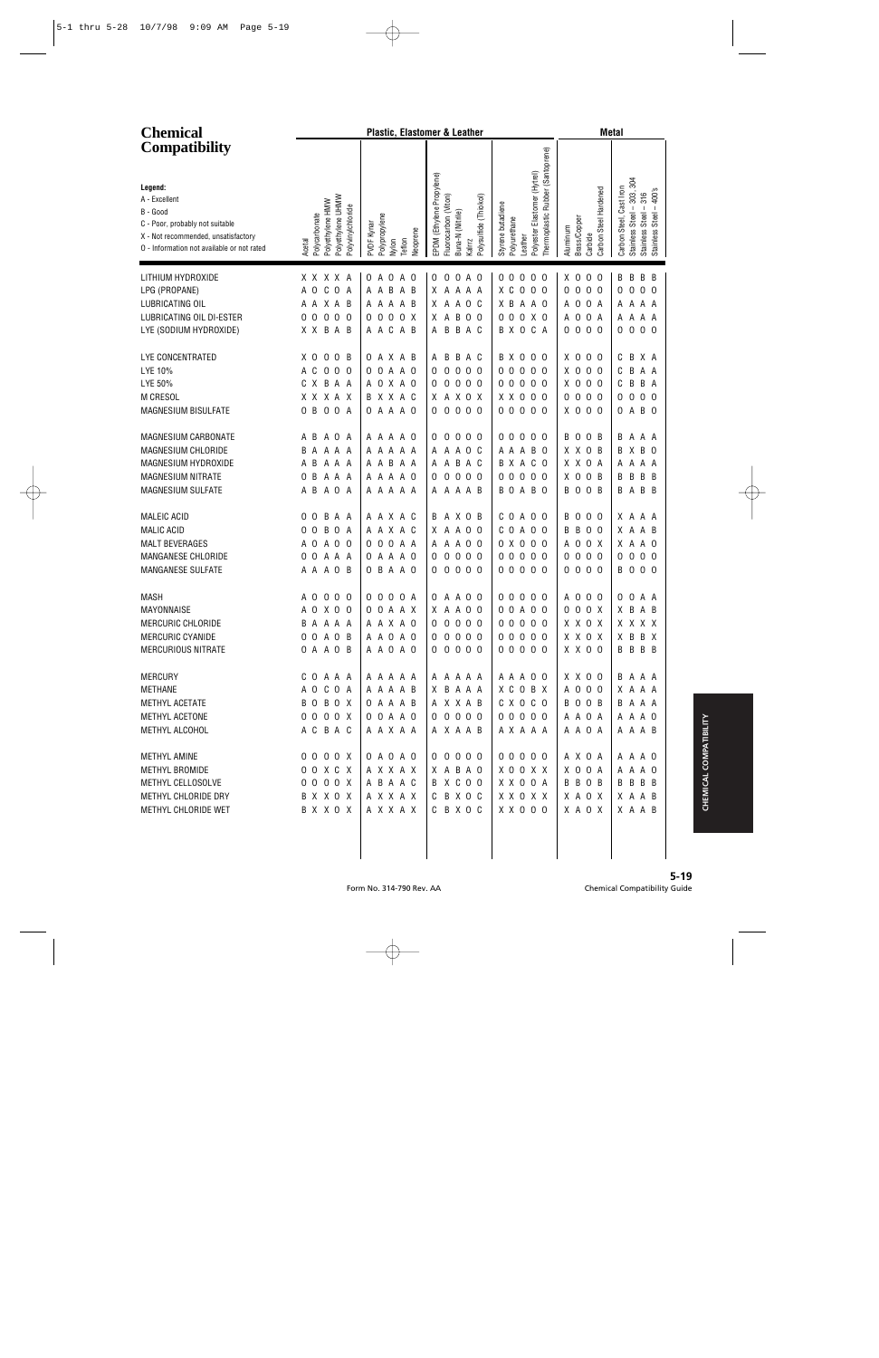# Chemical Compatibility

**Legend:**
A - Excellent
B - Good
C - Poor, probably not suitable
X - Not recommended, unsatisfactory
O - Information not available or not rated

| Chemical | Acetal | Polycarbonate | Polyethylene HMW | Polyethylene UHMW | Polyvinylchloride | PVDF Kynar | Polypropylene | Nylon | Teflon | Neoprene | EPDM (Ethylene Propylene) | Fluorocarbon (Viton) | Buna-N (Nitrile) | Kalrez | Polysulfide (Thiokol) | Styrene butadiene | Polyurethane | Leather | Polyester Elastomer (Hytrel) | Thermoplastic Rubber (Santoprene) | Aluminum | Brass/Copper | Carbide | Carbon Steel Hardened | Carbon Steel, Cast Iron | Stainless Steel – 303, 304 | Stainless Steel – 316 | Stainless Steel – 400's |
|---|---|---|---|---|---|---|---|---|---|---|---|---|---|---|---|---|---|---|---|---|---|---|---|---|---|---|---|---|
| | **Plastic, Elastomer & Leather** | | | | | | | | | | | | | | | | | | | | **Metal** | | | | | | | |
| LITHIUM HYDROXIDE | X | X | X | X | A | O | A | O | A | O | O | O | O | A | O | O | O | O | O | O | X | O | O | O | B | B | B | B |
| LPG (PROPANE) | A | O | C | O | A | A | A | B | A | B | X | A | A | A | A | X | C | O | O | O | O | O | O | O | O | O | O | O |
| LUBRICATING OIL | A | A | X | A | B | A | A | A | A | B | X | A | A | O | C | X | B | A | A | O | A | O | O | A | A | A | A | A |
| LUBRICATING OIL DI-ESTER | O | O | O | O | O | O | O | O | O | X | X | A | B | O | O | O | O | O | X | O | A | O | O | A | A | A | A | A |
| LYE (SODIUM HYDROXIDE) | X | X | B | A | B | A | A | C | A | B | A | B | B | A | C | B | X | O | C | A | O | O | O | O | O | O | O | O |
| LYE CONCENTRATED | X | O | O | O | B | O | A | X | A | B | A | B | B | A | C | B | X | O | O | O | X | O | O | O | C | B | X | A |
| LYE 10% | A | C | O | O | O | O | O | A | A | O | O | O | O | O | O | O | O | O | O | O | X | O | O | O | C | B | A | A |
| LYE 50% | C | X | B | A | A | A | O | X | A | O | O | O | O | O | O | O | O | O | O | O | X | O | O | O | C | B | B | A |
| M CRESOL | X | X | X | A | X | B | X | X | A | C | X | A | X | O | X | X | X | O | O | O | O | O | O | O | O | O | O | O |
| MAGNESIUM BISULFATE | O | B | O | O | A | O | A | A | A | O | O | O | O | O | O | O | O | O | O | O | X | O | O | O | O | A | B | O |
| MAGNESIUM CARBONATE | A | B | A | O | A | A | A | A | A | O | O | O | O | O | O | O | O | O | O | O | B | O | O | B | B | A | A | A |
| MAGNESIUM CHLORIDE | B | A | A | A | A | A | A | A | A | A | A | A | A | O | C | A | A | A | B | O | X | X | O | B | B | X | B | O |
| MAGNESIUM HYDROXIDE | A | B | A | A | A | A | A | B | A | A | A | A | B | A | C | B | X | A | C | O | X | X | O | A | A | A | A | A |
| MAGNESIUM NITRATE | O | B | A | A | A | A | A | A | A | O | O | O | O | O | O | O | O | O | O | O | X | O | O | B | B | B | B | B |
| MAGNESIUM SULFATE | A | B | A | O | A | A | A | A | A | A | A | A | A | A | B | B | O | A | B | O | B | O | O | B | B | A | B | B |
| MALEIC ACID | O | O | B | A | A | A | A | X | A | C | B | A | X | O | B | C | O | A | O | O | B | O | O | O | X | A | A | A |
| MALIC ACID | O | O | B | O | A | A | A | X | A | C | X | A | A | O | O | C | O | A | O | O | B | B | O | O | X | A | A | B |
| MALT BEVERAGES | A | O | A | O | O | O | O | O | A | A | A | A | A | O | O | O | X | O | O | O | A | O | O | X | X | A | A | O |
| MANGANESE CHLORIDE | O | O | A | A | A | O | A | A | A | O | O | O | O | O | O | O | O | O | O | O | O | O | O | O | O | O | O | O |
| MANGANESE SULFATE | A | A | A | O | B | O | B | A | A | O | O | O | O | O | O | O | O | O | O | O | O | O | O | O | B | O | O | O |
| MASH | A | O | O | O | O | O | O | O | O | A | O | A | A | O | O | O | O | O | O | O | A | O | O | O | O | O | A | A |
| MAYONNAISE | A | O | X | O | O | O | O | A | A | X | X | A | A | O | O | O | O | A | O | O | O | O | O | X | X | B | A | B |
| MERCURIC CHLORIDE | B | A | A | A | A | A | A | X | A | O | O | O | O | O | O | O | O | O | O | O | X | X | O | X | X | X | X | X |
| MERCURIC CYANIDE | O | O | A | O | B | A | A | O | A | O | O | O | O | O | O | O | O | O | O | O | X | X | O | X | X | B | B | X |
| MERCURIOUS NITRATE | O | A | A | O | B | A | A | O | A | O | O | O | O | O | O | O | O | O | O | O | X | X | O | O | B | B | B | B |
| MERCURY | C | O | A | A | A | A | A | A | A | A | A | A | A | A | A | A | A | A | O | O | X | X | O | O | B | A | A | A |
| METHANE | A | O | C | O | A | A | A | A | A | B | X | B | A | A | A | X | C | O | B | X | A | O | O | O | X | A | A | A |
| METHYL ACETATE | B | O | B | O | X | O | A | A | A | B | A | X | X | A | B | C | X | O | C | O | B | O | O | B | B | A | A | A |
| METHYL ACETONE | O | O | O | O | X | O | O | A | A | O | O | O | O | O | O | O | O | O | O | O | A | A | O | A | A | A | A | O |
| METHYL ALCOHOL | A | C | B | A | C | A | A | X | A | A | A | X | A | A | B | A | X | A | A | A | A | A | O | A | A | A | A | B |
| METHYL AMINE | O | O | O | O | X | O | A | O | A | O | O | O | O | O | O | O | O | O | O | O | A | X | O | A | A | A | A | O |
| METHYL BROMIDE | O | O | X | C | X | A | X | X | A | X | X | A | B | A | O | X | O | O | X | X | X | O | O | A | A | A | A | O |
| METHYL CELLOSOLVE | O | O | O | O | X | A | B | A | A | C | B | X | C | O | O | X | X | O | O | A | B | B | O | B | B | B | B | B |
| METHYL CHLORIDE DRY | B | X | X | O | X | A | X | X | A | X | C | B | X | O | C | X | X | O | X | X | X | A | O | X | X | A | A | B |
| METHYL CHLORIDE WET | B | X | X | O | X | A | X | X | A | X | C | B | X | O | C | X | X | O | O | O | X | A | O | X | X | A | A | B |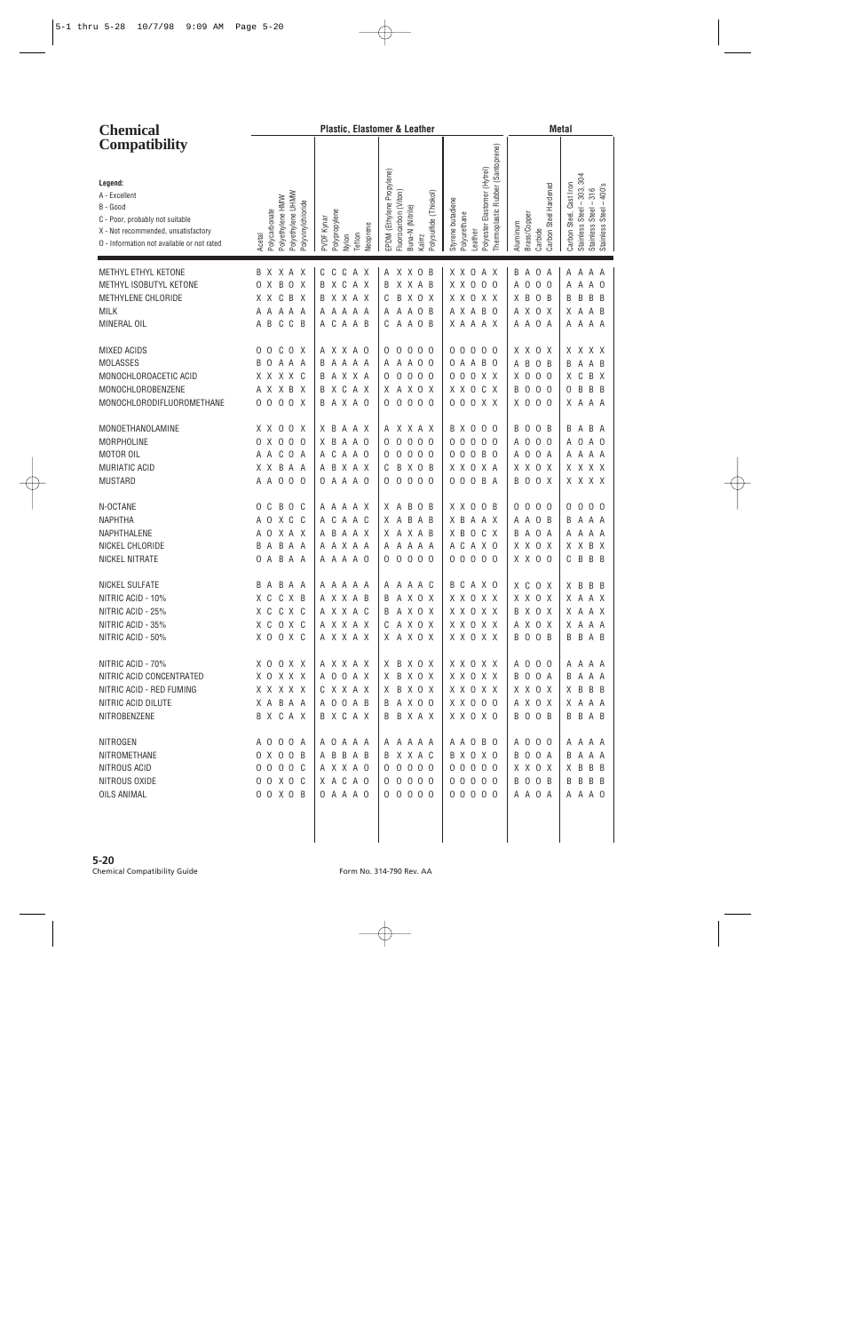# Chemical Compatibility

**Legend:**
- A - Excellent
- B - Good
- C - Poor, probably not suitable
- X - Not recommended, unsatisfactory
- O - Information not available or not rated

| Chemical | Plastic, Elastomer & Leather | | | | | | | | | | | | | | | | | | | | Metal | | | | | | | |
|---|---|---|---|---|---|---|---|---|---|---|---|---|---|---|---|---|---|---|---|---|---|---|---|---|---|---|---|---|
| | Acetal | Polycarbonate | Polyethylene HMW | Polyethylene UHMW | Polyvinylchloride | PVDF Kynar | Polypropylene | Nylon | Teflon | Neoprene | EPDM (Ethylene Propylene) | Fluorocarbon (Viton) | Buna-N (Nitrile) | Kalrez | Polysulfide (Thiokol) | Styrene butadiene | Polyurethane | Leather | Polyester Elastomer (Hytrel) | Thermoplastic Rubber (Santoprene) | Aluminum | Brass/Copper | Carbide | Carbon Steel Hardened | Carbon Steel, Cast Iron | Stainless Steel – 303, 304 | Stainless Steel – 316 | Stainless Steel – 400's |
| METHYL ETHYL KETONE | B | X | X | A | X | C | C | C | A | X | A | X | X | O | B | X | X | O | A | X | B | A | O | A | A | A | A | A |
| METHYL ISOBUTYL KETONE | O | X | B | O | X | B | X | C | A | X | B | X | X | A | B | X | X | O | O | O | A | O | O | O | A | A | A | O |
| METHYLENE CHLORIDE | X | X | C | B | X | B | X | X | A | X | C | B | X | O | X | X | X | O | X | X | X | B | O | B | B | B | B | B |
| MILK | A | A | A | A | A | A | A | A | A | A | A | A | A | O | B | A | X | A | B | O | A | X | O | X | X | A | A | B |
| MINERAL OIL | A | B | C | C | B | A | C | A | A | B | C | A | A | O | B | X | A | A | A | X | A | A | O | A | A | A | A | A |
| MIXED ACIDS | O | O | C | O | X | A | X | X | A | O | O | O | O | O | O | O | O | O | O | O | X | X | O | X | X | X | X | X |
| MOLASSES | B | O | A | A | A | B | A | A | A | A | A | A | A | O | O | O | A | A | B | O | A | B | O | B | B | A | A | B |
| MONOCHLOROACETIC ACID | X | X | X | X | C | B | A | X | X | A | O | O | O | O | O | O | O | O | X | X | X | O | O | O | X | C | B | X |
| MONOCHLOROBENZENE | A | X | X | B | X | B | X | C | A | X | X | A | X | O | X | X | X | O | C | X | B | O | O | O | O | B | B | B |
| MONOCHLORODIFLUOROMETHANE | O | O | O | O | X | B | A | X | A | O | O | O | O | O | O | O | O | O | X | X | X | O | O | O | X | A | A | A |
| MONOETHANOLAMINE | X | X | O | O | X | X | B | A | A | X | A | X | X | A | X | B | X | O | O | O | B | O | O | B | B | A | B | A |
| MORPHOLINE | O | X | O | O | O | X | B | A | A | O | O | O | O | O | O | O | O | O | O | O | A | O | O | O | A | O | A | O |
| MOTOR OIL | A | A | C | O | A | A | C | A | A | O | O | O | O | O | O | O | O | O | B | O | A | O | O | A | A | A | A | A |
| MURIATIC ACID | X | X | B | A | A | A | B | X | A | X | C | B | X | O | B | X | X | O | X | A | X | X | O | X | X | X | X | X |
| MUSTARD | A | A | O | O | O | O | A | A | A | O | O | O | O | O | O | O | O | O | B | A | B | O | O | X | X | X | X | X |
| N-OCTANE | O | C | B | O | C | A | A | A | A | X | X | A | B | O | B | X | X | O | O | B | O | O | O | O | O | O | O | O |
| NAPHTHA | A | O | X | C | C | A | C | A | A | C | X | A | B | A | B | X | B | A | A | X | A | A | O | B | B | A | A | A |
| NAPHTHALENE | A | O | X | A | X | A | B | A | A | X | X | A | X | A | B | X | B | O | C | X | B | A | O | A | A | A | A | A |
| NICKEL CHLORIDE | B | A | B | A | A | A | A | X | A | A | A | A | A | A | A | A | C | A | X | O | X | X | O | X | X | X | B | X |
| NICKEL NITRATE | O | A | B | A | A | A | A | A | A | O | O | O | O | O | O | O | O | O | O | O | X | X | O | O | C | B | B | B |
| NICKEL SULFATE | B | A | B | A | A | A | A | A | A | A | A | A | A | A | C | B | C | A | X | O | X | C | O | X | X | B | B | B |
| NITRIC ACID - 10% | X | C | C | X | B | A | X | X | A | B | B | A | X | O | X | X | X | O | X | X | X | X | O | X | X | A | A | X |
| NITRIC ACID - 25% | X | C | C | X | C | A | X | X | A | C | B | A | X | O | X | X | X | O | X | X | B | X | O | X | X | A | A | X |
| NITRIC ACID - 35% | X | C | O | X | C | A | X | X | A | X | C | A | X | O | X | X | X | O | X | X | A | X | O | X | X | A | A | A |
| NITRIC ACID - 50% | X | O | O | X | C | A | X | X | A | X | X | A | X | O | X | X | X | O | X | X | B | O | O | B | B | B | A | B |
| NITRIC ACID - 70% | X | O | O | X | X | A | X | X | A | X | X | B | X | O | X | X | X | O | X | X | A | O | O | O | A | A | A | A |
| NITRIC ACID CONCENTRATED | X | O | X | X | X | A | O | O | A | X | X | B | X | O | X | X | X | O | X | X | B | O | O | A | B | A | A | A |
| NITRIC ACID - RED FUMING | X | X | X | X | X | C | X | X | A | X | X | B | X | O | X | X | X | O | X | X | X | X | O | X | X | B | B | B |
| NITRIC ACID DILUTE | X | A | B | A | A | A | O | O | A | B | B | A | X | O | O | X | X | O | O | O | A | X | O | X | X | A | A | A |
| NITROBENZENE | B | X | C | A | X | B | X | C | A | X | B | B | X | A | X | X | X | O | X | O | B | O | O | B | B | B | A | B |
| NITROGEN | A | O | O | O | A | A | O | A | A | A | A | A | A | A | A | A | A | O | B | O | A | O | O | O | A | A | A | A |
| NITROMETHANE | O | X | O | O | B | A | B | B | A | B | B | X | X | A | C | B | X | O | X | O | B | O | O | A | B | A | A | A |
| NITROUS ACID | O | O | O | O | C | A | X | X | A | O | O | O | O | O | O | O | O | O | O | O | X | X | O | X | X | B | B | B |
| NITROUS OXIDE | O | O | X | O | C | X | A | C | A | O | O | O | O | O | O | O | O | O | O | O | B | O | O | B | B | B | B | B |
| OILS ANIMAL | O | O | X | O | B | O | A | A | A | O | O | O | O | O | O | O | O | O | O | O | A | A | O | A | A | A | A | O |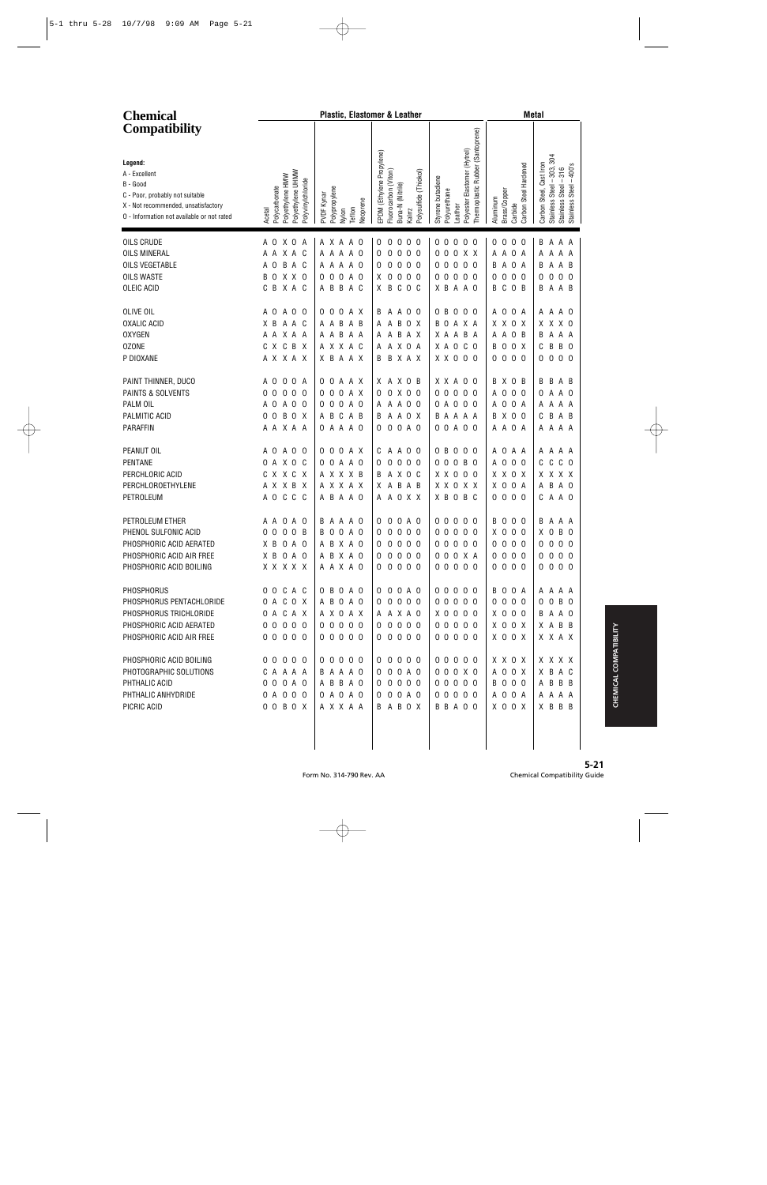# Chemical Compatibility

**Legend:**
A - Excellent
B - Good
C - Poor, probably not suitable
X - Not recommended, unsatisfactory
O - Information not available or not rated

| | Plastic, Elastomer & Leather | | | | | | | | | | | | | | | | | | | | | Metal | | | | | | | |
|---|---|---|---|---|---|---|---|---|---|---|---|---|---|---|---|---|---|---|---|---|---|---|---|---|---|---|---|---|---|
| **Chemical** | Acetal | Polycarbonate | Polyethylene HMW | Polyethylene UHMW | Polyvinylchloride | PVDF Kynar | Polypropylene | Nylon | Teflon | Neoprene | EPDM (Ethylene Propylene) | Fluorocarbon (Viton) | Buna-N (Nitrile) | Kalrez | Polysulfide (Thiokol) | Styrene butadiene | Polyurethane | Leather | Polyester Elastomer (Hytrel) | Thermoplastic Rubber (Santoprene) | Aluminum | Brass/Copper | Carbide | Carbon Steel Hardened | Carbon Steel, Cast Iron | Stainless Steel – 303, 304 | Stainless Steel – 316 | Stainless Steel – 400's |
| OILS CRUDE | A | O | X | O | A | A | X | A | A | O | O | O | O | O | O | O | O | O | O | O | O | O | O | O | B | A | A | A |
| OILS MINERAL | A | A | X | A | C | A | A | A | A | O | O | O | O | O | O | O | O | O | X | X | A | A | O | A | A | A | A | A |
| OILS VEGETABLE | A | O | B | A | C | A | A | A | A | O | O | O | O | O | O | O | O | O | O | O | B | A | O | A | B | A | A | B |
| OILS WASTE | B | O | X | X | O | O | O | O | A | O | X | O | O | O | O | O | O | O | O | O | O | O | O | O | O | O | O | O |
| OLEIC ACID | C | B | X | A | C | A | B | B | A | C | X | B | C | O | C | X | B | A | A | O | B | C | O | B | B | A | A | B |
| OLIVE OIL | A | O | A | O | O | O | O | O | A | X | B | A | A | O | O | O | B | O | O | O | A | O | O | A | A | A | A | O |
| OXALIC ACID | X | B | A | A | C | A | A | B | A | B | A | A | B | O | X | B | O | A | X | A | X | X | O | X | X | X | X | O |
| OXYGEN | A | A | X | A | A | A | A | B | A | A | A | A | B | A | X | X | A | A | B | A | A | A | O | B | B | A | A | A |
| OZONE | C | X | C | B | X | A | X | X | A | C | A | A | X | O | A | X | A | O | C | O | B | O | O | X | C | B | B | O |
| P DIOXANE | A | X | X | A | X | X | B | A | A | X | B | B | X | A | X | X | X | O | O | O | O | O | O | O | O | O | O | O |
| PAINT THINNER, DUCO | A | O | O | O | A | O | O | A | A | X | X | A | X | O | B | X | X | A | O | O | B | X | O | B | B | B | A | B |
| PAINTS & SOLVENTS | O | O | O | O | O | O | O | O | A | X | O | O | X | O | O | O | O | O | O | O | A | O | O | O | O | A | A | O |
| PALM OIL | A | O | A | O | O | O | O | O | A | O | A | A | A | O | O | O | A | O | O | O | A | O | O | A | A | A | A | A |
| PALMITIC ACID | O | O | B | O | X | A | B | C | A | B | B | A | A | O | X | B | A | A | A | A | B | X | O | O | C | B | A | B |
| PARAFFIN | A | A | X | A | A | O | A | A | A | O | O | O | O | A | O | O | O | A | O | O | A | A | O | A | A | A | A | A |
| PEANUT OIL | A | O | A | O | O | O | O | O | A | X | C | A | A | O | O | O | B | O | O | O | A | O | A | A | A | A | A | A |
| PENTANE | O | A | X | O | C | O | A | A | A | O | O | O | O | O | O | O | O | O | B | O | A | O | O | O | C | C | C | O |
| PERCHLORIC ACID | C | X | X | C | X | A | X | X | X | B | B | A | X | O | C | X | X | O | O | O | X | X | O | X | X | X | X | X |
| PERCHLOROETHYLENE | A | X | X | B | X | A | X | X | A | X | X | A | B | A | B | X | X | O | X | X | X | O | O | A | A | B | A | O |
| PETROLEUM | A | O | C | C | C | A | B | A | A | O | A | A | O | X | X | X | B | O | B | C | O | O | O | O | C | A | A | O |
| PETROLEUM ETHER | A | A | O | A | O | B | A | A | A | O | O | O | O | A | O | O | O | O | O | O | B | O | O | O | B | A | A | A |
| PHENOL SULFONIC ACID | O | O | O | O | B | B | O | O | A | O | O | O | O | O | O | O | O | O | O | O | X | O | O | O | X | O | B | O |
| PHOSPHORIC ACID AERATED | X | B | O | A | O | A | B | X | A | O | O | O | O | O | O | O | O | O | O | O | O | O | O | O | O | O | O | O |
| PHOSPHORIC ACID AIR FREE | X | B | O | A | O | A | B | X | A | O | O | O | O | O | O | O | O | O | X | A | O | O | O | O | O | O | O | O |
| PHOSPHORIC ACID BOILING | X | X | X | X | X | A | A | X | A | O | O | O | O | O | O | O | O | O | O | O | O | O | O | O | O | O | O | O |
| PHOSPHORUS | O | O | C | A | C | O | B | O | A | O | O | O | O | A | O | O | O | O | O | O | B | O | O | A | A | A | A | A |
| PHOSPHORUS PENTACHLORIDE | O | A | C | O | X | A | B | O | A | O | O | O | O | O | O | O | O | O | O | O | O | O | O | O | O | O | B | O |
| PHOSPHORUS TRICHLORIDE | O | A | C | A | X | A | X | O | A | X | A | A | X | A | O | X | O | O | O | O | X | O | O | O | B | A | A | O |
| PHOSPHORIC ACID AERATED | O | O | O | O | O | O | O | O | O | O | O | O | O | O | O | O | O | O | O | O | X | O | O | X | X | A | B | B |
| PHOSPHORIC ACID AIR FREE | O | O | O | O | O | O | O | O | O | O | O | O | O | O | O | O | O | O | O | O | X | O | O | X | X | X | A | X |
| PHOSPHORIC ACID BOILING | O | O | O | O | O | O | O | O | O | O | O | O | O | O | O | O | O | O | O | O | X | X | O | X | X | X | X | X |
| PHOTOGRAPHIC SOLUTIONS | C | A | A | A | A | B | A | A | A | O | O | O | O | A | O | O | O | O | X | O | A | O | O | X | X | B | A | C |
| PHTHALIC ACID | O | O | O | A | O | A | B | B | A | O | O | O | O | O | O | O | O | O | O | O | B | O | O | O | A | B | B | B |
| PHTHALIC ANHYDRIDE | O | A | O | O | O | O | A | O | A | O | O | O | O | A | O | O | O | O | O | O | A | O | O | A | A | A | A | A |
| PICRIC ACID | O | O | B | O | X | A | X | X | A | A | B | A | B | O | X | B | B | A | O | O | X | O | O | X | X | B | B | B |

**5-21**
Chemical Compatibility Guide
Form No. 314-790 Rev. AA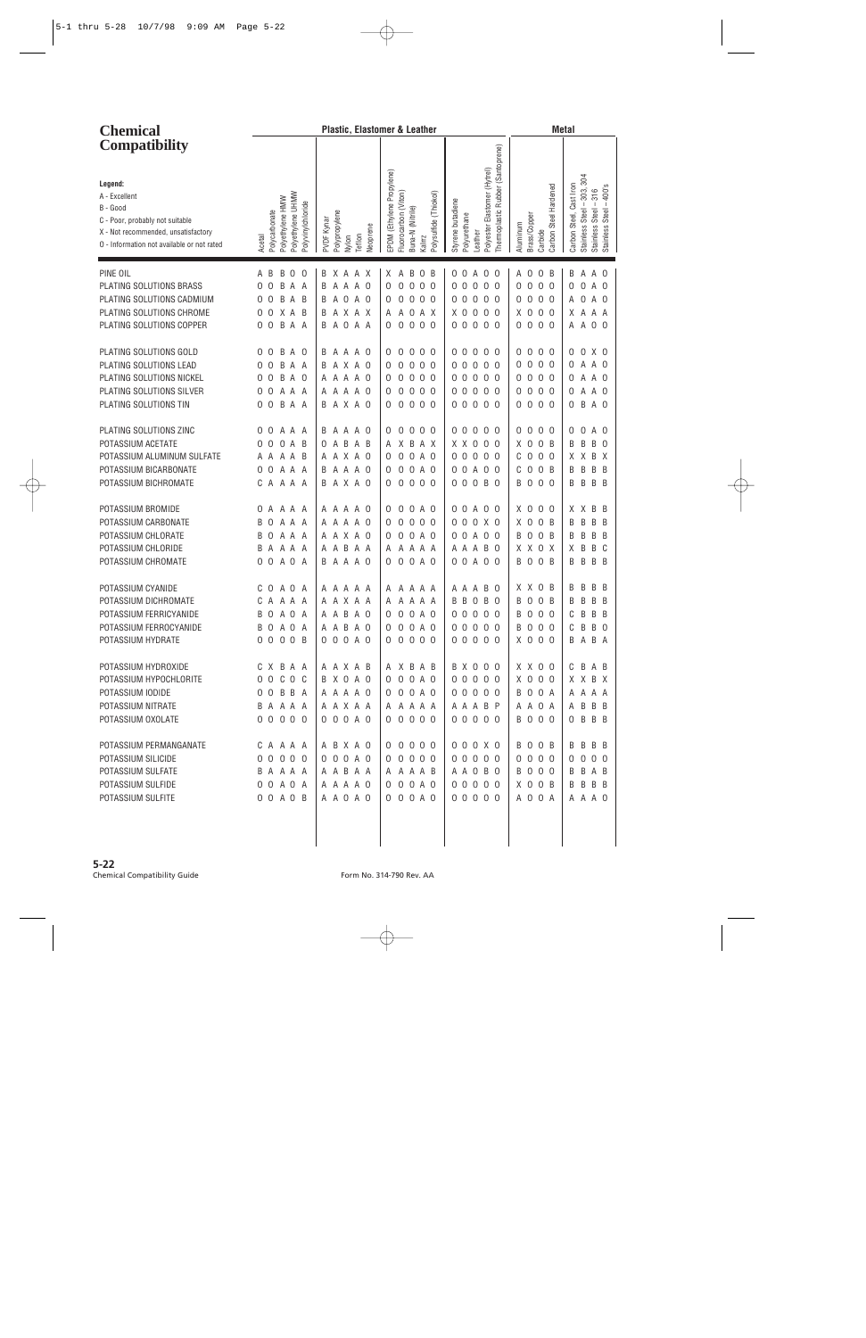# Chemical Compatibility

**Legend:**
- A - Excellent
- B - Good
- C - Poor, probably not suitable
- X - Not recommended, unsatisfactory
- O - Information not available or not rated

| Chemical | Plastic, Elastomer & Leather | | | | | | | | | | | | | | | | | | | | Metal | | | | | | | |
|---|---|---|---|---|---|---|---|---|---|---|---|---|---|---|---|---|---|---|---|---|---|---|---|---|---|---|---|---|
| | Acetal | Polycarbonate | Polyethylene HMW | Polyethylene UHMW | Polyvinylchloride | PVDF Kynar | Polypropylene | Nylon | Teflon | Neoprene | EPDM (Ethylene Propylene) | Fluorocarbon (Viton) | Buna-N (Nitrile) | Kalrez | Polysulfide (Thiokol) | Styrene butadiene | Polyurethane | Leather | Polyester Elastomer (Hytrel) | Thermoplastic Rubber (Santoprene) | Aluminum | Brass/Copper | Carbide | Carbon Steel Hardened | Carbon Steel, Cast Iron | Stainless Steel – 303, 304 | Stainless Steel – 316 | Stainless Steel – 400's |
| PINE OIL | A | B | B | O | O | B | X | A | A | X | X | A | B | O | B | O | O | A | O | O | A | O | O | B | B | A | A | O |
| PLATING SOLUTIONS BRASS | O | O | B | A | A | B | A | A | A | O | O | O | O | O | O | O | O | O | O | O | O | O | O | O | O | O | A | O |
| PLATING SOLUTIONS CADMIUM | O | O | B | A | B | B | A | O | A | O | O | O | O | O | O | O | O | O | O | O | O | O | O | O | A | O | A | O |
| PLATING SOLUTIONS CHROME | O | O | X | A | B | B | A | X | A | X | A | A | O | A | X | X | O | O | O | O | X | O | O | O | X | A | A | A |
| PLATING SOLUTIONS COPPER | O | O | B | A | A | B | A | O | A | A | O | O | O | O | O | O | O | O | O | O | O | O | O | O | A | A | O | O |
| PLATING SOLUTIONS GOLD | O | O | B | A | O | B | A | A | A | O | O | O | O | O | O | O | O | O | O | O | O | O | O | O | O | O | X | O |
| PLATING SOLUTIONS LEAD | O | O | B | A | A | B | A | X | A | O | O | O | O | O | O | O | O | O | O | O | O | O | O | O | O | A | A | O |
| PLATING SOLUTIONS NICKEL | O | O | B | A | O | A | A | A | A | O | O | O | O | O | O | O | O | O | O | O | O | O | O | O | O | A | A | O |
| PLATING SOLUTIONS SILVER | O | O | A | A | A | A | A | A | A | O | O | O | O | O | O | O | O | O | O | O | O | O | O | O | O | A | A | O |
| PLATING SOLUTIONS TIN | O | O | B | A | A | B | A | X | A | O | O | O | O | O | O | O | O | O | O | O | O | O | O | O | O | B | A | O |
| PLATING SOLUTIONS ZINC | O | O | A | A | A | B | A | A | A | O | O | O | O | O | O | O | O | O | O | O | O | O | O | O | O | O | A | O |
| POTASSIUM ACETATE | O | O | O | A | B | O | A | B | A | B | A | X | B | A | X | X | X | O | O | O | X | O | O | B | B | B | B | O |
| POTASSIUM ALUMINUM SULFATE | A | A | A | A | B | A | A | X | A | O | O | O | O | A | O | O | O | O | O | O | C | O | O | O | X | X | B | X |
| POTASSIUM BICARBONATE | O | O | A | A | A | B | A | A | A | O | O | O | O | A | O | O | O | A | O | O | C | O | O | B | B | B | B | B |
| POTASSIUM BICHROMATE | C | A | A | A | A | B | A | X | A | O | O | O | O | O | O | O | O | O | B | O | B | O | O | O | B | B | B | B |
| POTASSIUM BROMIDE | O | A | A | A | A | A | A | A | A | O | O | O | O | A | O | O | O | A | O | O | X | O | O | O | X | X | B | B |
| POTASSIUM CARBONATE | B | O | A | A | A | A | A | A | A | O | O | O | O | O | O | O | O | O | X | O | X | O | O | B | B | B | B | B |
| POTASSIUM CHLORATE | B | O | A | A | A | A | A | X | A | O | O | O | O | A | O | O | O | A | O | O | B | O | O | B | B | B | B | B |
| POTASSIUM CHLORIDE | B | A | A | A | A | A | A | B | A | A | A | A | A | A | A | A | A | A | B | O | X | X | O | X | X | B | B | C |
| POTASSIUM CHROMATE | O | O | A | O | A | B | A | A | A | O | O | O | O | A | O | O | O | A | O | O | B | O | O | B | B | B | B | B |
| POTASSIUM CYANIDE | C | O | A | O | A | A | A | A | A | A | A | A | A | A | A | A | A | A | B | O | X | X | O | B | B | B | B | B |
| POTASSIUM DICHROMATE | C | A | A | A | A | A | A | X | A | A | A | A | A | A | A | B | B | O | B | O | B | O | O | B | B | B | B | B |
| POTASSIUM FERRICYANIDE | B | O | A | O | A | A | A | B | A | O | O | O | O | A | O | O | O | O | O | O | B | O | O | O | C | B | B | B |
| POTASSIUM FERROCYANIDE | B | O | A | O | A | A | A | B | A | O | O | O | O | A | O | O | O | O | O | O | B | O | O | O | C | B | B | O |
| POTASSIUM HYDRATE | O | O | O | O | B | O | O | O | A | O | O | O | O | O | O | O | O | O | O | O | X | O | O | O | B | A | B | A |
| POTASSIUM HYDROXIDE | C | X | B | A | A | A | A | X | A | B | A | X | B | A | B | B | X | O | O | O | X | X | O | O | C | B | A | B |
| POTASSIUM HYPOCHLORITE | O | O | C | O | C | B | X | O | A | O | O | O | O | A | O | O | O | O | O | O | X | O | O | O | X | X | B | X |
| POTASSIUM IODIDE | O | O | B | B | A | A | A | A | A | O | O | O | O | A | O | O | O | O | O | O | B | O | O | A | A | A | A | A |
| POTASSIUM NITRATE | B | A | A | A | A | A | A | X | A | A | A | A | A | A | A | A | A | A | B | P | A | A | O | A | A | B | B | B |
| POTASSIUM OXOLATE | O | O | O | O | O | O | O | O | A | O | O | O | O | O | O | O | O | O | O | O | B | O | O | O | O | B | B | B |
| POTASSIUM PERMANGANATE | C | A | A | A | A | A | B | X | A | O | O | O | O | O | O | O | O | O | X | O | B | O | O | B | B | B | B | B |
| POTASSIUM SILICIDE | O | O | O | O | O | O | O | O | A | O | O | O | O | O | O | O | O | O | O | O | O | O | O | O | O | O | O | O |
| POTASSIUM SULFATE | B | A | A | A | A | A | A | B | A | A | A | A | A | A | B | A | A | O | B | O | B | O | O | O | B | B | A | B |
| POTASSIUM SULFIDE | O | O | A | O | A | A | A | A | A | O | O | O | O | A | O | O | O | O | O | O | X | O | O | B | B | B | B | B |
| POTASSIUM SULFITE | O | O | A | O | B | A | A | O | A | O | O | O | O | A | O | O | O | O | O | O | A | O | O | A | A | A | A | O |

Chemical Compatibility Guide

Form No. 314-790 Rev. AA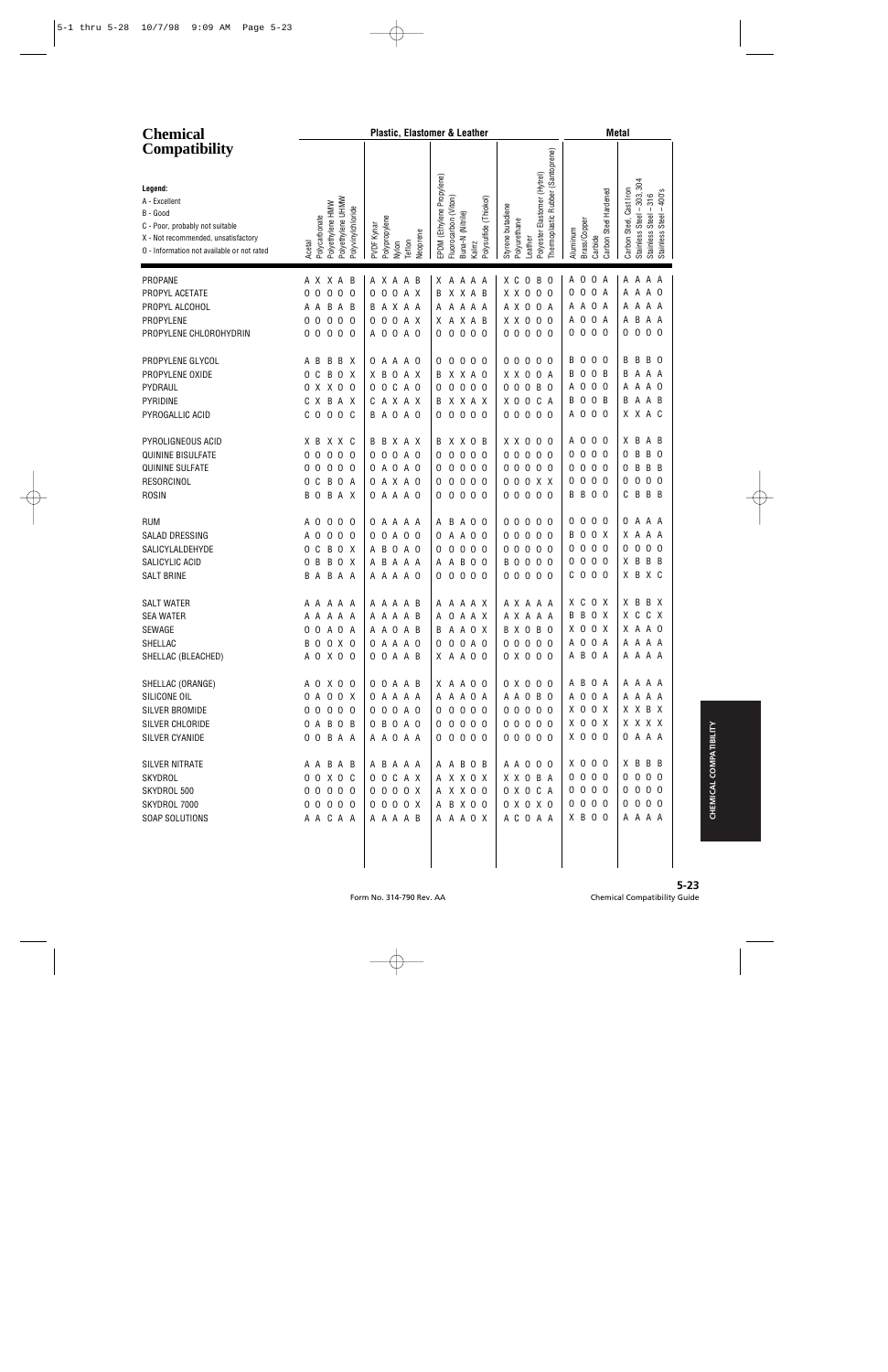# Chemical Compatibility

**Legend:**
A - Excellent
B - Good
C - Poor, probably not suitable
X - Not recommended, unsatisfactory
O - Information not available or not rated

| Chemical | Acetal | Polycarbonate | Polyethylene HMW | Polyethylene UHMW | Polyvinylchloride | PVDF Kynar | Polypropylene | Nylon | Teflon | Neoprene | EPDM (Ethylene Propylene) | Fluorocarbon (Viton) | Buna-N (Nitrile) | Kalrez | Polysulfide (Thiokol) | Styrene butadiene | Polyurethane | Leather | Polyester Elastomer (Hytrel) | Thermoplastic Rubber (Santoprene) | Aluminum | Brass/Copper | Carbide | Carbon Steel Hardened | Carbon Steel, Cast Iron | Stainless Steel – 303, 304 | Stainless Steel – 316 | Stainless Steel – 400's |
|---|---|---|---|---|---|---|---|---|---|---|---|---|---|---|---|---|---|---|---|---|---|---|---|---|---|---|---|---|
| | **Plastic, Elastomer & Leather** | | | | | | | | | | | | | | | | | | | | **Metal** | | | | | | | |
| PROPANE | A | X | X | A | B | A | X | A | A | B | X | A | A | A | A | X | C | O | B | O | A | O | O | A | A | A | A | A |
| PROPYL ACETATE | O | O | O | O | O | O | O | O | A | X | B | X | X | A | B | X | X | O | O | O | O | O | O | A | A | A | A | O |
| PROPYL ALCOHOL | A | A | B | A | B | B | A | X | A | A | A | A | A | A | A | A | X | O | O | A | A | A | O | A | A | A | A | A |
| PROPYLENE | O | O | O | O | O | O | O | O | A | X | X | A | X | A | B | X | X | O | O | O | A | O | O | A | A | B | A | A |
| PROPYLENE CHLOROHYDRIN | O | O | O | O | O | A | O | O | A | O | O | O | O | O | O | O | O | O | O | O | O | O | O | O | O | O | O | O |
| PROPYLENE GLYCOL | A | B | B | B | X | O | A | A | A | O | O | O | O | O | O | O | O | O | O | O | B | O | O | O | B | B | B | O |
| PROPYLENE OXIDE | O | C | B | O | X | X | B | O | A | X | B | X | X | A | O | X | X | O | O | A | B | O | O | B | B | A | A | A |
| PYDRAUL | O | X | X | O | O | O | O | C | A | O | O | O | O | O | O | O | O | O | B | O | A | O | O | O | A | A | A | O |
| PYRIDINE | C | X | B | A | X | C | A | X | A | X | B | X | X | A | X | X | O | O | C | A | B | O | O | B | B | A | A | B |
| PYROGALLIC ACID | C | O | O | O | C | B | A | O | A | O | O | O | O | O | O | O | O | O | O | O | A | O | O | O | X | X | A | C |
| PYROLIGNEOUS ACID | X | B | X | X | C | B | B | X | A | X | B | X | X | O | B | X | X | O | O | O | A | O | O | O | X | B | A | B |
| QUININE BISULFATE | O | O | O | O | O | O | O | O | A | O | O | O | O | O | O | O | O | O | O | O | O | O | O | O | O | B | B | O |
| QUININE SULFATE | O | O | O | O | O | O | A | O | A | O | O | O | O | O | O | O | O | O | O | O | O | O | O | O | O | B | B | B |
| RESORCINOL | O | C | B | O | A | O | A | X | A | O | O | O | O | O | O | O | O | O | X | X | O | O | O | O | O | O | O | O |
| ROSIN | B | O | B | A | X | O | A | A | A | O | O | O | O | O | O | O | O | O | O | O | B | B | O | O | C | B | B | B |
| RUM | A | O | O | O | O | O | A | A | A | A | A | B | A | O | O | O | O | O | O | O | O | O | O | O | O | A | A | A |
| SALAD DRESSING | A | O | O | O | O | O | O | A | O | O | O | A | A | O | O | O | O | O | O | O | B | O | O | X | X | A | A | A |
| SALICYLALDEHYDE | O | C | B | O | X | A | B | O | A | O | O | O | O | O | O | O | O | O | O | O | O | O | O | O | O | O | O | O |
| SALICYLIC ACID | O | B | B | O | X | A | B | A | A | A | A | A | B | O | O | B | O | O | O | O | O | O | O | O | X | B | B | B |
| SALT BRINE | B | A | B | A | A | A | A | A | A | O | O | O | O | O | O | O | O | O | O | O | C | O | O | O | X | B | X | C |
| SALT WATER | A | A | A | A | A | A | A | A | A | B | A | A | A | A | X | A | X | A | A | A | X | C | O | X | X | B | B | X |
| SEA WATER | A | A | A | A | A | A | A | A | A | B | A | O | A | A | X | A | X | A | A | A | B | B | O | X | X | C | C | X |
| SEWAGE | O | O | A | O | A | A | A | O | A | B | B | A | A | O | X | B | X | O | B | O | X | O | O | X | X | A | A | O |
| SHELLAC | B | O | O | X | O | O | A | A | A | O | O | O | O | A | O | O | O | O | O | O | A | O | O | A | A | A | A | A |
| SHELLAC (BLEACHED) | A | O | X | O | O | O | O | A | A | B | X | A | A | O | O | O | X | O | O | O | A | B | O | A | A | A | A | A |
| SHELLAC (ORANGE) | A | O | X | O | O | O | O | A | A | B | X | A | A | O | O | O | X | O | O | O | A | B | O | A | A | A | A | A |
| SILICONE OIL | O | A | O | O | X | O | A | A | A | A | A | A | A | O | A | A | A | O | B | O | A | O | O | A | A | A | A | A |
| SILVER BROMIDE | O | O | O | O | O | O | O | O | A | O | O | O | O | O | O | O | O | O | O | O | X | O | O | X | X | X | B | X |
| SILVER CHLORIDE | O | A | B | O | B | O | B | O | A | O | O | O | O | O | O | O | O | O | O | O | X | O | O | X | X | X | X | X |
| SILVER CYANIDE | O | O | B | A | A | A | A | O | A | A | O | O | O | O | O | O | O | O | O | O | X | O | O | O | O | A | A | A |
| SILVER NITRATE | A | A | B | A | B | A | B | A | A | A | A | A | B | O | B | A | A | O | O | O | X | O | O | O | X | B | B | B |
| SKYDROL | O | O | X | O | C | O | O | C | A | X | A | X | X | O | X | X | X | O | B | A | O | O | O | O | O | O | O | O |
| SKYDROL 500 | O | O | O | O | O | O | O | O | O | X | A | X | X | O | O | O | X | O | C | A | O | O | O | O | O | O | O | O |
| SKYDROL 7000 | O | O | O | O | O | O | O | O | O | X | A | B | X | O | O | O | X | O | X | O | O | O | O | O | O | O | O | O |
| SOAP SOLUTIONS | A | A | C | A | A | A | A | A | A | B | A | A | A | O | X | A | C | O | A | A | X | B | O | O | A | A | A | A |

CHEMICAL COMPATIBILITY

Form No. 314-790 Rev. AA

5-23
Chemical Compatibility Guide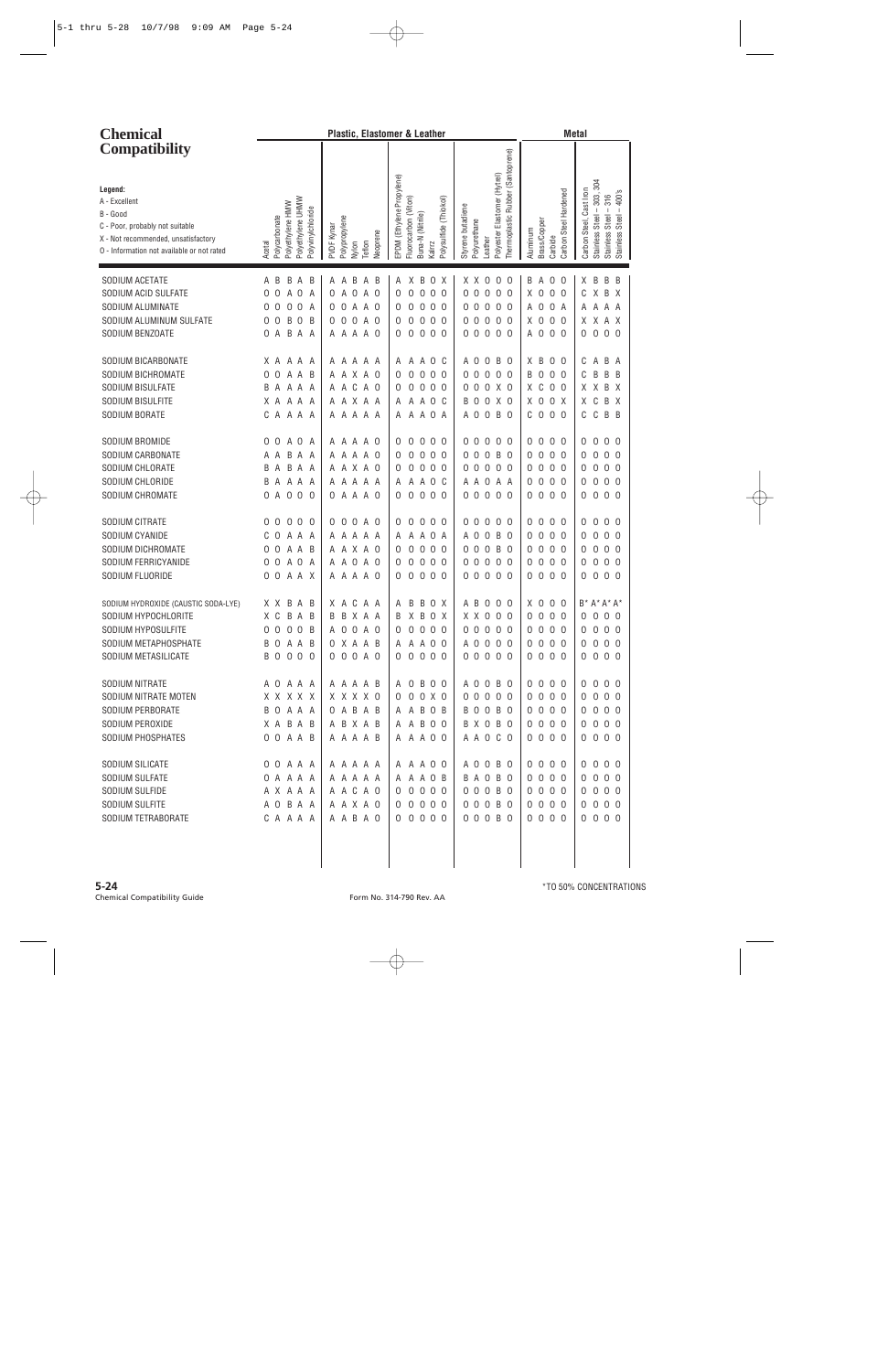# Chemical Compatibility

**Legend:**
- A - Excellent
- B - Good
- C - Poor, probably not suitable
- X - Not recommended, unsatisfactory
- O - Information not available or not rated

| | Plastic, Elastomer & Leather | | | | | | | | | | | | | | | | | | | | Metal | | | | | | | |
|---|---|---|---|---|---|---|---|---|---|---|---|---|---|---|---|---|---|---|---|---|---|---|---|---|---|---|---|---|
| Chemical | Acetal | Polycarbonate | Polyethylene HMW | Polyethylene UHMW | Polyvinylchloride | PVDF Kynar | Polypropylene | Nylon | Teflon | Neoprene | EPDM (Ethylene Propylene) | Fluorocarbon (Viton) | Buna-N (Nitrile) | Kalrez | Polysulfide (Thiokol) | Styrene butadiene | Polyurethane | Leather | Polyester Elastomer (Hytrel) | Thermoplastic Rubber (Santoprene) | Aluminum | Brass/Copper | Carbide | Carbon Steel Hardened | Carbon Steel, Cast Iron | Stainless Steel – 303, 304 | Stainless Steel – 316 | Stainless Steel – 400's |
| SODIUM ACETATE | A | B | B | A | B | A | A | B | A | B | A | X | B | O | X | X | X | O | O | O | B | A | O | O | X | B | B | B |
| SODIUM ACID SULFATE | O | O | A | O | A | O | A | O | A | O | O | O | O | O | O | O | O | O | O | O | X | O | O | O | C | X | B | X |
| SODIUM ALUMINATE | O | O | O | O | A | O | O | A | A | O | O | O | O | O | O | O | O | O | O | O | A | O | O | A | A | A | A | A |
| SODIUM ALUMINUM SULFATE | O | O | B | O | B | O | O | O | A | O | O | O | O | O | O | O | O | O | O | O | X | O | O | O | X | X | A | X |
| SODIUM BENZOATE | O | A | B | A | A | A | A | A | A | O | O | O | O | O | O | O | O | O | O | O | A | O | O | O | O | O | O | O |
| SODIUM BICARBONATE | X | A | A | A | A | A | A | A | A | A | A | A | A | O | C | A | O | O | B | O | X | B | O | O | C | A | B | A |
| SODIUM BICHROMATE | O | O | A | A | B | A | A | X | A | O | O | O | O | O | O | O | O | O | O | O | B | O | O | O | C | B | B | B |
| SODIUM BISULFATE | B | A | A | A | A | A | A | C | A | O | O | O | O | O | O | O | O | O | X | O | X | C | O | O | X | X | B | X |
| SODIUM BISULFITE | X | A | A | A | A | A | A | X | A | A | A | A | A | O | C | B | O | O | X | O | X | O | O | X | X | C | B | X |
| SODIUM BORATE | C | A | A | A | A | A | A | A | A | A | A | A | A | O | A | A | O | O | B | O | C | O | O | O | C | C | B | B |
| SODIUM BROMIDE | O | O | A | O | A | A | A | A | A | O | O | O | O | O | O | O | O | O | O | O | O | O | O | O | O | O | O | O |
| SODIUM CARBONATE | A | A | B | A | A | A | A | A | A | O | O | O | O | O | O | O | O | O | B | O | O | O | O | O | O | O | O | O |
| SODIUM CHLORATE | B | A | B | A | A | A | A | X | A | O | O | O | O | O | O | O | O | O | O | O | O | O | O | O | O | O | O | O |
| SODIUM CHLORIDE | B | A | A | A | A | A | A | A | A | A | A | A | A | O | C | A | A | O | A | A | O | O | O | O | O | O | O | O |
| SODIUM CHROMATE | O | A | O | O | O | O | A | A | A | O | O | O | O | O | O | O | O | O | O | O | O | O | O | O | O | O | O | O |
| SODIUM CITRATE | O | O | O | O | O | O | O | O | A | O | O | O | O | O | O | O | O | O | O | O | O | O | O | O | O | O | O | O |
| SODIUM CYANIDE | C | O | A | A | A | A | A | A | A | A | A | A | A | O | A | A | O | O | B | O | O | O | O | O | O | O | O | O |
| SODIUM DICHROMATE | O | O | A | A | B | A | A | X | A | O | O | O | O | O | O | O | O | O | B | O | O | O | O | O | O | O | O | O |
| SODIUM FERRICYANIDE | O | O | A | O | A | A | A | O | A | O | O | O | O | O | O | O | O | O | O | O | O | O | O | O | O | O | O | O |
| SODIUM FLUORIDE | O | O | A | A | X | A | A | A | A | O | O | O | O | O | O | O | O | O | O | O | O | O | O | O | O | O | O | O |
| SODIUM HYDROXIDE (CAUSTIC SODA-LYE) | X | X | B | A | B | X | A | C | A | A | A | B | B | O | X | A | B | O | O | O | X | O | O | O | B* | A* | A* | A* |
| SODIUM HYPOCHLORITE | X | C | B | A | B | B | B | X | A | A | B | X | B | O | X | X | X | O | O | O | O | O | O | O | O | O | O | O |
| SODIUM HYPOSULFITE | O | O | O | O | B | A | O | O | A | O | O | O | O | O | O | O | O | O | O | O | O | O | O | O | O | O | O | O |
| SODIUM METAPHOSPHATE | B | O | A | A | B | O | X | A | A | B | A | A | A | O | O | A | O | O | O | O | O | O | O | O | O | O | O | O |
| SODIUM METASILICATE | B | O | O | O | O | O | O | O | A | O | O | O | O | O | O | O | O | O | O | O | O | O | O | O | O | O | O | O |
| SODIUM NITRATE | A | O | A | A | A | A | A | A | A | B | A | O | B | O | O | A | O | O | B | O | O | O | O | O | O | O | O | O |
| SODIUM NITRATE MOTEN | X | X | X | X | X | X | X | X | X | O | O | O | O | X | O | O | O | O | O | O | O | O | O | O | O | O | O | O |
| SODIUM PERBORATE | B | O | A | A | A | O | A | B | A | B | A | A | B | O | B | B | O | O | B | O | O | O | O | O | O | O | O | O |
| SODIUM PEROXIDE | X | A | B | A | B | A | B | X | A | B | A | A | B | O | O | B | X | O | B | O | O | O | O | O | O | O | O | O |
| SODIUM PHOSPHATES | O | O | A | A | B | A | A | A | A | B | A | A | A | O | O | A | A | O | C | O | O | O | O | O | O | O | O | O |
| SODIUM SILICATE | O | O | A | A | A | A | A | A | A | A | A | A | A | O | O | A | O | O | B | O | O | O | O | O | O | O | O | O |
| SODIUM SULFATE | O | A | A | A | A | A | A | A | A | A | A | A | A | O | B | B | A | O | B | O | O | O | O | O | O | O | O | O |
| SODIUM SULFIDE | A | X | A | A | A | A | A | C | A | O | O | O | O | O | O | O | O | O | B | O | O | O | O | O | O | O | O | O |
| SODIUM SULFITE | A | O | B | A | A | A | A | X | A | O | O | O | O | O | O | O | O | O | B | O | O | O | O | O | O | O | O | O |
| SODIUM TETRABORATE | C | A | A | A | A | A | A | B | A | O | O | O | O | O | O | O | O | O | B | O | O | O | O | O | O | O | O | O |

*TO 50% CONCENTRATIONS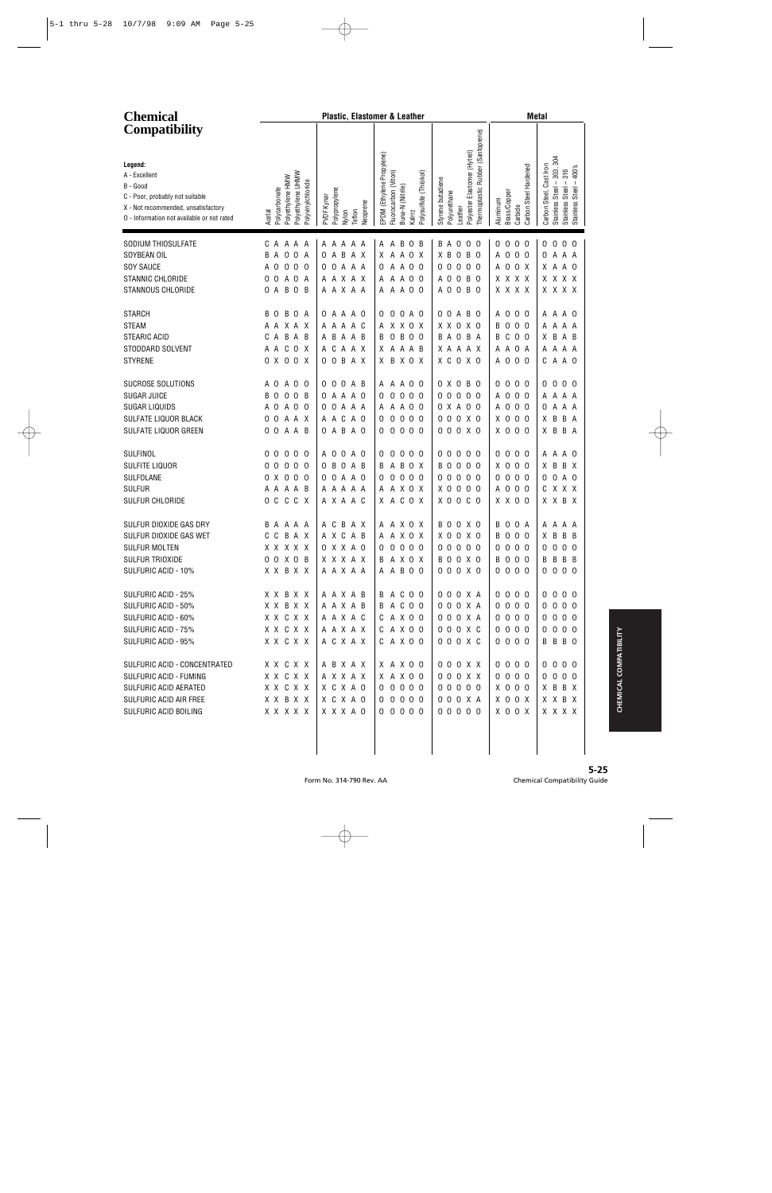# Chemical Compatibility

**Legend:**
A - Excellent
B - Good
C - Poor, probably not suitable
X - Not recommended, unsatisfactory
0 - Information not available or not rated

| Chemical | Acetal | Polycarbonate | Polyethylene HMW | Polyethylene UHMW | Polyvinylchloride | PVDF Kynar | Polypropylene | Nylon | Teflon | Neoprene | EPDM (Ethylene Propylene) | Fluorocarbon (Viton) | Buna-N (Nitrile) | Kalrez | Polysulfide (Thiokol) | Styrene butadiene | Polyurethane | Leather | Polyester Elastomer (Hytrel) | Thermoplastic Rubber (Santoprene) | Aluminum | Brass/Copper | Carbide | Carbon Steel Hardened | Carbon Steel, Cast Iron | Stainless Steel – 303, 304 | Stainless Steel – 316 | Stainless Steel – 400's |
|---|---|---|---|---|---|---|---|---|---|---|---|---|---|---|---|---|---|---|---|---|---|---|---|---|---|---|---|---|
| SODIUM THIOSULFATE | C | A | A | A | A | A | A | A | A | A | A | A | B | 0 | B | B | A | 0 | 0 | 0 | 0 | 0 | 0 | 0 | 0 | 0 | 0 | 0 |
| SOYBEAN OIL | B | A | 0 | 0 | A | 0 | A | B | A | X | X | A | A | 0 | X | X | B | 0 | B | 0 | A | 0 | 0 | 0 | 0 | A | A | A |
| SOY SAUCE | A | 0 | 0 | 0 | 0 | 0 | 0 | A | A | A | 0 | A | A | 0 | 0 | 0 | 0 | 0 | 0 | 0 | A | 0 | 0 | X | X | A | A | 0 |
| STANNIC CHLORIDE | 0 | 0 | A | 0 | A | A | A | X | A | X | A | A | A | 0 | 0 | A | 0 | 0 | B | 0 | X | X | X | X | X | X | X | X |
| STANNOUS CHLORIDE | 0 | A | B | 0 | B | A | A | X | A | A | A | A | A | 0 | 0 | A | 0 | 0 | B | 0 | X | X | X | X | X | X | X | X |
| STARCH | B | 0 | B | 0 | A | 0 | A | A | A | 0 | 0 | 0 | 0 | A | 0 | 0 | 0 | A | B | 0 | A | 0 | 0 | 0 | A | A | A | 0 |
| STEAM | A | A | X | A | X | A | A | A | A | C | A | X | X | 0 | X | X | X | 0 | X | 0 | B | 0 | 0 | 0 | A | A | A | A |
| STEARIC ACID | C | A | B | A | B | A | B | A | A | B | B | 0 | B | 0 | 0 | B | A | 0 | B | A | B | C | 0 | 0 | X | B | A | B |
| STODDARD SOLVENT | A | A | C | 0 | X | A | C | A | A | X | X | A | A | A | B | X | A | A | A | X | A | A | 0 | A | A | A | A | A |
| STYRENE | 0 | X | 0 | 0 | X | 0 | 0 | B | A | X | X | B | X | 0 | X | X | C | 0 | X | 0 | A | 0 | 0 | 0 | C | A | A | 0 |
| SUCROSE SOLUTIONS | A | 0 | A | 0 | 0 | 0 | 0 | 0 | A | B | A | A | A | 0 | 0 | 0 | X | 0 | B | 0 | 0 | 0 | 0 | 0 | 0 | 0 | 0 | 0 |
| SUGAR JUICE | B | 0 | 0 | 0 | B | 0 | A | A | A | 0 | 0 | 0 | 0 | 0 | 0 | 0 | 0 | 0 | 0 | 0 | A | 0 | 0 | 0 | A | A | A | A |
| SUGAR LIQUIDS | A | 0 | A | 0 | 0 | 0 | 0 | A | A | A | A | A | A | 0 | 0 | 0 | X | A | 0 | 0 | A | 0 | 0 | 0 | 0 | A | A | A |
| SULFATE LIQUOR BLACK | 0 | 0 | A | A | X | A | A | C | A | 0 | 0 | 0 | 0 | 0 | 0 | 0 | 0 | 0 | X | 0 | X | 0 | 0 | 0 | X | B | B | A |
| SULFATE LIQUOR GREEN | 0 | 0 | A | A | B | 0 | A | B | A | 0 | 0 | 0 | 0 | 0 | 0 | 0 | 0 | 0 | X | 0 | X | 0 | 0 | 0 | X | B | B | A |
| SULFINOL | 0 | 0 | 0 | 0 | 0 | A | 0 | 0 | A | 0 | 0 | 0 | 0 | 0 | 0 | 0 | 0 | 0 | 0 | 0 | 0 | 0 | 0 | 0 | A | A | A | 0 |
| SULFITE LIQUOR | 0 | 0 | 0 | 0 | 0 | 0 | B | 0 | A | B | B | A | B | 0 | X | B | 0 | 0 | 0 | 0 | X | 0 | 0 | 0 | X | B | B | X |
| SULFOLANE | 0 | X | 0 | 0 | 0 | 0 | 0 | A | A | 0 | 0 | 0 | 0 | 0 | 0 | 0 | 0 | 0 | 0 | 0 | 0 | 0 | 0 | 0 | 0 | 0 | A | 0 |
| SULFUR | A | A | A | A | B | A | A | A | A | A | A | A | X | 0 | X | X | 0 | 0 | 0 | 0 | A | 0 | 0 | 0 | C | X | X | X |
| SULFUR CHLORIDE | 0 | C | C | C | X | A | X | A | A | C | X | A | C | 0 | X | X | 0 | 0 | C | 0 | X | X | 0 | 0 | X | X | B | X |
| SULFUR DIOXIDE GAS DRY | B | A | A | A | A | A | C | B | A | X | A | A | X | 0 | X | B | 0 | 0 | X | 0 | B | 0 | 0 | A | A | A | A | A |
| SULFUR DIOXIDE GAS WET | C | C | B | A | X | A | X | C | A | B | A | A | X | 0 | X | X | 0 | 0 | X | 0 | B | 0 | 0 | 0 | X | B | B | B |
| SULFUR MOLTEN | X | X | X | X | X | 0 | X | X | A | 0 | 0 | 0 | 0 | 0 | 0 | 0 | 0 | 0 | 0 | 0 | 0 | 0 | 0 | 0 | 0 | 0 | 0 | 0 |
| SULFUR TRIOXIDE | 0 | 0 | X | 0 | B | X | X | X | A | X | B | A | X | 0 | X | B | 0 | 0 | X | 0 | B | 0 | 0 | 0 | B | B | B | B |
| SULFURIC ACID - 10% | X | X | B | X | X | A | A | X | A | A | A | A | B | 0 | 0 | 0 | 0 | 0 | X | 0 | 0 | 0 | 0 | 0 | 0 | 0 | 0 | 0 |
| SULFURIC ACID - 25% | X | X | B | X | X | A | A | X | A | B | B | A | C | 0 | 0 | 0 | 0 | 0 | X | A | 0 | 0 | 0 | 0 | 0 | 0 | 0 | 0 |
| SULFURIC ACID - 50% | X | X | B | X | X | A | A | X | A | B | B | A | C | 0 | 0 | 0 | 0 | 0 | X | A | 0 | 0 | 0 | 0 | 0 | 0 | 0 | 0 |
| SULFURIC ACID - 60% | X | X | C | X | X | A | A | X | A | C | C | A | X | 0 | 0 | 0 | 0 | 0 | X | A | 0 | 0 | 0 | 0 | 0 | 0 | 0 | 0 |
| SULFURIC ACID - 75% | X | X | C | X | X | A | A | X | A | X | C | A | X | 0 | 0 | 0 | 0 | 0 | X | C | 0 | 0 | 0 | 0 | 0 | 0 | 0 | 0 |
| SULFURIC ACID - 95% | X | X | C | X | X | A | C | X | A | X | C | A | X | 0 | 0 | 0 | 0 | 0 | X | C | 0 | 0 | 0 | 0 | B | B | B | 0 |
| SULFURIC ACID - CONCENTRATED | X | X | C | X | X | A | B | X | A | X | X | A | X | 0 | 0 | 0 | 0 | 0 | X | X | 0 | 0 | 0 | 0 | 0 | 0 | 0 | 0 |
| SULFURIC ACID - FUMING | X | X | C | X | X | A | X | X | A | X | X | A | X | 0 | 0 | 0 | 0 | 0 | X | X | 0 | 0 | 0 | 0 | 0 | 0 | 0 | 0 |
| SULFURIC ACID AERATED | X | X | C | X | X | X | C | X | A | 0 | 0 | 0 | 0 | 0 | 0 | 0 | 0 | 0 | 0 | 0 | X | 0 | 0 | 0 | X | B | B | X |
| SULFURIC ACID AIR FREE | X | X | B | X | X | X | C | X | A | 0 | 0 | 0 | 0 | 0 | 0 | 0 | 0 | 0 | X | A | X | 0 | 0 | X | X | X | B | X |
| SULFURIC ACID BOILING | X | X | X | X | X | X | X | X | A | 0 | 0 | 0 | 0 | 0 | 0 | 0 | 0 | 0 | 0 | 0 | X | 0 | 0 | X | X | X | X | X |

Form No. 314-790 Rev. AA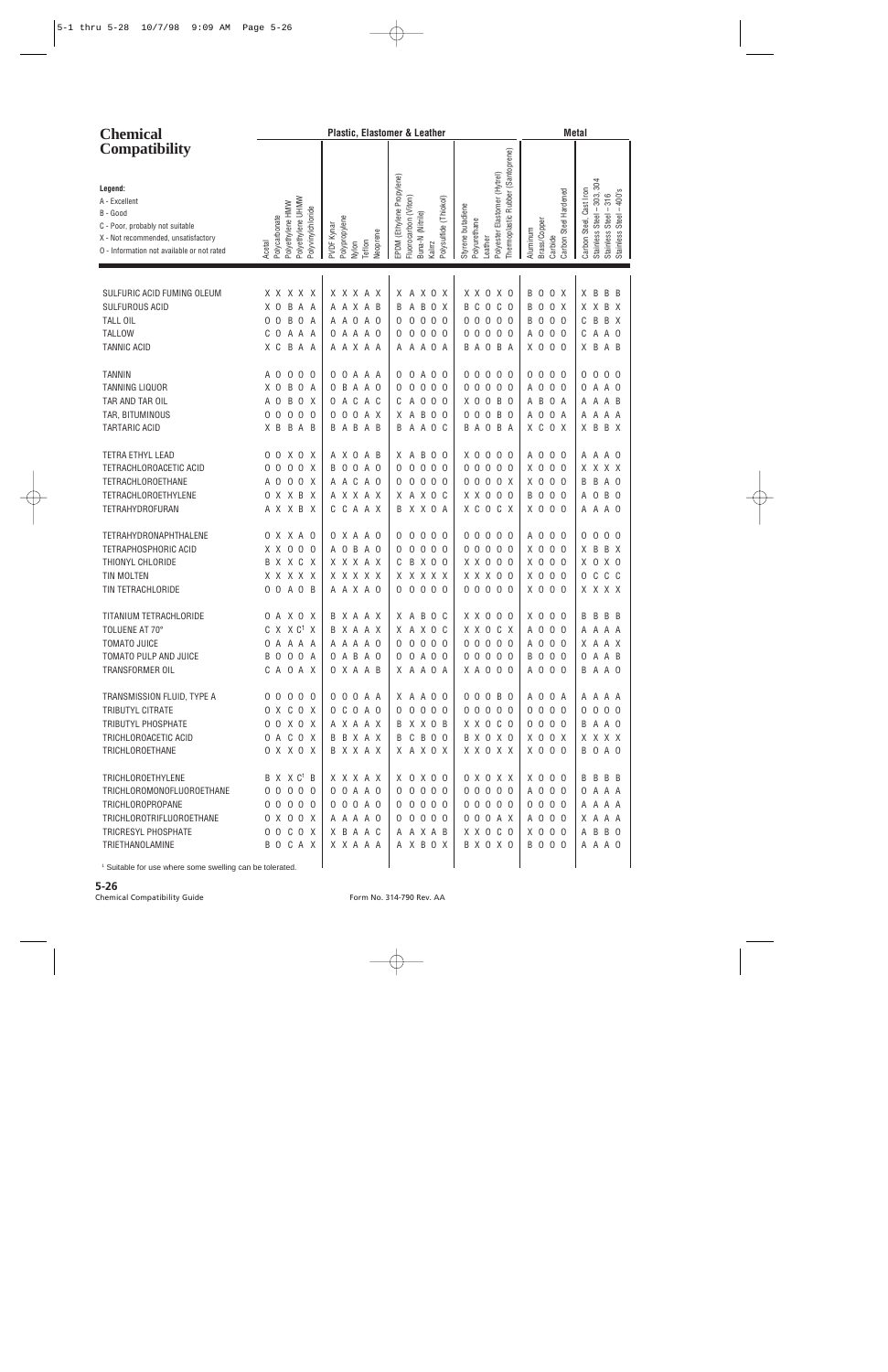# Chemical Compatibility

**Legend:**
A - Excellent
B - Good
C - Poor, probably not suitable
X - Not recommended, unsatisfactory
O - Information not available or not rated

| Chemical | Acetal | Polycarbonate | Polyethylene HMW | Polyethylene UHMW | Polyvinylchloride | PVDF Kynar | Polypropylene | Nylon | Teflon | Neoprene | EPDM (Ethylene Propylene) | Fluorocarbon (Viton) | Buna-N (Nitrile) | Kalrez | Polysulfide (Thiokol) | Styrene butadiene | Polyurethane | Leather | Polyester Elastomer (Hytrel) | Thermoplastic Rubber (Santoprene) | Aluminum | Brass/Copper | Carbide | Carbon Steel Hardened | Carbon Steel, Cast Iron | Stainless Steel – 303, 304 | Stainless Steel – 316 | Stainless Steel – 400's |
|---|---|---|---|---|---|---|---|---|---|---|---|---|---|---|---|---|---|---|---|---|---|---|---|---|---|---|---|---|
| SULFURIC ACID FUMING OLEUM | X | X | X | X | X | X | X | X | A | X | X | A | X | O | X | X | X | O | X | O | B | O | O | X | X | B | B | B |
| SULFUROUS ACID | X | O | B | A | A | A | A | X | A | B | B | A | B | O | X | B | C | O | C | O | B | O | O | X | X | X | B | X |
| TALL OIL | O | O | B | O | A | A | A | O | A | O | O | O | O | O | O | O | O | O | O | O | B | O | O | O | C | B | B | X |
| TALLOW | C | O | A | A | A | O | A | A | A | O | O | O | O | O | O | O | O | O | O | O | A | O | O | O | C | A | A | O |
| TANNIC ACID | X | C | B | A | A | A | A | X | A | A | A | A | A | O | A | B | A | O | B | A | X | O | O | O | X | B | A | B |
| TANNIN | A | O | O | O | O | O | O | A | A | A | O | O | A | O | O | O | O | O | O | O | O | O | O | O | O | O | O | O |
| TANNING LIQUOR | X | O | B | O | A | O | B | A | A | O | O | O | O | O | O | O | O | O | O | O | A | O | O | O | O | A | A | O |
| TAR AND TAR OIL | A | O | B | O | X | O | A | C | A | C | C | A | O | O | O | X | O | O | B | O | A | B | O | A | A | A | A | B |
| TAR, BITUMINOUS | O | O | O | O | O | O | O | O | A | X | X | A | B | O | O | O | O | O | B | O | A | O | O | A | A | A | A | A |
| TARTARIC ACID | X | B | B | A | B | B | A | B | A | B | B | A | A | O | C | B | A | O | B | A | X | C | O | X | X | B | B | X |
| TETRA ETHYL LEAD | O | O | X | O | X | A | X | O | A | B | X | A | B | O | O | X | O | O | O | O | A | O | O | O | A | A | A | O |
| TETRACHLOROACETIC ACID | O | O | O | O | X | B | O | O | A | O | O | O | O | O | O | O | O | O | O | O | X | O | O | O | X | X | X | X |
| TETRACHLOROETHANE | A | O | O | O | X | A | A | C | A | O | O | O | O | O | O | O | O | O | O | X | X | O | O | O | B | B | A | O |
| TETRACHLOROETHYLENE | O | X | X | B | X | A | X | X | A | X | X | A | X | O | C | X | X | O | O | O | B | O | O | O | A | O | B | O |
| TETRAHYDROFURAN | A | X | X | B | X | C | C | A | A | X | B | X | X | O | A | X | C | O | C | X | X | O | O | O | A | A | A | O |
| TETRAHYDRONAPHTHALENE | O | X | X | A | O | O | X | A | A | O | O | O | O | O | O | O | O | O | O | O | A | O | O | O | O | O | O | O |
| TETRAPHOSPHORIC ACID | X | X | O | O | O | A | O | B | A | O | O | O | O | O | O | O | O | O | O | O | X | O | O | O | X | B | B | X |
| THIONYL CHLORIDE | B | X | X | C | X | X | X | X | A | X | C | B | X | O | O | X | X | O | O | O | X | O | O | O | X | O | X | O |
| TIN MOLTEN | X | X | X | X | X | X | X | X | X | X | X | X | X | X | X | X | X | X | O | O | X | O | O | O | O | C | C | C |
| TIN TETRACHLORIDE | O | O | A | O | B | A | A | X | A | O | O | O | O | O | O | O | O | O | O | O | X | O | O | O | X | X | X | X |
| TITANIUM TETRACHLORIDE | O | A | X | O | X | B | X | A | A | X | X | A | B | O | C | X | X | O | O | O | X | O | O | O | B | B | B | B |
| TOLUENE AT 70° | C | X | X | C[1] | X | B | X | A | A | X | X | A | X | O | C | X | X | O | C | X | A | O | O | O | A | A | A | A |
| TOMATO JUICE | O | A | A | A | A | A | A | A | A | O | O | O | O | O | O | O | O | O | O | O | A | O | O | O | X | A | A | X |
| TOMATO PULP AND JUICE | B | O | O | O | A | O | A | B | A | O | O | O | A | O | O | O | O | O | O | O | B | O | O | O | O | A | A | B |
| TRANSFORMER OIL | C | A | O | A | X | O | X | A | A | B | X | A | A | O | A | X | A | O | O | O | A | O | O | O | B | A | A | O |
| TRANSMISSION FLUID, TYPE A | O | O | O | O | O | O | O | O | A | A | X | A | A | O | O | O | O | O | B | O | A | O | O | A | A | A | A | A |
| TRIBUTYL CITRATE | O | X | C | O | X | O | C | O | A | O | O | O | O | O | O | O | O | O | O | O | O | O | O | O | O | O | O | O |
| TRIBUTYL PHOSPHATE | O | O | X | O | X | A | X | A | A | X | B | X | X | O | B | X | X | O | C | O | O | O | O | O | B | A | A | O |
| TRICHLOROACETIC ACID | O | A | C | O | X | B | B | X | A | X | B | C | B | O | O | B | X | O | X | O | X | O | O | X | X | X | X | X |
| TRICHLOROETHANE | O | X | X | O | X | B | X | X | A | X | X | A | X | O | X | X | X | O | X | X | X | O | O | O | B | O | A | O |
| TRICHLOROETHYLENE | B | X | X | C[1] | B | X | X | X | A | X | X | O | X | O | O | O | X | O | X | X | X | O | O | O | B | B | B | B |
| TRICHLOROMONOFLUOROETHANE | O | O | O | O | O | O | O | A | A | O | O | O | O | O | O | O | O | O | O | O | A | O | O | O | O | A | A | A |
| TRICHLOROPROPANE | O | O | O | O | O | O | O | O | A | O | O | O | O | O | O | O | O | O | O | O | O | O | O | O | A | A | A | A |
| TRICHLOROTRIFLUOROETHANE | O | X | O | O | X | A | A | A | A | O | O | O | O | O | O | O | O | O | A | X | A | O | O | O | X | A | A | A |
| TRICRESYL PHOSPHATE | O | O | C | O | X | X | B | A | A | C | A | A | X | A | B | X | X | O | C | O | X | O | O | O | A | B | B | O |
| TRIETHANOLAMINE | B | O | C | A | X | X | X | A | A | A | A | X | B | O | X | B | X | O | X | O | B | O | O | O | A | A | A | O |

[1] Suitable for use where some swelling can be tolerated.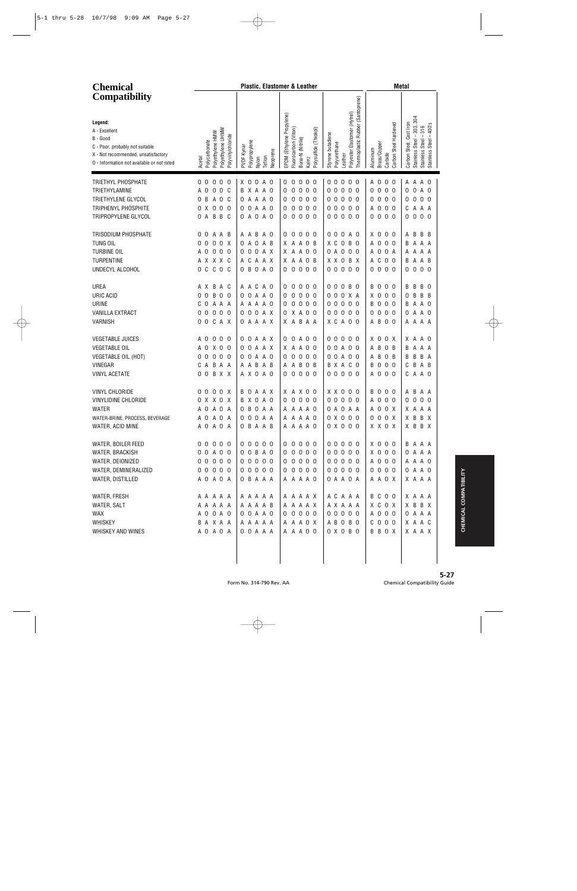# Chemical Compatibility

**Legend:**
A - Excellent
B - Good
C - Poor, probably not suitable
X - Not recommended, unsatisfactory
O - Information not available or not rated

| | Plastic, Elastomer & Leather | | | | | | | | | | | | | | | | | | | | Metal | | | | | | | |
|---|---|---|---|---|---|---|---|---|---|---|---|---|---|---|---|---|---|---|---|---|---|---|---|---|---|---|---|---|
| **Chemical** | Acetal | Polycarbonate | Polyethylene HMW | Polyethylene UHMW | Polyvinylchloride | PVDF Kynar | Polypropylene | Nylon | Teflon | Neoprene | EPDM (Ethylene Propylene) | Fluorocarbon (Viton) | Buna-N (Nitrile) | Kalrez | Polysulfide (Thiokol) | Styrene butadiene | Polyurethane | Leather | Polyester Elastomer (Hytrel) | Thermoplastic Rubber (Santoprene) | Aluminum | Brass/Copper | Carbide | Carbon Steel Hardened | Carbon Steel, Cast Iron | Stainless Steel – 303, 304 | Stainless Steel – 316 | Stainless Steel – 400's |
| TRIETHYL PHOSPHATE | O | O | O | O | O | X | O | O | A | O | O | O | O | O | O | O | O | O | O | O | A | O | O | O | A | A | A | O |
| TRIETHYLAMINE | A | O | O | O | C | B | X | A | A | O | O | O | O | O | O | O | O | O | O | O | O | O | O | O | O | O | A | O |
| TRIETHYLENE GLYCOL | O | B | A | O | C | O | A | A | A | O | O | O | O | O | O | O | O | O | O | O | O | O | O | O | O | O | O | O |
| TRIPHENYL PHOSPHITE | O | X | O | O | O | O | O | A | A | O | O | O | O | O | O | O | O | O | O | O | A | O | O | O | C | A | A | A |
| TRIPROPYLENE GLYCOL | O | A | B | B | C | O | A | O | A | O | O | O | O | O | O | O | O | O | O | O | O | O | O | O | O | O | O | O |
| TRISODIUM PHOSPHATE | O | O | A | A | B | A | A | B | A | O | O | O | O | O | O | O | O | O | A | O | X | O | O | O | A | B | B | B |
| TUNG OIL | O | O | O | O | X | O | A | O | A | B | X | A | A | O | B | X | C | O | B | O | A | O | O | O | B | A | A | A |
| TURBINE OIL | A | O | O | O | O | O | O | O | A | X | X | A | A | O | O | O | A | O | O | O | A | O | O | A | A | A | A | A |
| TURPENTINE | A | X | X | X | C | A | C | A | A | X | X | A | A | O | B | X | X | O | B | X | A | C | O | O | B | A | A | B |
| UNDECYL ALCOHOL | O | C | C | O | C | O | B | O | A | O | O | O | O | O | O | O | O | O | O | O | O | O | O | O | O | O | O | O |
| UREA | A | X | B | A | C | A | A | C | A | O | O | O | O | O | O | O | O | O | B | O | B | O | O | O | B | B | B | O |
| URIC ACID | O | O | B | O | O | O | O | A | A | O | O | O | O | O | O | O | O | O | X | A | X | O | O | O | O | B | B | B |
| URINE | C | O | A | A | A | A | A | A | A | O | O | O | O | O | O | O | O | O | O | O | B | O | O | O | B | A | A | O |
| VANILLA EXTRACT | O | O | O | O | O | O | O | O | A | X | O | X | A | O | O | O | O | O | O | O | O | O | O | O | O | A | A | O |
| VARNISH | O | O | C | A | X | O | A | A | A | X | X | A | B | A | A | X | C | A | O | O | A | B | O | O | A | A | A | A |
| VEGETABLE JUICES | A | O | O | O | O | O | O | A | A | X | O | O | A | O | O | O | O | O | O | O | X | O | O | X | X | A | A | O |
| VEGETABLE OIL | A | O | X | O | O | O | O | A | A | X | X | A | A | O | O | O | O | A | O | O | A | B | O | B | B | A | A | A |
| VEGETABLE OIL (HOT) | O | O | O | O | O | O | O | A | A | O | O | O | O | O | O | O | O | A | O | O | A | B | O | B | B | B | B | A |
| VINEGAR | C | A | B | A | A | A | A | B | A | B | A | A | B | O | B | B | X | A | C | O | B | O | O | O | C | B | A | B |
| VINYL ACETATE | O | O | B | X | X | A | X | O | A | O | O | O | O | O | O | O | O | O | O | O | A | O | O | O | C | A | A | O |
| VINYL CHLORIDE | O | O | O | O | X | B | O | A | A | X | X | A | X | O | O | X | X | O | O | O | B | O | O | O | A | B | A | A |
| VINYLIDINE CHLORIDE | O | X | X | O | X | B | X | O | A | O | O | O | O | O | O | O | O | O | O | O | A | O | O | O | O | O | O | O |
| WATER | A | O | A | O | A | O | B | O | A | A | A | A | A | A | O | O | A | O | A | A | A | O | O | X | X | A | A | A |
| WATER-BRINE, PROCESS, BEVERAGE | A | O | A | O | A | O | O | O | A | A | A | A | A | A | O | O | X | O | O | O | O | O | O | X | X | B | B | X |
| WATER, ACID MINE | A | O | A | O | A | O | B | A | A | B | A | A | A | A | O | O | X | O | O | O | X | X | O | X | X | B | B | X |
| WATER, BOILER FEED | O | O | O | O | O | O | O | O | O | O | O | O | O | O | O | O | O | O | O | O | X | O | O | O | B | A | A | A |
| WATER, BRACKISH | O | O | A | O | O | O | O | B | A | O | O | O | O | O | O | O | O | O | O | O | X | O | O | O | O | A | A | A |
| WATER, DEIONIZED | O | O | O | O | O | O | O | O | O | O | O | O | O | O | O | O | O | O | O | O | A | O | O | O | A | A | A | O |
| WATER, DEMINERALIZED | O | O | O | O | O | O | O | O | O | O | O | O | O | O | O | O | O | O | O | O | O | O | O | O | O | A | A | O |
| WATER, DISTILLED | A | O | A | O | A | O | B | A | A | A | A | A | A | A | O | O | A | A | O | A | A | A | O | X | X | A | A | A |
| WATER, FRESH | A | A | A | A | A | A | A | A | A | A | A | A | A | A | X | A | C | A | A | A | B | C | O | O | X | A | A | A |
| WATER, SALT | A | A | A | A | A | A | A | A | A | B | A | A | A | A | X | A | X | A | A | A | X | C | O | X | X | B | B | X |
| WAX | A | O | O | A | O | O | O | A | A | O | O | O | O | O | O | O | O | O | O | O | A | O | O | O | O | A | A | A |
| WHISKEY | B | A | X | A | A | A | A | A | A | A | A | A | A | O | X | A | B | O | B | O | C | O | O | O | X | A | A | C |
| WHISKEY AND WINES | A | O | A | O | A | O | O | A | A | A | A | A | A | O | O | O | X | O | B | O | B | B | O | X | X | A | A | X |

Form No. 314-790 Rev. AA

Chemical Compatibility Guide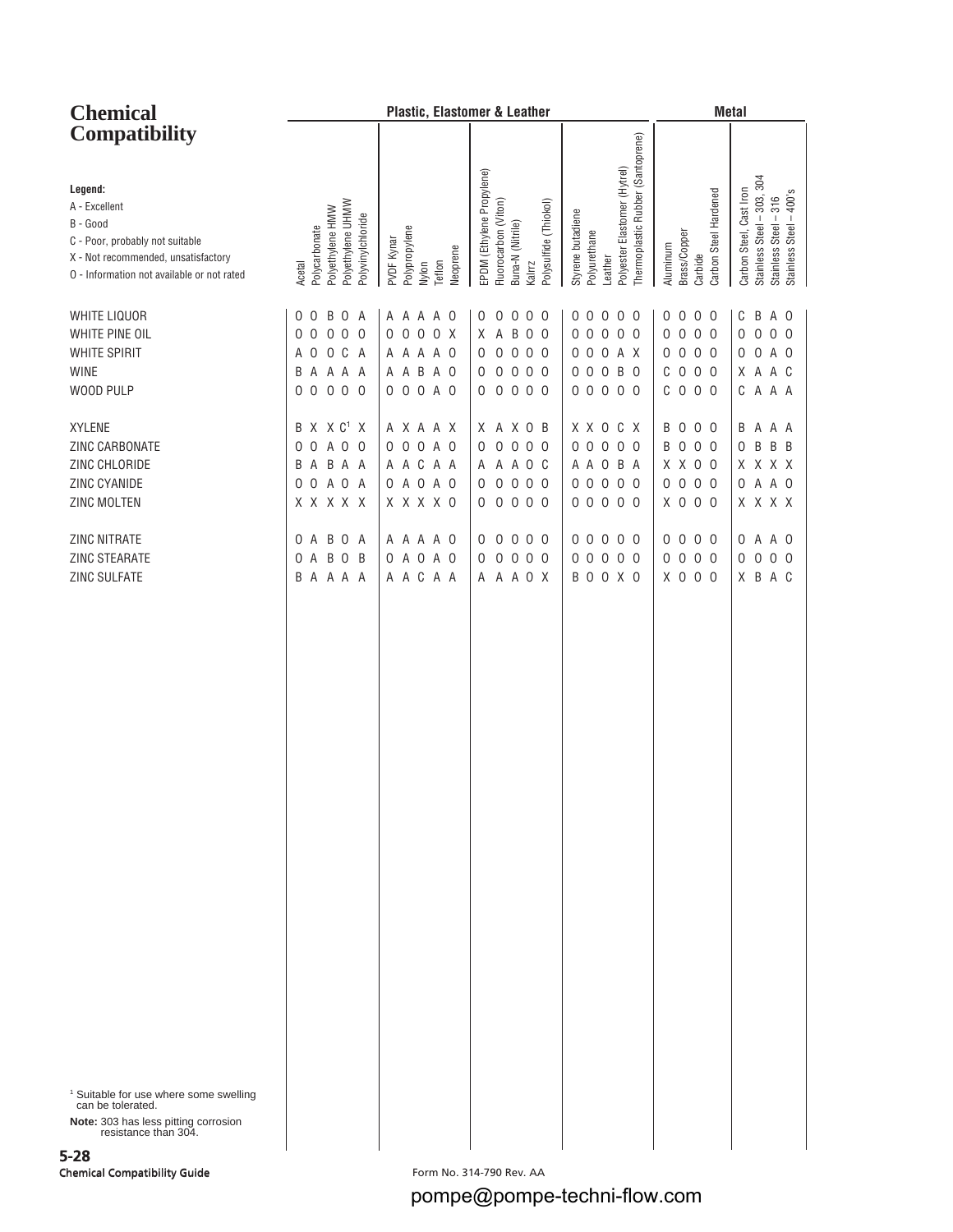# Chemical Compatibility

**Legend:**
- A - Excellent
- B - Good
- C - Poor, probably not suitable
- X - Not recommended, unsatisfactory
- O - Information not available or not rated

| | Plastic, Elastomer & Leather | | | | | | | | | | | | | | | | | | | | Metal | | | | | | | |
|---|---|---|---|---|---|---|---|---|---|---|---|---|---|---|---|---|---|---|---|---|---|---|---|---|---|---|---|---|
| Chemical | Acetal | Polycarbonate | Polyethylene HMW | Polyethylene UHMW | Polyvinylchloride | PVDF Kynar | Polypropylene | Nylon | Teflon | Neoprene | EPDM (Ethylene Propylene) | Fluorocarbon (Viton) | Buna-N (Nitrile) | Kalrez | Polysulfide (Thiokol) | Styrene butadiene | Polyurethane | Leather | Polyester Elastomer (Hytrel) | Thermoplastic Rubber (Santoprene) | Aluminum | Brass/Copper | Carbide | Carbon Steel Hardened | Carbon Steel, Cast Iron | Stainless Steel – 303, 304 | Stainless Steel – 316 | Stainless Steel – 400's |
| WHITE LIQUOR | O | O | B | O | A | A | A | A | A | O | O | O | O | O | O | O | O | O | O | O | O | O | O | O | C | B | A | O |
| WHITE PINE OIL | O | O | O | O | O | O | O | O | O | X | X | A | B | O | O | O | O | O | O | O | O | O | O | O | O | O | O | O |
| WHITE SPIRIT | A | O | O | C | A | A | A | A | A | O | O | O | O | O | O | O | O | O | A | X | O | O | O | O | O | O | A | O |
| WINE | B | A | A | A | A | A | A | B | A | O | O | O | O | O | O | O | O | O | B | O | C | O | O | O | X | A | A | C |
| WOOD PULP | O | O | O | O | O | O | O | O | A | O | O | O | O | O | O | O | O | O | O | O | C | O | O | O | C | A | A | A |
| XYLENE | B | X | X | C[1] | X | A | X | A | A | X | X | A | X | O | B | X | X | O | C | X | B | O | O | O | B | A | A | A |
| ZINC CARBONATE | O | O | A | O | O | O | O | O | A | O | O | O | O | O | O | O | O | O | O | O | B | O | O | O | O | B | B | B |
| ZINC CHLORIDE | B | A | B | A | A | A | A | C | A | A | A | A | A | O | C | A | A | O | B | A | X | X | O | O | X | X | X | X |
| ZINC CYANIDE | O | O | A | O | A | O | A | O | A | O | O | O | O | O | O | O | O | O | O | O | O | O | O | O | O | A | A | O |
| ZINC MOLTEN | X | X | X | X | X | X | X | X | X | O | O | O | O | O | O | O | O | O | O | O | X | O | O | O | X | X | X | X |
| ZINC NITRATE | O | A | B | O | A | A | A | A | A | O | O | O | O | O | O | O | O | O | O | O | O | O | O | O | O | A | A | O |
| ZINC STEARATE | O | A | B | O | B | O | A | O | A | O | O | O | O | O | O | O | O | O | O | O | O | O | O | O | O | O | O | O |
| ZINC SULFATE | B | A | A | A | A | A | A | C | A | A | A | A | A | O | X | B | O | O | X | O | X | O | O | O | X | B | A | C |

[1] Suitable for use where some swelling can be tolerated.

**Note:** 303 has less pitting corrosion resistance than 304.

Form No. 314-790 Rev. AA

pompe@pompe-techni-flow.com